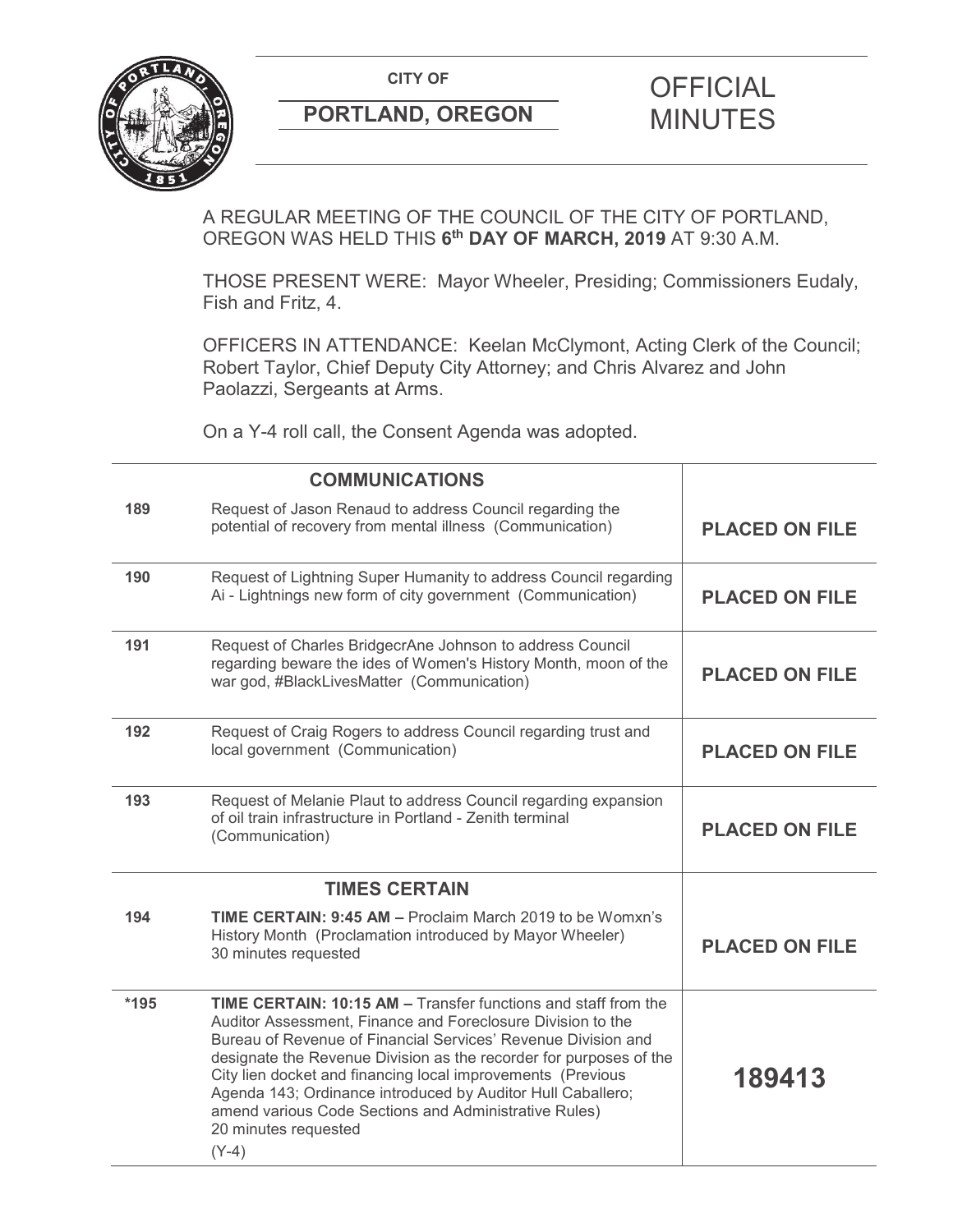CITY OF

**PORTLAND, OREGON**

# OFFICIAL MINUTES

A REGULAR MEETING OF THE COUNCIL OF THE CITY OF PORTLAND, OREGON WAS HELD THIS **6th DAY OF MARCH, 2019** AT 9:30 A.M.

THOSE PRESENT WERE: Mayor Wheeler, Presiding; Commissioners Eudaly, Fish and Fritz, 4.

OFFICERS IN ATTENDANCE: Keelan McClymont, Acting Clerk of the Council; Robert Taylor, Chief Deputy City Attorney; and Chris Alvarez and John Paolazzi, Sergeants at Arms.

On a Y-4 roll call, the Consent Agenda was adopted.

| | **COMMUNICATIONS** | |
|---|---|---|
| 189 | Request of Jason Renaud to address Council regarding the potential of recovery from mental illness (Communication) | **PLACED ON FILE** |
| 190 | Request of Lightning Super Humanity to address Council regarding Ai - Lightnings new form of city government (Communication) | **PLACED ON FILE** |
| 191 | Request of Charles BridgecrAne Johnson to address Council regarding beware the ides of Women's History Month, moon of the war god, #BlackLivesMatter (Communication) | **PLACED ON FILE** |
| 192 | Request of Craig Rogers to address Council regarding trust and local government (Communication) | **PLACED ON FILE** |
| 193 | Request of Melanie Plaut to address Council regarding expansion of oil train infrastructure in Portland - Zenith terminal (Communication) | **PLACED ON FILE** |
| | **TIMES CERTAIN** | |
| 194 | **TIME CERTAIN: 9:45 AM –** Proclaim March 2019 to be Womxn's History Month (Proclamation introduced by Mayor Wheeler) 30 minutes requested | **PLACED ON FILE** |
| *195 | **TIME CERTAIN: 10:15 AM –** Transfer functions and staff from the Auditor Assessment, Finance and Foreclosure Division to the Bureau of Revenue of Financial Services' Revenue Division and designate the Revenue Division as the recorder for purposes of the City lien docket and financing local improvements (Previous Agenda 143; Ordinance introduced by Auditor Hull Caballero; amend various Code Sections and Administrative Rules) 20 minutes requested (Y-4) | **189413** |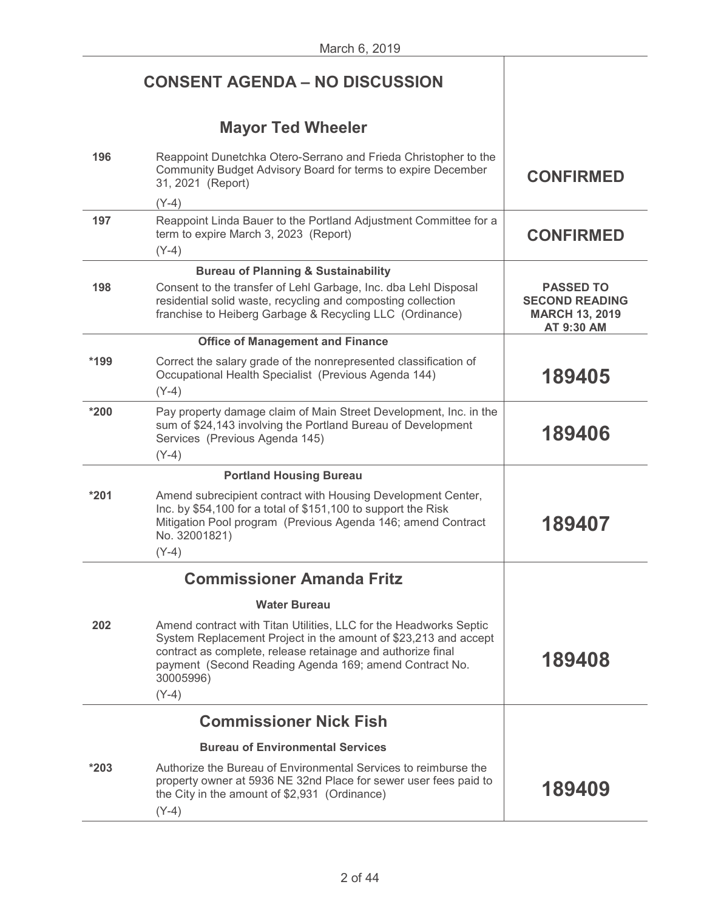March 6, 2019

## CONSENT AGENDA – NO DISCUSSION

### Mayor Ted Wheeler

| | | |
|---|---|---|
| 196 | Reappoint Dunetchka Otero-Serrano and Frieda Christopher to the Community Budget Advisory Board for terms to expire December 31, 2021 (Report)<br>(Y-4) | **CONFIRMED** |
| 197 | Reappoint Linda Bauer to the Portland Adjustment Committee for a term to expire March 3, 2023 (Report)<br>(Y-4) | **CONFIRMED** |
| | **Bureau of Planning & Sustainability** | |
| 198 | Consent to the transfer of Lehl Garbage, Inc. dba Lehl Disposal residential solid waste, recycling and composting collection franchise to Heiberg Garbage & Recycling LLC (Ordinance) | **PASSED TO SECOND READING MARCH 13, 2019 AT 9:30 AM** |
| | **Office of Management and Finance** | |
| *199 | Correct the salary grade of the nonrepresented classification of Occupational Health Specialist (Previous Agenda 144)<br>(Y-4) | **189405** |
| *200 | Pay property damage claim of Main Street Development, Inc. in the sum of $24,143 involving the Portland Bureau of Development Services (Previous Agenda 145)<br>(Y-4) | **189406** |
| | **Portland Housing Bureau** | |
| *201 | Amend subrecipient contract with Housing Development Center, Inc. by $54,100 for a total of $151,100 to support the Risk Mitigation Pool program (Previous Agenda 146; amend Contract No. 32001821)<br>(Y-4) | **189407** |

### Commissioner Amanda Fritz

| | | |
|---|---|---|
| | **Water Bureau** | |
| 202 | Amend contract with Titan Utilities, LLC for the Headworks Septic System Replacement Project in the amount of $23,213 and accept contract as complete, release retainage and authorize final payment (Second Reading Agenda 169; amend Contract No. 30005996)<br>(Y-4) | **189408** |

### Commissioner Nick Fish

| | | |
|---|---|---|
| | **Bureau of Environmental Services** | |
| *203 | Authorize the Bureau of Environmental Services to reimburse the property owner at 5936 NE 32nd Place for sewer user fees paid to the City in the amount of $2,931 (Ordinance)<br>(Y-4) | **189409** |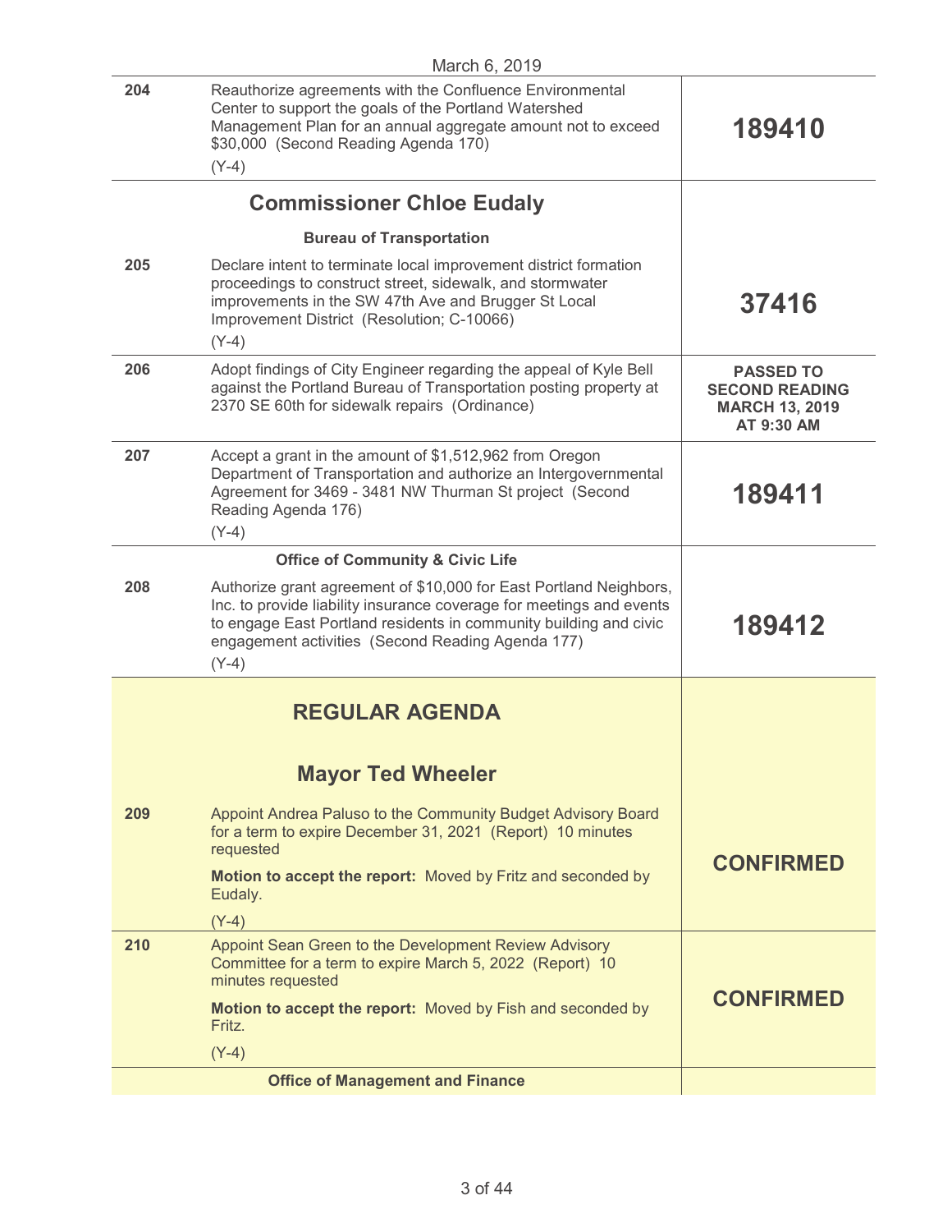March 6, 2019

| | | |
|---|---|---|
| **204** | Reauthorize agreements with the Confluence Environmental Center to support the goals of the Portland Watershed Management Plan for an annual aggregate amount not to exceed $30,000 (Second Reading Agenda 170)<br>(Y-4) | **189410** |
| | **Commissioner Chloe Eudaly** | |
| | **Bureau of Transportation** | |
| **205** | Declare intent to terminate local improvement district formation proceedings to construct street, sidewalk, and stormwater improvements in the SW 47th Ave and Brugger St Local Improvement District (Resolution; C-10066)<br>(Y-4) | **37416** |
| **206** | Adopt findings of City Engineer regarding the appeal of Kyle Bell against the Portland Bureau of Transportation posting property at 2370 SE 60th for sidewalk repairs (Ordinance) | **PASSED TO SECOND READING MARCH 13, 2019 AT 9:30 AM** |
| **207** | Accept a grant in the amount of $1,512,962 from Oregon Department of Transportation and authorize an Intergovernmental Agreement for 3469 - 3481 NW Thurman St project (Second Reading Agenda 176)<br>(Y-4) | **189411** |
| | **Office of Community & Civic Life** | |
| **208** | Authorize grant agreement of $10,000 for East Portland Neighbors, Inc. to provide liability insurance coverage for meetings and events to engage East Portland residents in community building and civic engagement activities (Second Reading Agenda 177)<br>(Y-4) | **189412** |
| | **REGULAR AGENDA** | |
| | **Mayor Ted Wheeler** | |
| **209** | Appoint Andrea Paluso to the Community Budget Advisory Board for a term to expire December 31, 2021 (Report) 10 minutes requested<br>**Motion to accept the report:** Moved by Fritz and seconded by Eudaly.<br>(Y-4) | **CONFIRMED** |
| **210** | Appoint Sean Green to the Development Review Advisory Committee for a term to expire March 5, 2022 (Report) 10 minutes requested<br>**Motion to accept the report:** Moved by Fish and seconded by Fritz.<br>(Y-4) | **CONFIRMED** |
| | **Office of Management and Finance** | |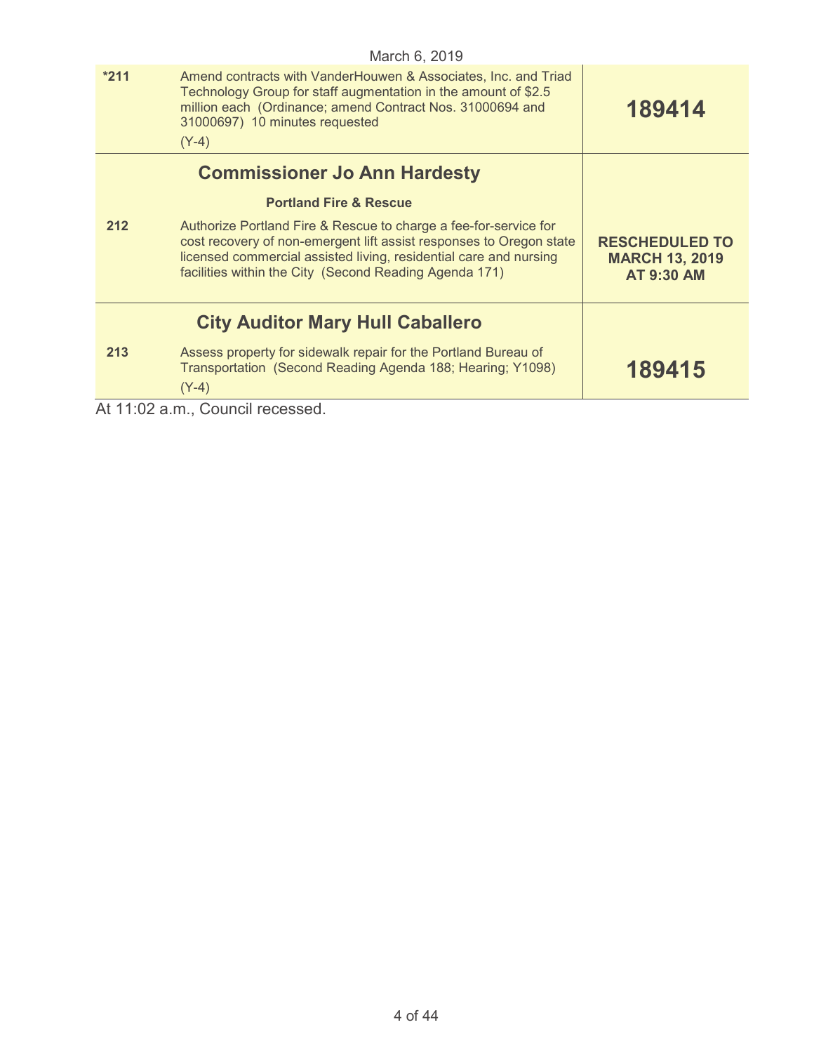March 6, 2019

| | | |
|---|---|---|
| *211 | Amend contracts with VanderHouwen & Associates, Inc. and Triad Technology Group for staff augmentation in the amount of $2.5 million each (Ordinance; amend Contract Nos. 31000694 and 31000697) 10 minutes requested<br>(Y-4) | **189414** |
| | **Commissioner Jo Ann Hardesty**<br>**Portland Fire & Rescue** | |
| 212 | Authorize Portland Fire & Rescue to charge a fee-for-service for cost recovery of non-emergent lift assist responses to Oregon state licensed commercial assisted living, residential care and nursing facilities within the City (Second Reading Agenda 171) | **RESCHEDULED TO MARCH 13, 2019 AT 9:30 AM** |
| | **City Auditor Mary Hull Caballero** | |
| 213 | Assess property for sidewalk repair for the Portland Bureau of Transportation (Second Reading Agenda 188; Hearing; Y1098)<br>(Y-4) | **189415** |

At 11:02 a.m., Council recessed.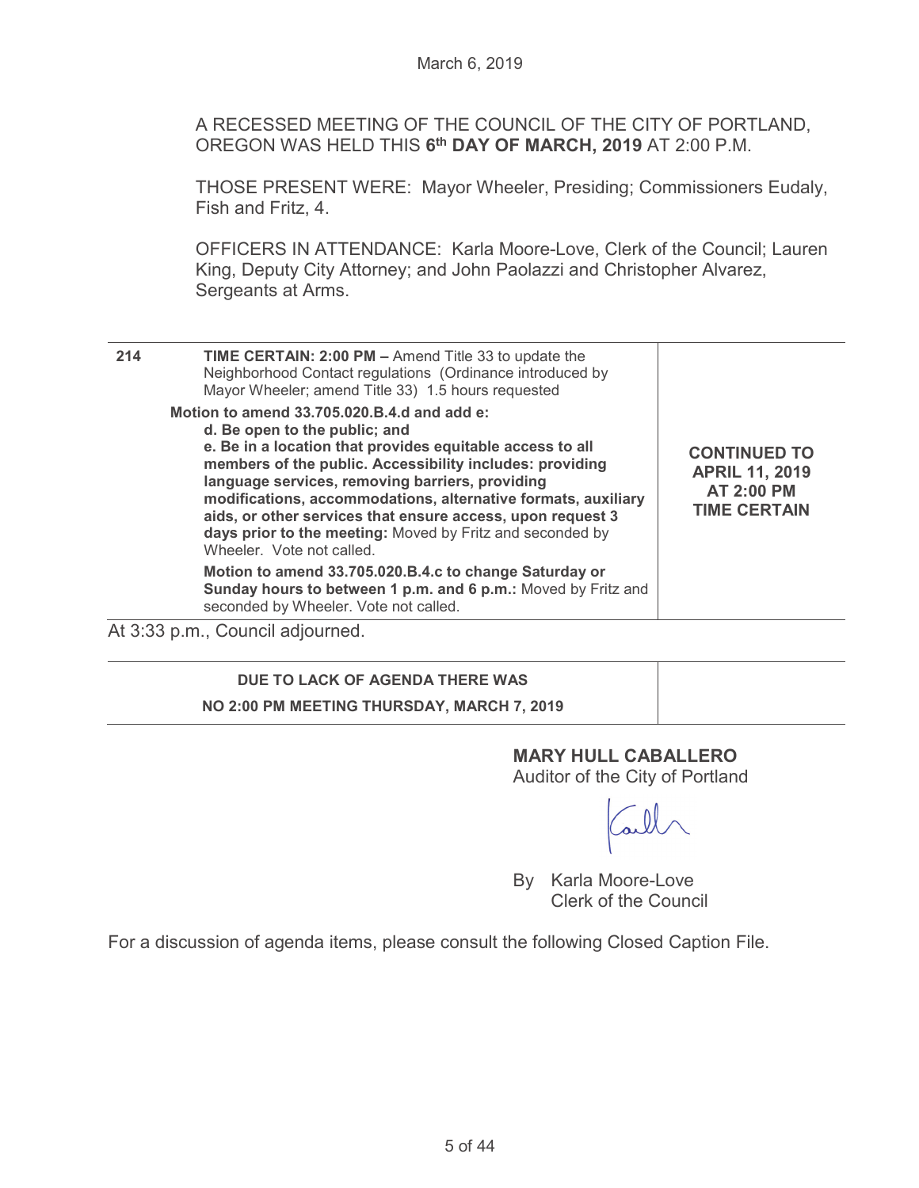March 6, 2019

A RECESSED MEETING OF THE COUNCIL OF THE CITY OF PORTLAND, OREGON WAS HELD THIS **6th DAY OF MARCH, 2019** AT 2:00 P.M.

THOSE PRESENT WERE: Mayor Wheeler, Presiding; Commissioners Eudaly, Fish and Fritz, 4.

OFFICERS IN ATTENDANCE: Karla Moore-Love, Clerk of the Council; Lauren King, Deputy City Attorney; and John Paolazzi and Christopher Alvarez, Sergeants at Arms.

| | | |
|---|---|---|
| 214 | **TIME CERTAIN: 2:00 PM –** Amend Title 33 to update the Neighborhood Contact regulations (Ordinance introduced by Mayor Wheeler; amend Title 33) 1.5 hours requested<br><br>**Motion to amend 33.705.020.B.4.d and add e:**<br>**d. Be open to the public; and**<br>**e. Be in a location that provides equitable access to all members of the public. Accessibility includes: providing language services, removing barriers, providing modifications, accommodations, alternative formats, auxiliary aids, or other services that ensure access, upon request 3 days prior to the meeting:** Moved by Fritz and seconded by Wheeler. Vote not called.<br><br>**Motion to amend 33.705.020.B.4.c to change Saturday or Sunday hours to between 1 p.m. and 6 p.m.:** Moved by Fritz and seconded by Wheeler. Vote not called. | **CONTINUED TO APRIL 11, 2019 AT 2:00 PM TIME CERTAIN** |

At 3:33 p.m., Council adjourned.

| | |
|---|---|
| **DUE TO LACK OF AGENDA THERE WAS NO 2:00 PM MEETING THURSDAY, MARCH 7, 2019** | |

**MARY HULL CABALLERO**
Auditor of the City of Portland

By Karla Moore-Love
Clerk of the Council

For a discussion of agenda items, please consult the following Closed Caption File.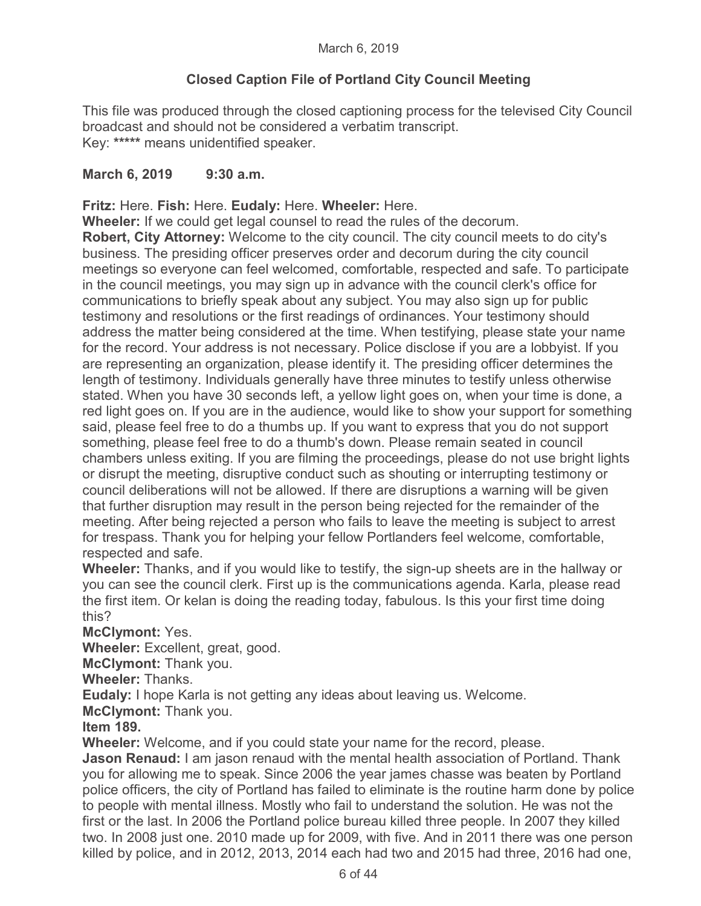March 6, 2019

## Closed Caption File of Portland City Council Meeting

This file was produced through the closed captioning process for the televised City Council broadcast and should not be considered a verbatim transcript.
Key: ***** means unidentified speaker.

**March 6, 2019 9:30 a.m.**

**Fritz:** Here. **Fish:** Here. **Eudaly:** Here. **Wheeler:** Here.

**Wheeler:** If we could get legal counsel to read the rules of the decorum.

**Robert, City Attorney:** Welcome to the city council. The city council meets to do city's business. The presiding officer preserves order and decorum during the city council meetings so everyone can feel welcomed, comfortable, respected and safe. To participate in the council meetings, you may sign up in advance with the council clerk's office for communications to briefly speak about any subject. You may also sign up for public testimony and resolutions or the first readings of ordinances. Your testimony should address the matter being considered at the time. When testifying, please state your name for the record. Your address is not necessary. Police disclose if you are a lobbyist. If you are representing an organization, please identify it. The presiding officer determines the length of testimony. Individuals generally have three minutes to testify unless otherwise stated. When you have 30 seconds left, a yellow light goes on, when your time is done, a red light goes on. If you are in the audience, would like to show your support for something said, please feel free to do a thumbs up. If you want to express that you do not support something, please feel free to do a thumb's down. Please remain seated in council chambers unless exiting. If you are filming the proceedings, please do not use bright lights or disrupt the meeting, disruptive conduct such as shouting or interrupting testimony or council deliberations will not be allowed. If there are disruptions a warning will be given that further disruption may result in the person being rejected for the remainder of the meeting. After being rejected a person who fails to leave the meeting is subject to arrest for trespass. Thank you for helping your fellow Portlanders feel welcome, comfortable, respected and safe.

**Wheeler:** Thanks, and if you would like to testify, the sign-up sheets are in the hallway or you can see the council clerk. First up is the communications agenda. Karla, please read the first item. Or kelan is doing the reading today, fabulous. Is this your first time doing this?

**McClymont:** Yes.

**Wheeler:** Excellent, great, good.

**McClymont:** Thank you.

**Wheeler:** Thanks.

**Eudaly:** I hope Karla is not getting any ideas about leaving us. Welcome.

**McClymont:** Thank you.

**Item 189.**

**Wheeler:** Welcome, and if you could state your name for the record, please.

**Jason Renaud:** I am jason renaud with the mental health association of Portland. Thank you for allowing me to speak. Since 2006 the year james chasse was beaten by Portland police officers, the city of Portland has failed to eliminate is the routine harm done by police to people with mental illness. Mostly who fail to understand the solution. He was not the first or the last. In 2006 the Portland police bureau killed three people. In 2007 they killed two. In 2008 just one. 2010 made up for 2009, with five. And in 2011 there was one person killed by police, and in 2012, 2013, 2014 each had two and 2015 had three, 2016 had one,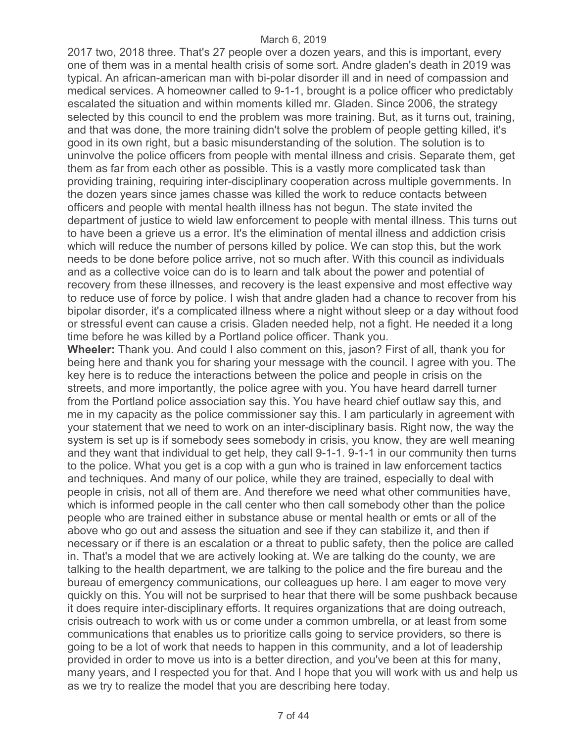2017 two, 2018 three. That's 27 people over a dozen years, and this is important, every one of them was in a mental health crisis of some sort. Andre gladen's death in 2019 was typical. An african-american man with bi-polar disorder ill and in need of compassion and medical services. A homeowner called to 9-1-1, brought is a police officer who predictably escalated the situation and within moments killed mr. Gladen. Since 2006, the strategy selected by this council to end the problem was more training. But, as it turns out, training, and that was done, the more training didn't solve the problem of people getting killed, it's good in its own right, but a basic misunderstanding of the solution. The solution is to uninvolve the police officers from people with mental illness and crisis. Separate them, get them as far from each other as possible. This is a vastly more complicated task than providing training, requiring inter-disciplinary cooperation across multiple governments. In the dozen years since james chasse was killed the work to reduce contacts between officers and people with mental health illness has not begun. The state invited the department of justice to wield law enforcement to people with mental illness. This turns out to have been a grieve us a error. It's the elimination of mental illness and addiction crisis which will reduce the number of persons killed by police. We can stop this, but the work needs to be done before police arrive, not so much after. With this council as individuals and as a collective voice can do is to learn and talk about the power and potential of recovery from these illnesses, and recovery is the least expensive and most effective way to reduce use of force by police. I wish that andre gladen had a chance to recover from his bipolar disorder, it's a complicated illness where a night without sleep or a day without food or stressful event can cause a crisis. Gladen needed help, not a fight. He needed it a long time before he was killed by a Portland police officer. Thank you.

**Wheeler:** Thank you. And could I also comment on this, jason? First of all, thank you for being here and thank you for sharing your message with the council. I agree with you. The key here is to reduce the interactions between the police and people in crisis on the streets, and more importantly, the police agree with you. You have heard darrell turner from the Portland police association say this. You have heard chief outlaw say this, and me in my capacity as the police commissioner say this. I am particularly in agreement with your statement that we need to work on an inter-disciplinary basis. Right now, the way the system is set up is if somebody sees somebody in crisis, you know, they are well meaning and they want that individual to get help, they call 9-1-1. 9-1-1 in our community then turns to the police. What you get is a cop with a gun who is trained in law enforcement tactics and techniques. And many of our police, while they are trained, especially to deal with people in crisis, not all of them are. And therefore we need what other communities have, which is informed people in the call center who then call somebody other than the police people who are trained either in substance abuse or mental health or emts or all of the above who go out and assess the situation and see if they can stabilize it, and then if necessary or if there is an escalation or a threat to public safety, then the police are called in. That's a model that we are actively looking at. We are talking do the county, we are talking to the health department, we are talking to the police and the fire bureau and the bureau of emergency communications, our colleagues up here. I am eager to move very quickly on this. You will not be surprised to hear that there will be some pushback because it does require inter-disciplinary efforts. It requires organizations that are doing outreach, crisis outreach to work with us or come under a common umbrella, or at least from some communications that enables us to prioritize calls going to service providers, so there is going to be a lot of work that needs to happen in this community, and a lot of leadership provided in order to move us into is a better direction, and you've been at this for many, many years, and I respected you for that. And I hope that you will work with us and help us as we try to realize the model that you are describing here today.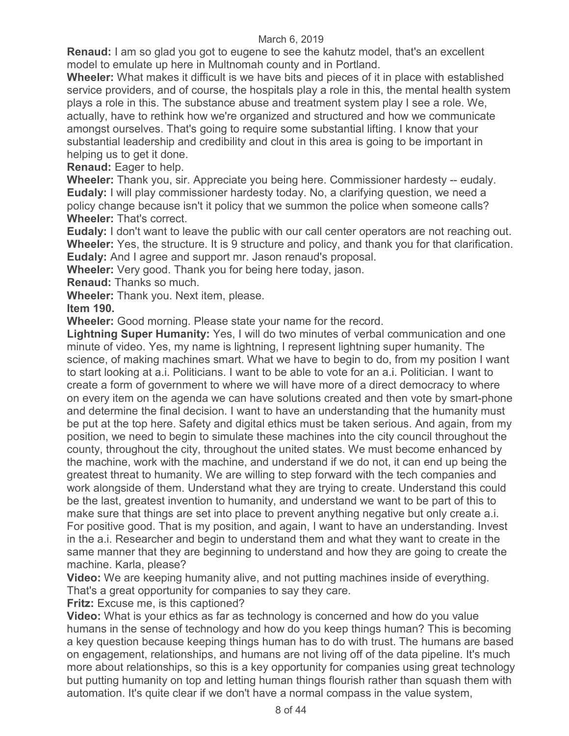**Renaud:** I am so glad you got to eugene to see the kahutz model, that's an excellent model to emulate up here in Multnomah county and in Portland.

**Wheeler:** What makes it difficult is we have bits and pieces of it in place with established service providers, and of course, the hospitals play a role in this, the mental health system plays a role in this. The substance abuse and treatment system play I see a role. We, actually, have to rethink how we're organized and structured and how we communicate amongst ourselves. That's going to require some substantial lifting. I know that your substantial leadership and credibility and clout in this area is going to be important in helping us to get it done.

**Renaud:** Eager to help.

**Wheeler:** Thank you, sir. Appreciate you being here. Commissioner hardesty -- eudaly.

**Eudaly:** I will play commissioner hardesty today. No, a clarifying question, we need a policy change because isn't it policy that we summon the police when someone calls?

**Wheeler:** That's correct.

**Eudaly:** I don't want to leave the public with our call center operators are not reaching out.

**Wheeler:** Yes, the structure. It is 9 structure and policy, and thank you for that clarification.

**Eudaly:** And I agree and support mr. Jason renaud's proposal.

**Wheeler:** Very good. Thank you for being here today, jason.

**Renaud:** Thanks so much.

**Wheeler:** Thank you. Next item, please.

**Item 190.**

**Wheeler:** Good morning. Please state your name for the record.

**Lightning Super Humanity:** Yes, I will do two minutes of verbal communication and one minute of video. Yes, my name is lightning, I represent lightning super humanity. The science, of making machines smart. What we have to begin to do, from my position I want to start looking at a.i. Politicians. I want to be able to vote for an a.i. Politician. I want to create a form of government to where we will have more of a direct democracy to where on every item on the agenda we can have solutions created and then vote by smart-phone and determine the final decision. I want to have an understanding that the humanity must be put at the top here. Safety and digital ethics must be taken serious. And again, from my position, we need to begin to simulate these machines into the city council throughout the county, throughout the city, throughout the united states. We must become enhanced by the machine, work with the machine, and understand if we do not, it can end up being the greatest threat to humanity. We are willing to step forward with the tech companies and work alongside of them. Understand what they are trying to create. Understand this could be the last, greatest invention to humanity, and understand we want to be part of this to make sure that things are set into place to prevent anything negative but only create a.i. For positive good. That is my position, and again, I want to have an understanding. Invest in the a.i. Researcher and begin to understand them and what they want to create in the same manner that they are beginning to understand and how they are going to create the machine. Karla, please?

**Video:** We are keeping humanity alive, and not putting machines inside of everything. That's a great opportunity for companies to say they care.

**Fritz:** Excuse me, is this captioned?

**Video:** What is your ethics as far as technology is concerned and how do you value humans in the sense of technology and how do you keep things human? This is becoming a key question because keeping things human has to do with trust. The humans are based on engagement, relationships, and humans are not living off of the data pipeline. It's much more about relationships, so this is a key opportunity for companies using great technology but putting humanity on top and letting human things flourish rather than squash them with automation. It's quite clear if we don't have a normal compass in the value system,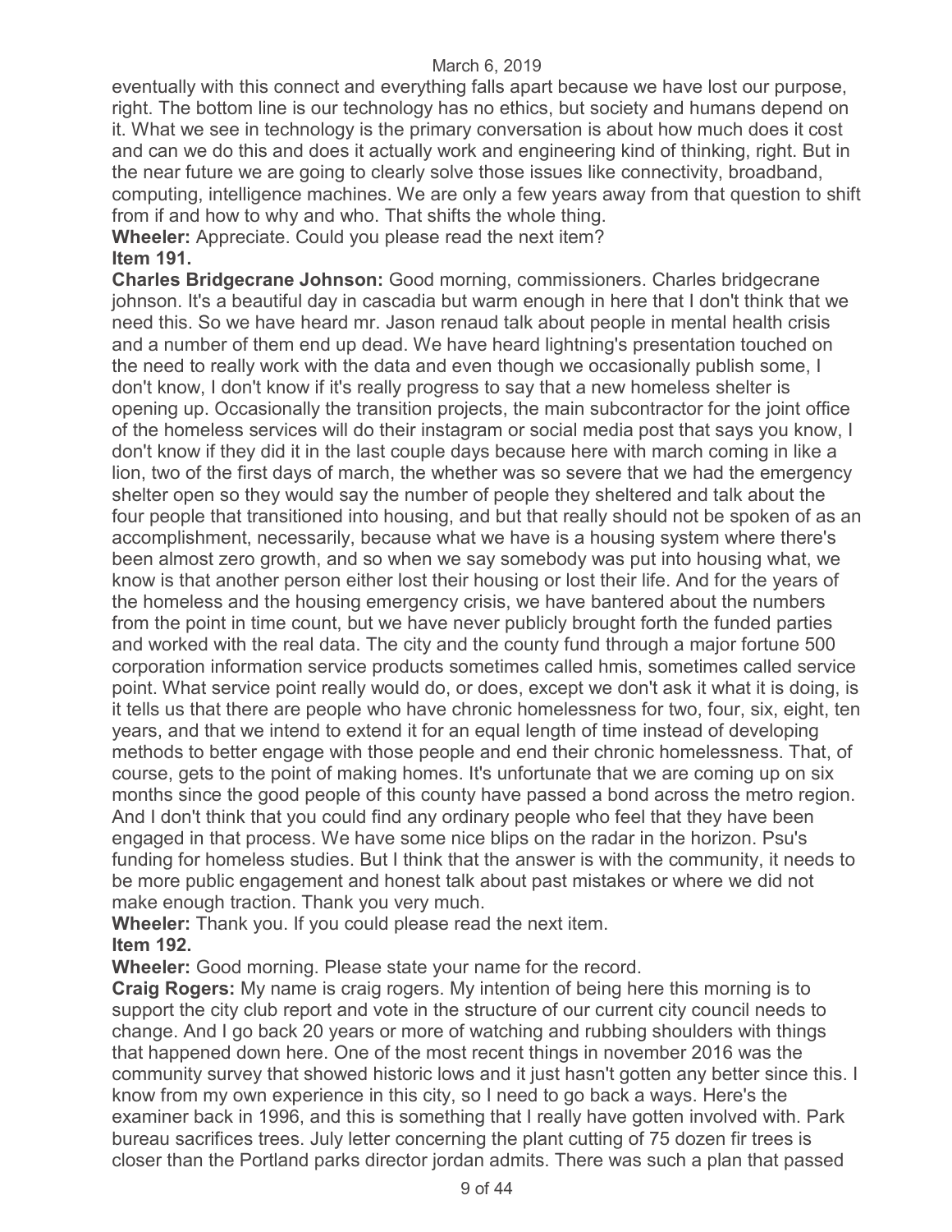eventually with this connect and everything falls apart because we have lost our purpose, right. The bottom line is our technology has no ethics, but society and humans depend on it. What we see in technology is the primary conversation is about how much does it cost and can we do this and does it actually work and engineering kind of thinking, right. But in the near future we are going to clearly solve those issues like connectivity, broadband, computing, intelligence machines. We are only a few years away from that question to shift from if and how to why and who. That shifts the whole thing.

**Wheeler:** Appreciate. Could you please read the next item?

**Item 191.**

**Charles Bridgecrane Johnson:** Good morning, commissioners. Charles bridgecrane johnson. It's a beautiful day in cascadia but warm enough in here that I don't think that we need this. So we have heard mr. Jason renaud talk about people in mental health crisis and a number of them end up dead. We have heard lightning's presentation touched on the need to really work with the data and even though we occasionally publish some, I don't know, I don't know if it's really progress to say that a new homeless shelter is opening up. Occasionally the transition projects, the main subcontractor for the joint office of the homeless services will do their instagram or social media post that says you know, I don't know if they did it in the last couple days because here with march coming in like a lion, two of the first days of march, the whether was so severe that we had the emergency shelter open so they would say the number of people they sheltered and talk about the four people that transitioned into housing, and but that really should not be spoken of as an accomplishment, necessarily, because what we have is a housing system where there's been almost zero growth, and so when we say somebody was put into housing what, we know is that another person either lost their housing or lost their life. And for the years of the homeless and the housing emergency crisis, we have bantered about the numbers from the point in time count, but we have never publicly brought forth the funded parties and worked with the real data. The city and the county fund through a major fortune 500 corporation information service products sometimes called hmis, sometimes called service point. What service point really would do, or does, except we don't ask it what it is doing, is it tells us that there are people who have chronic homelessness for two, four, six, eight, ten years, and that we intend to extend it for an equal length of time instead of developing methods to better engage with those people and end their chronic homelessness. That, of course, gets to the point of making homes. It's unfortunate that we are coming up on six months since the good people of this county have passed a bond across the metro region. And I don't think that you could find any ordinary people who feel that they have been engaged in that process. We have some nice blips on the radar in the horizon. Psu's funding for homeless studies. But I think that the answer is with the community, it needs to be more public engagement and honest talk about past mistakes or where we did not make enough traction. Thank you very much.

**Wheeler:** Thank you. If you could please read the next item.

**Item 192.**

**Wheeler:** Good morning. Please state your name for the record.

**Craig Rogers:** My name is craig rogers. My intention of being here this morning is to support the city club report and vote in the structure of our current city council needs to change. And I go back 20 years or more of watching and rubbing shoulders with things that happened down here. One of the most recent things in november 2016 was the community survey that showed historic lows and it just hasn't gotten any better since this. I know from my own experience in this city, so I need to go back a ways. Here's the examiner back in 1996, and this is something that I really have gotten involved with. Park bureau sacrifices trees. July letter concerning the plant cutting of 75 dozen fir trees is closer than the Portland parks director jordan admits. There was such a plan that passed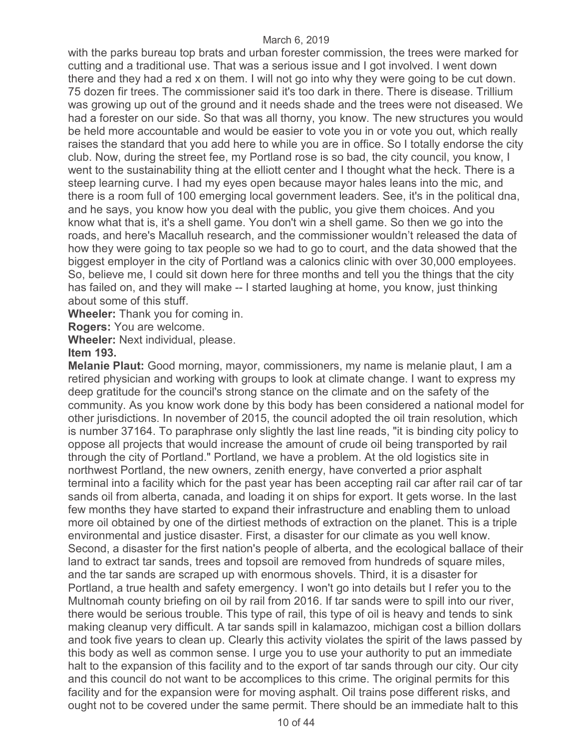with the parks bureau top brats and urban forester commission, the trees were marked for cutting and a traditional use. That was a serious issue and I got involved. I went down there and they had a red x on them. I will not go into why they were going to be cut down. 75 dozen fir trees. The commissioner said it's too dark in there. There is disease. Trillium was growing up out of the ground and it needs shade and the trees were not diseased. We had a forester on our side. So that was all thorny, you know. The new structures you would be held more accountable and would be easier to vote you in or vote you out, which really raises the standard that you add here to while you are in office. So I totally endorse the city club. Now, during the street fee, my Portland rose is so bad, the city council, you know, I went to the sustainability thing at the elliott center and I thought what the heck. There is a steep learning curve. I had my eyes open because mayor hales leans into the mic, and there is a room full of 100 emerging local government leaders. See, it's in the political dna, and he says, you know how you deal with the public, you give them choices. And you know what that is, it's a shell game. You don't win a shell game. So then we go into the roads, and here's Macalluh research, and the commissioner wouldn't released the data of how they were going to tax people so we had to go to court, and the data showed that the biggest employer in the city of Portland was a calonics clinic with over 30,000 employees. So, believe me, I could sit down here for three months and tell you the things that the city has failed on, and they will make -- I started laughing at home, you know, just thinking about some of this stuff.

**Wheeler:** Thank you for coming in.

**Rogers:** You are welcome.

**Wheeler:** Next individual, please.

**Item 193.**

**Melanie Plaut:** Good morning, mayor, commissioners, my name is melanie plaut, I am a retired physician and working with groups to look at climate change. I want to express my deep gratitude for the council's strong stance on the climate and on the safety of the community. As you know work done by this body has been considered a national model for other jurisdictions. In november of 2015, the council adopted the oil train resolution, which is number 37164. To paraphrase only slightly the last line reads, "it is binding city policy to oppose all projects that would increase the amount of crude oil being transported by rail through the city of Portland." Portland, we have a problem. At the old logistics site in northwest Portland, the new owners, zenith energy, have converted a prior asphalt terminal into a facility which for the past year has been accepting rail car after rail car of tar sands oil from alberta, canada, and loading it on ships for export. It gets worse. In the last few months they have started to expand their infrastructure and enabling them to unload more oil obtained by one of the dirtiest methods of extraction on the planet. This is a triple environmental and justice disaster. First, a disaster for our climate as you well know. Second, a disaster for the first nation's people of alberta, and the ecological ballace of their land to extract tar sands, trees and topsoil are removed from hundreds of square miles, and the tar sands are scraped up with enormous shovels. Third, it is a disaster for Portland, a true health and safety emergency. I won't go into details but I refer you to the Multnomah county briefing on oil by rail from 2016. If tar sands were to spill into our river, there would be serious trouble. This type of rail, this type of oil is heavy and tends to sink making cleanup very difficult. A tar sands spill in kalamazoo, michigan cost a billion dollars and took five years to clean up. Clearly this activity violates the spirit of the laws passed by this body as well as common sense. I urge you to use your authority to put an immediate halt to the expansion of this facility and to the export of tar sands through our city. Our city and this council do not want to be accomplices to this crime. The original permits for this facility and for the expansion were for moving asphalt. Oil trains pose different risks, and ought not to be covered under the same permit. There should be an immediate halt to this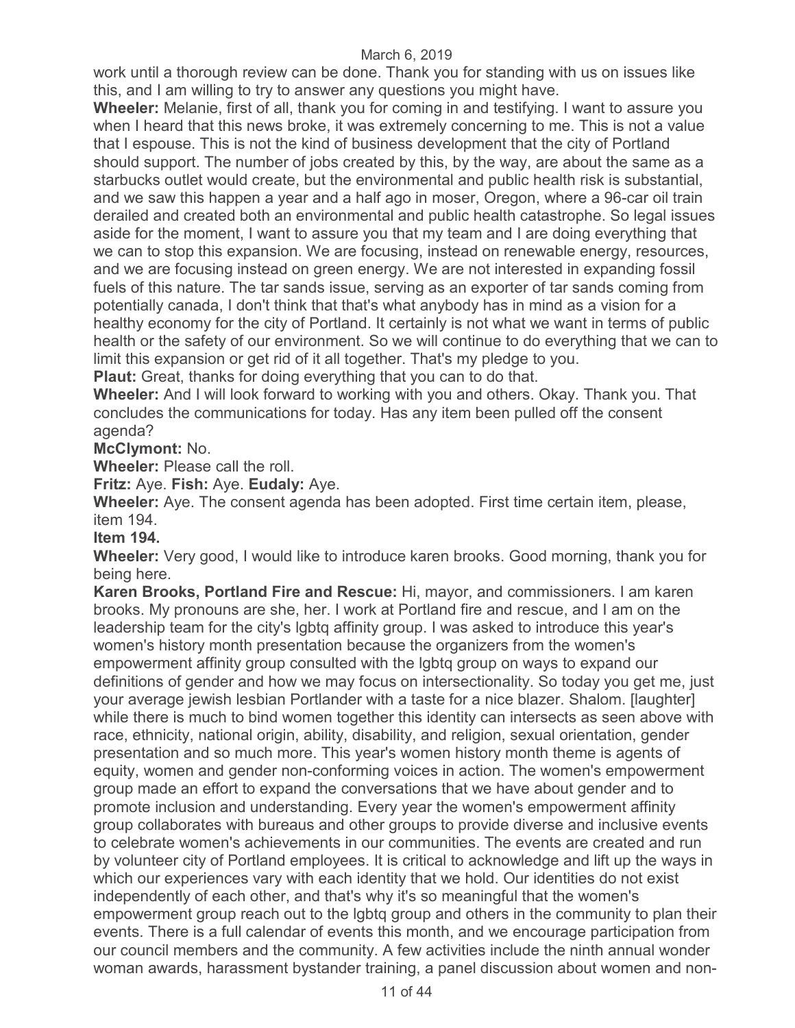work until a thorough review can be done. Thank you for standing with us on issues like this, and I am willing to try to answer any questions you might have.

**Wheeler:** Melanie, first of all, thank you for coming in and testifying. I want to assure you when I heard that this news broke, it was extremely concerning to me. This is not a value that I espouse. This is not the kind of business development that the city of Portland should support. The number of jobs created by this, by the way, are about the same as a starbucks outlet would create, but the environmental and public health risk is substantial, and we saw this happen a year and a half ago in moser, Oregon, where a 96-car oil train derailed and created both an environmental and public health catastrophe. So legal issues aside for the moment, I want to assure you that my team and I are doing everything that we can to stop this expansion. We are focusing, instead on renewable energy, resources, and we are focusing instead on green energy. We are not interested in expanding fossil fuels of this nature. The tar sands issue, serving as an exporter of tar sands coming from potentially canada, I don't think that that's what anybody has in mind as a vision for a healthy economy for the city of Portland. It certainly is not what we want in terms of public health or the safety of our environment. So we will continue to do everything that we can to limit this expansion or get rid of it all together. That's my pledge to you.

**Plaut:** Great, thanks for doing everything that you can to do that.

**Wheeler:** And I will look forward to working with you and others. Okay. Thank you. That concludes the communications for today. Has any item been pulled off the consent agenda?

**McClymont:** No.

**Wheeler:** Please call the roll.

**Fritz:** Aye. **Fish:** Aye. **Eudaly:** Aye.

**Wheeler:** Aye. The consent agenda has been adopted. First time certain item, please, item 194.

**Item 194.**

**Wheeler:** Very good, I would like to introduce karen brooks. Good morning, thank you for being here.

**Karen Brooks, Portland Fire and Rescue:** Hi, mayor, and commissioners. I am karen brooks. My pronouns are she, her. I work at Portland fire and rescue, and I am on the leadership team for the city's lgbtq affinity group. I was asked to introduce this year's women's history month presentation because the organizers from the women's empowerment affinity group consulted with the lgbtq group on ways to expand our definitions of gender and how we may focus on intersectionality. So today you get me, just your average jewish lesbian Portlander with a taste for a nice blazer. Shalom. [laughter] while there is much to bind women together this identity can intersects as seen above with race, ethnicity, national origin, ability, disability, and religion, sexual orientation, gender presentation and so much more. This year's women history month theme is agents of equity, women and gender non-conforming voices in action. The women's empowerment group made an effort to expand the conversations that we have about gender and to promote inclusion and understanding. Every year the women's empowerment affinity group collaborates with bureaus and other groups to provide diverse and inclusive events to celebrate women's achievements in our communities. The events are created and run by volunteer city of Portland employees. It is critical to acknowledge and lift up the ways in which our experiences vary with each identity that we hold. Our identities do not exist independently of each other, and that's why it's so meaningful that the women's empowerment group reach out to the lgbtq group and others in the community to plan their events. There is a full calendar of events this month, and we encourage participation from our council members and the community. A few activities include the ninth annual wonder woman awards, harassment bystander training, a panel discussion about women and non-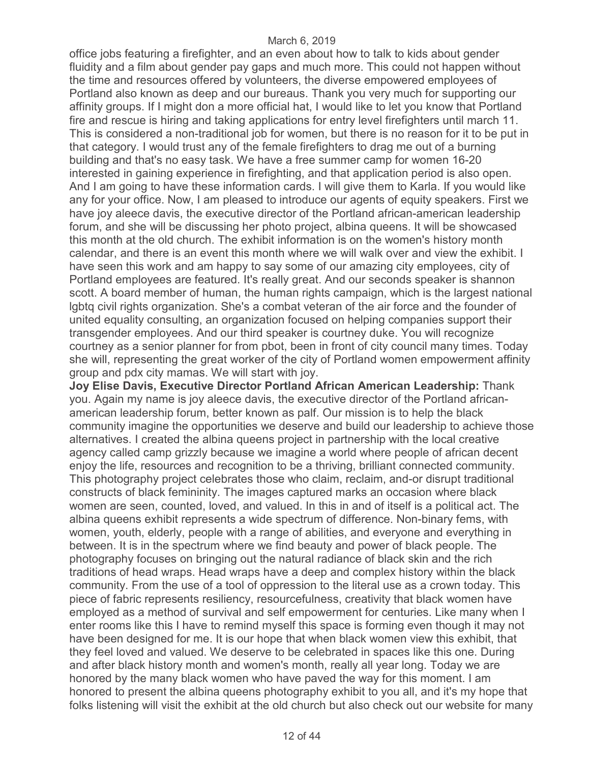office jobs featuring a firefighter, and an even about how to talk to kids about gender fluidity and a film about gender pay gaps and much more. This could not happen without the time and resources offered by volunteers, the diverse empowered employees of Portland also known as deep and our bureaus. Thank you very much for supporting our affinity groups. If I might don a more official hat, I would like to let you know that Portland fire and rescue is hiring and taking applications for entry level firefighters until march 11. This is considered a non-traditional job for women, but there is no reason for it to be put in that category. I would trust any of the female firefighters to drag me out of a burning building and that's no easy task. We have a free summer camp for women 16-20 interested in gaining experience in firefighting, and that application period is also open. And I am going to have these information cards. I will give them to Karla. If you would like any for your office. Now, I am pleased to introduce our agents of equity speakers. First we have joy aleece davis, the executive director of the Portland african-american leadership forum, and she will be discussing her photo project, albina queens. It will be showcased this month at the old church. The exhibit information is on the women's history month calendar, and there is an event this month where we will walk over and view the exhibit. I have seen this work and am happy to say some of our amazing city employees, city of Portland employees are featured. It's really great. And our seconds speaker is shannon scott. A board member of human, the human rights campaign, which is the largest national lgbtq civil rights organization. She's a combat veteran of the air force and the founder of united equality consulting, an organization focused on helping companies support their transgender employees. And our third speaker is courtney duke. You will recognize courtney as a senior planner for from pbot, been in front of city council many times. Today she will, representing the great worker of the city of Portland women empowerment affinity group and pdx city mamas. We will start with joy.

**Joy Elise Davis, Executive Director Portland African American Leadership:** Thank you. Again my name is joy aleece davis, the executive director of the Portland african-american leadership forum, better known as palf. Our mission is to help the black community imagine the opportunities we deserve and build our leadership to achieve those alternatives. I created the albina queens project in partnership with the local creative agency called camp grizzly because we imagine a world where people of african decent enjoy the life, resources and recognition to be a thriving, brilliant connected community. This photography project celebrates those who claim, reclaim, and-or disrupt traditional constructs of black femininity. The images captured marks an occasion where black women are seen, counted, loved, and valued. In this in and of itself is a political act. The albina queens exhibit represents a wide spectrum of difference. Non-binary fems, with women, youth, elderly, people with a range of abilities, and everyone and everything in between. It is in the spectrum where we find beauty and power of black people. The photography focuses on bringing out the natural radiance of black skin and the rich traditions of head wraps. Head wraps have a deep and complex history within the black community. From the use of a tool of oppression to the literal use as a crown today. This piece of fabric represents resiliency, resourcefulness, creativity that black women have employed as a method of survival and self empowerment for centuries. Like many when I enter rooms like this I have to remind myself this space is forming even though it may not have been designed for me. It is our hope that when black women view this exhibit, that they feel loved and valued. We deserve to be celebrated in spaces like this one. During and after black history month and women's month, really all year long. Today we are honored by the many black women who have paved the way for this moment. I am honored to present the albina queens photography exhibit to you all, and it's my hope that folks listening will visit the exhibit at the old church but also check out our website for many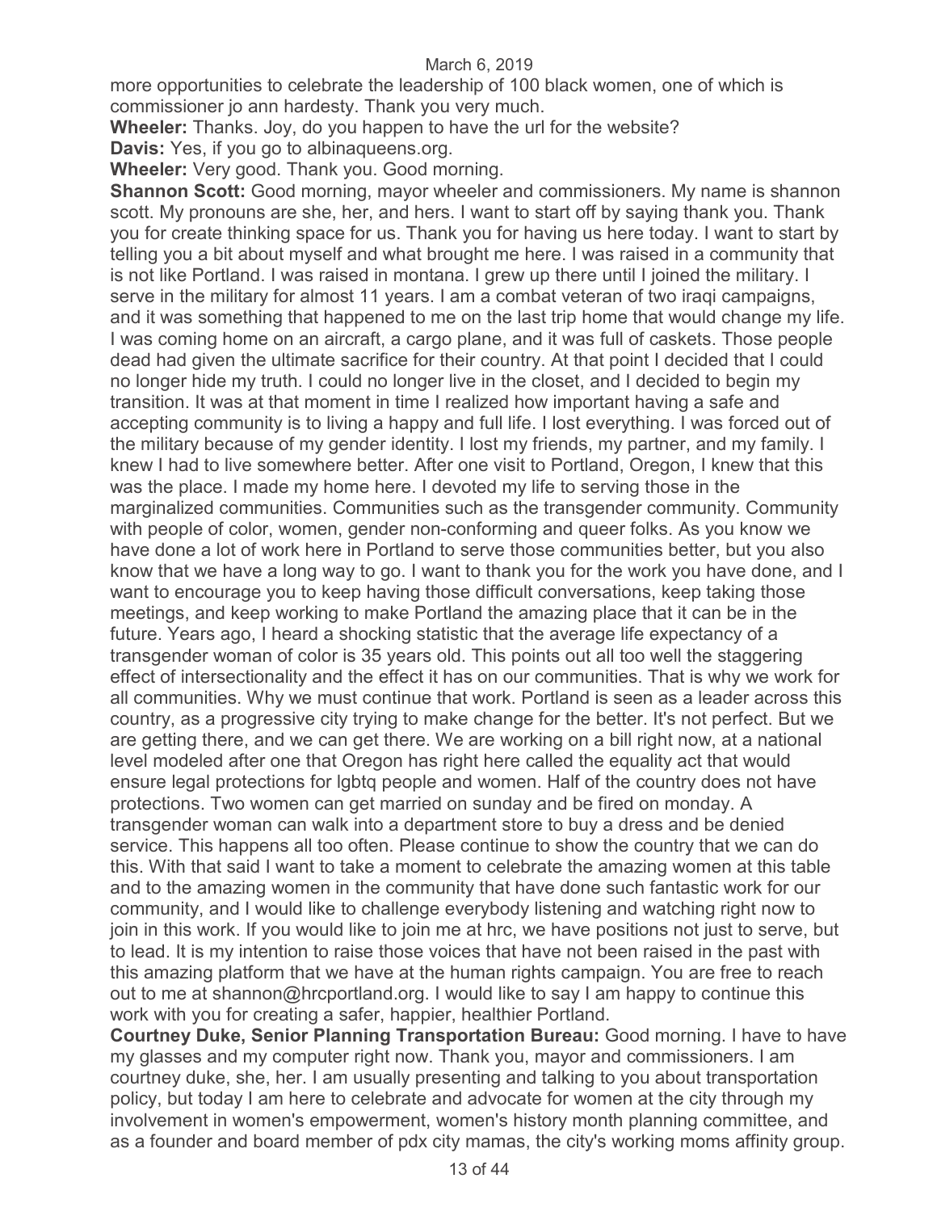more opportunities to celebrate the leadership of 100 black women, one of which is commissioner jo ann hardesty. Thank you very much.

**Wheeler:** Thanks. Joy, do you happen to have the url for the website?

**Davis:** Yes, if you go to albinaqueens.org.

**Wheeler:** Very good. Thank you. Good morning.

**Shannon Scott:** Good morning, mayor wheeler and commissioners. My name is shannon scott. My pronouns are she, her, and hers. I want to start off by saying thank you. Thank you for create thinking space for us. Thank you for having us here today. I want to start by telling you a bit about myself and what brought me here. I was raised in a community that is not like Portland. I was raised in montana. I grew up there until I joined the military. I serve in the military for almost 11 years. I am a combat veteran of two iraqi campaigns, and it was something that happened to me on the last trip home that would change my life. I was coming home on an aircraft, a cargo plane, and it was full of caskets. Those people dead had given the ultimate sacrifice for their country. At that point I decided that I could no longer hide my truth. I could no longer live in the closet, and I decided to begin my transition. It was at that moment in time I realized how important having a safe and accepting community is to living a happy and full life. I lost everything. I was forced out of the military because of my gender identity. I lost my friends, my partner, and my family. I knew I had to live somewhere better. After one visit to Portland, Oregon, I knew that this was the place. I made my home here. I devoted my life to serving those in the marginalized communities. Communities such as the transgender community. Community with people of color, women, gender non-conforming and queer folks. As you know we have done a lot of work here in Portland to serve those communities better, but you also know that we have a long way to go. I want to thank you for the work you have done, and I want to encourage you to keep having those difficult conversations, keep taking those meetings, and keep working to make Portland the amazing place that it can be in the future. Years ago, I heard a shocking statistic that the average life expectancy of a transgender woman of color is 35 years old. This points out all too well the staggering effect of intersectionality and the effect it has on our communities. That is why we work for all communities. Why we must continue that work. Portland is seen as a leader across this country, as a progressive city trying to make change for the better. It's not perfect. But we are getting there, and we can get there. We are working on a bill right now, at a national level modeled after one that Oregon has right here called the equality act that would ensure legal protections for lgbtq people and women. Half of the country does not have protections. Two women can get married on sunday and be fired on monday. A transgender woman can walk into a department store to buy a dress and be denied service. This happens all too often. Please continue to show the country that we can do this. With that said I want to take a moment to celebrate the amazing women at this table and to the amazing women in the community that have done such fantastic work for our community, and I would like to challenge everybody listening and watching right now to join in this work. If you would like to join me at hrc, we have positions not just to serve, but to lead. It is my intention to raise those voices that have not been raised in the past with this amazing platform that we have at the human rights campaign. You are free to reach out to me at shannon@hrcportland.org. I would like to say I am happy to continue this work with you for creating a safer, happier, healthier Portland.

**Courtney Duke, Senior Planning Transportation Bureau:** Good morning. I have to have my glasses and my computer right now. Thank you, mayor and commissioners. I am courtney duke, she, her. I am usually presenting and talking to you about transportation policy, but today I am here to celebrate and advocate for women at the city through my involvement in women's empowerment, women's history month planning committee, and as a founder and board member of pdx city mamas, the city's working moms affinity group.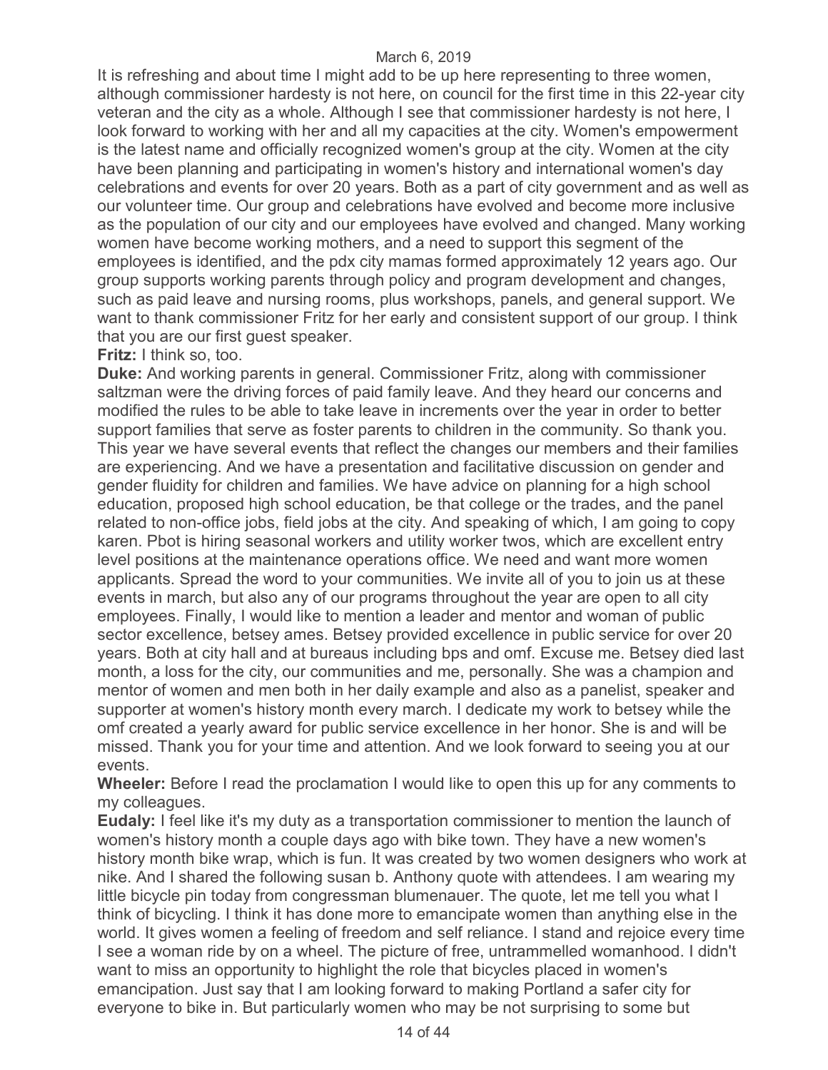It is refreshing and about time I might add to be up here representing to three women, although commissioner hardesty is not here, on council for the first time in this 22-year city veteran and the city as a whole. Although I see that commissioner hardesty is not here, I look forward to working with her and all my capacities at the city. Women's empowerment is the latest name and officially recognized women's group at the city. Women at the city have been planning and participating in women's history and international women's day celebrations and events for over 20 years. Both as a part of city government and as well as our volunteer time. Our group and celebrations have evolved and become more inclusive as the population of our city and our employees have evolved and changed. Many working women have become working mothers, and a need to support this segment of the employees is identified, and the pdx city mamas formed approximately 12 years ago. Our group supports working parents through policy and program development and changes, such as paid leave and nursing rooms, plus workshops, panels, and general support. We want to thank commissioner Fritz for her early and consistent support of our group. I think that you are our first guest speaker.

**Fritz:** I think so, too.

**Duke:** And working parents in general. Commissioner Fritz, along with commissioner saltzman were the driving forces of paid family leave. And they heard our concerns and modified the rules to be able to take leave in increments over the year in order to better support families that serve as foster parents to children in the community. So thank you. This year we have several events that reflect the changes our members and their families are experiencing. And we have a presentation and facilitative discussion on gender and gender fluidity for children and families. We have advice on planning for a high school education, proposed high school education, be that college or the trades, and the panel related to non-office jobs, field jobs at the city. And speaking of which, I am going to copy karen. Pbot is hiring seasonal workers and utility worker twos, which are excellent entry level positions at the maintenance operations office. We need and want more women applicants. Spread the word to your communities. We invite all of you to join us at these events in march, but also any of our programs throughout the year are open to all city employees. Finally, I would like to mention a leader and mentor and woman of public sector excellence, betsey ames. Betsey provided excellence in public service for over 20 years. Both at city hall and at bureaus including bps and omf. Excuse me. Betsey died last month, a loss for the city, our communities and me, personally. She was a champion and mentor of women and men both in her daily example and also as a panelist, speaker and supporter at women's history month every march. I dedicate my work to betsey while the omf created a yearly award for public service excellence in her honor. She is and will be missed. Thank you for your time and attention. And we look forward to seeing you at our events.

**Wheeler:** Before I read the proclamation I would like to open this up for any comments to my colleagues.

**Eudaly:** I feel like it's my duty as a transportation commissioner to mention the launch of women's history month a couple days ago with bike town. They have a new women's history month bike wrap, which is fun. It was created by two women designers who work at nike. And I shared the following susan b. Anthony quote with attendees. I am wearing my little bicycle pin today from congressman blumenauer. The quote, let me tell you what I think of bicycling. I think it has done more to emancipate women than anything else in the world. It gives women a feeling of freedom and self reliance. I stand and rejoice every time I see a woman ride by on a wheel. The picture of free, untrammelled womanhood. I didn't want to miss an opportunity to highlight the role that bicycles placed in women's emancipation. Just say that I am looking forward to making Portland a safer city for everyone to bike in. But particularly women who may be not surprising to some but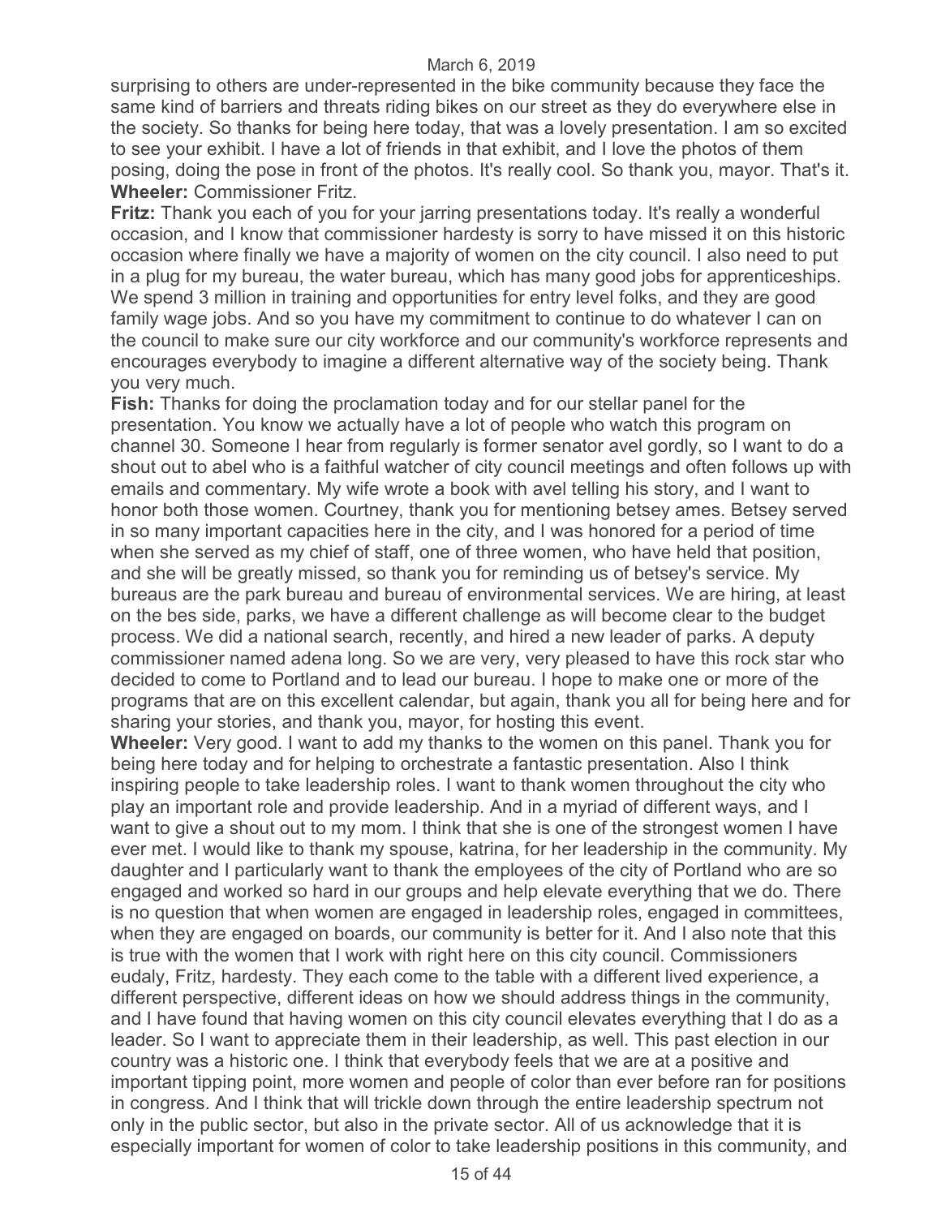surprising to others are under-represented in the bike community because they face the same kind of barriers and threats riding bikes on our street as they do everywhere else in the society. So thanks for being here today, that was a lovely presentation. I am so excited to see your exhibit. I have a lot of friends in that exhibit, and I love the photos of them posing, doing the pose in front of the photos. It's really cool. So thank you, mayor. That's it.

**Wheeler:** Commissioner Fritz.

**Fritz:** Thank you each of you for your jarring presentations today. It's really a wonderful occasion, and I know that commissioner hardesty is sorry to have missed it on this historic occasion where finally we have a majority of women on the city council. I also need to put in a plug for my bureau, the water bureau, which has many good jobs for apprenticeships. We spend 3 million in training and opportunities for entry level folks, and they are good family wage jobs. And so you have my commitment to continue to do whatever I can on the council to make sure our city workforce and our community's workforce represents and encourages everybody to imagine a different alternative way of the society being. Thank you very much.

**Fish:** Thanks for doing the proclamation today and for our stellar panel for the presentation. You know we actually have a lot of people who watch this program on channel 30. Someone I hear from regularly is former senator avel gordly, so I want to do a shout out to abel who is a faithful watcher of city council meetings and often follows up with emails and commentary. My wife wrote a book with avel telling his story, and I want to honor both those women. Courtney, thank you for mentioning betsey ames. Betsey served in so many important capacities here in the city, and I was honored for a period of time when she served as my chief of staff, one of three women, who have held that position, and she will be greatly missed, so thank you for reminding us of betsey's service. My bureaus are the park bureau and bureau of environmental services. We are hiring, at least on the bes side, parks, we have a different challenge as will become clear to the budget process. We did a national search, recently, and hired a new leader of parks. A deputy commissioner named adena long. So we are very, very pleased to have this rock star who decided to come to Portland and to lead our bureau. I hope to make one or more of the programs that are on this excellent calendar, but again, thank you all for being here and for sharing your stories, and thank you, mayor, for hosting this event.

**Wheeler:** Very good. I want to add my thanks to the women on this panel. Thank you for being here today and for helping to orchestrate a fantastic presentation. Also I think inspiring people to take leadership roles. I want to thank women throughout the city who play an important role and provide leadership. And in a myriad of different ways, and I want to give a shout out to my mom. I think that she is one of the strongest women I have ever met. I would like to thank my spouse, katrina, for her leadership in the community. My daughter and I particularly want to thank the employees of the city of Portland who are so engaged and worked so hard in our groups and help elevate everything that we do. There is no question that when women are engaged in leadership roles, engaged in committees, when they are engaged on boards, our community is better for it. And I also note that this is true with the women that I work with right here on this city council. Commissioners eudaly, Fritz, hardesty. They each come to the table with a different lived experience, a different perspective, different ideas on how we should address things in the community, and I have found that having women on this city council elevates everything that I do as a leader. So I want to appreciate them in their leadership, as well. This past election in our country was a historic one. I think that everybody feels that we are at a positive and important tipping point, more women and people of color than ever before ran for positions in congress. And I think that will trickle down through the entire leadership spectrum not only in the public sector, but also in the private sector. All of us acknowledge that it is especially important for women of color to take leadership positions in this community, and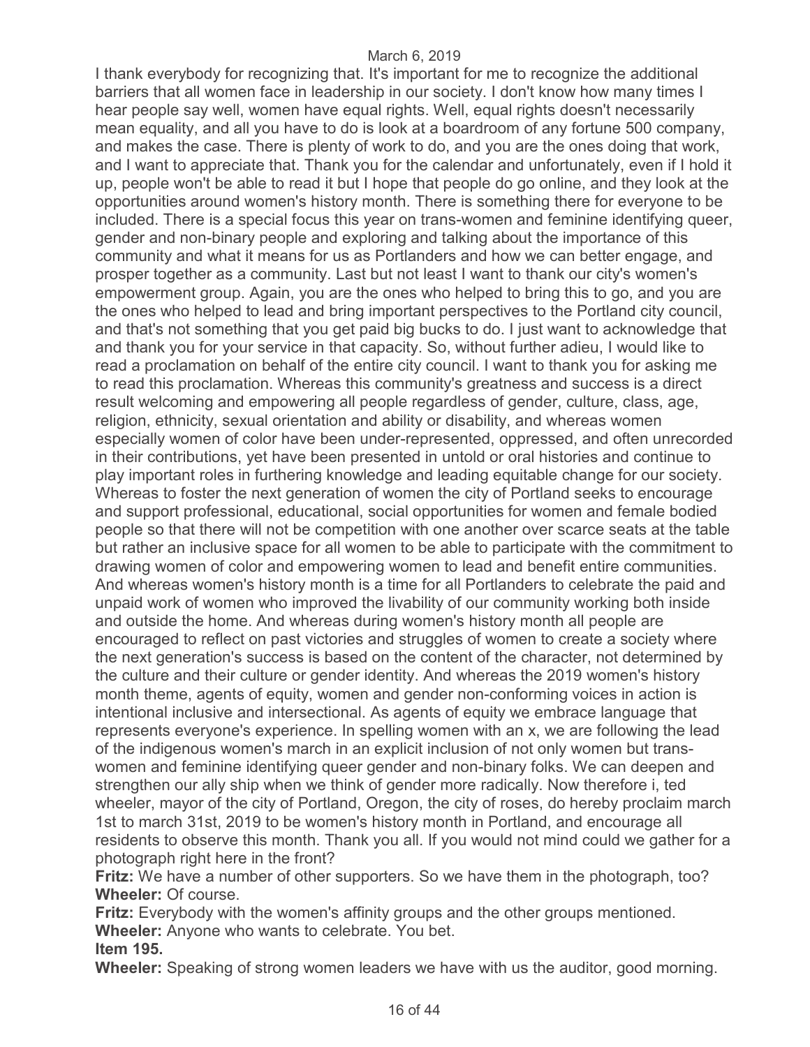I thank everybody for recognizing that. It's important for me to recognize the additional barriers that all women face in leadership in our society. I don't know how many times I hear people say well, women have equal rights. Well, equal rights doesn't necessarily mean equality, and all you have to do is look at a boardroom of any fortune 500 company, and makes the case. There is plenty of work to do, and you are the ones doing that work, and I want to appreciate that. Thank you for the calendar and unfortunately, even if I hold it up, people won't be able to read it but I hope that people do go online, and they look at the opportunities around women's history month. There is something there for everyone to be included. There is a special focus this year on trans-women and feminine identifying queer, gender and non-binary people and exploring and talking about the importance of this community and what it means for us as Portlanders and how we can better engage, and prosper together as a community. Last but not least I want to thank our city's women's empowerment group. Again, you are the ones who helped to bring this to go, and you are the ones who helped to lead and bring important perspectives to the Portland city council, and that's not something that you get paid big bucks to do. I just want to acknowledge that and thank you for your service in that capacity. So, without further adieu, I would like to read a proclamation on behalf of the entire city council. I want to thank you for asking me to read this proclamation. Whereas this community's greatness and success is a direct result welcoming and empowering all people regardless of gender, culture, class, age, religion, ethnicity, sexual orientation and ability or disability, and whereas women especially women of color have been under-represented, oppressed, and often unrecorded in their contributions, yet have been presented in untold or oral histories and continue to play important roles in furthering knowledge and leading equitable change for our society. Whereas to foster the next generation of women the city of Portland seeks to encourage and support professional, educational, social opportunities for women and female bodied people so that there will not be competition with one another over scarce seats at the table but rather an inclusive space for all women to be able to participate with the commitment to drawing women of color and empowering women to lead and benefit entire communities. And whereas women's history month is a time for all Portlanders to celebrate the paid and unpaid work of women who improved the livability of our community working both inside and outside the home. And whereas during women's history month all people are encouraged to reflect on past victories and struggles of women to create a society where the next generation's success is based on the content of the character, not determined by the culture and their culture or gender identity. And whereas the 2019 women's history month theme, agents of equity, women and gender non-conforming voices in action is intentional inclusive and intersectional. As agents of equity we embrace language that represents everyone's experience. In spelling women with an x, we are following the lead of the indigenous women's march in an explicit inclusion of not only women but trans-women and feminine identifying queer gender and non-binary folks. We can deepen and strengthen our ally ship when we think of gender more radically. Now therefore i, ted wheeler, mayor of the city of Portland, Oregon, the city of roses, do hereby proclaim march 1st to march 31st, 2019 to be women's history month in Portland, and encourage all residents to observe this month. Thank you all. If you would not mind could we gather for a photograph right here in the front?

**Fritz:** We have a number of other supporters. So we have them in the photograph, too?
**Wheeler:** Of course.
**Fritz:** Everybody with the women's affinity groups and the other groups mentioned.
**Wheeler:** Anyone who wants to celebrate. You bet.
**Item 195.**
**Wheeler:** Speaking of strong women leaders we have with us the auditor, good morning.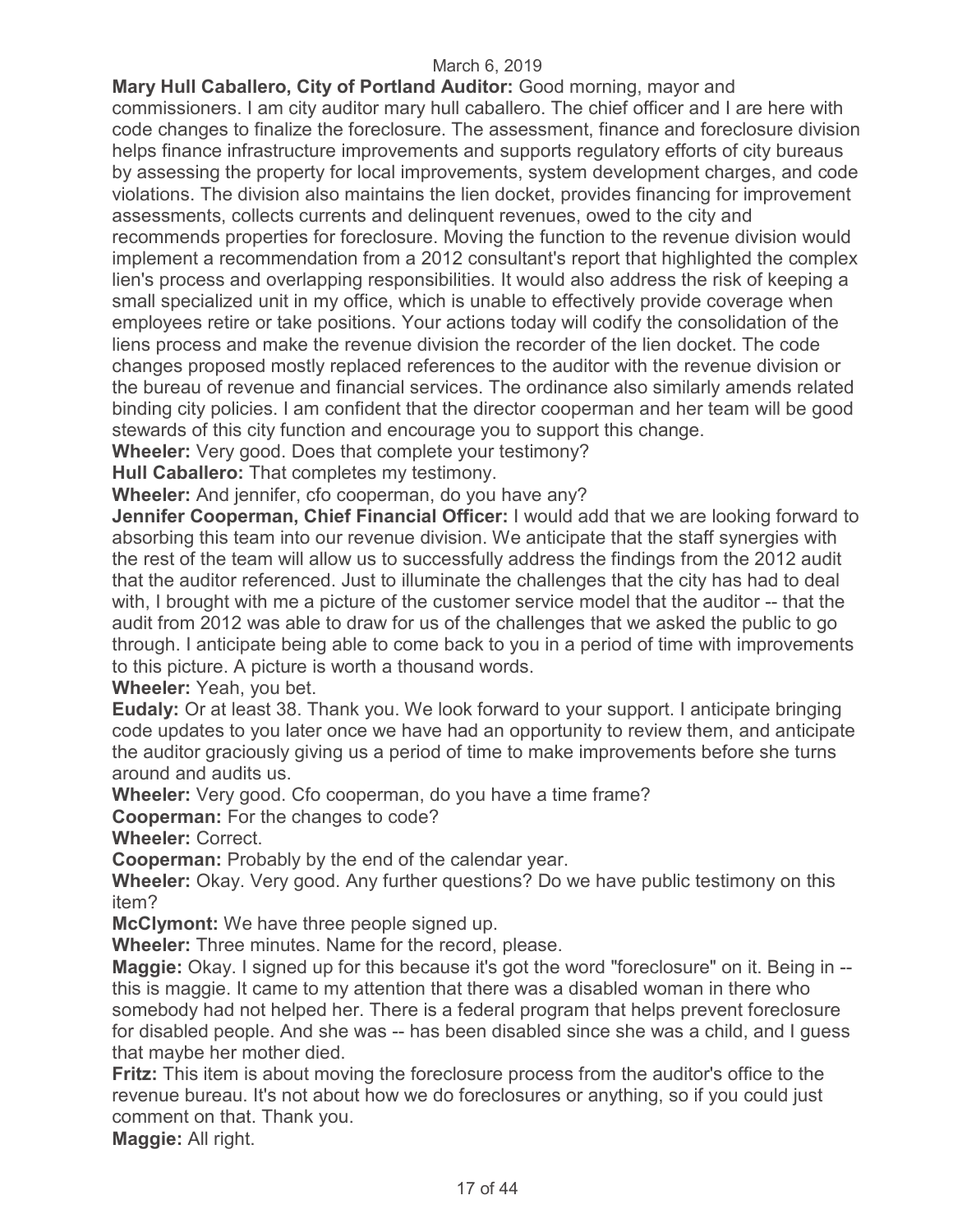**Mary Hull Caballero, City of Portland Auditor:** Good morning, mayor and commissioners. I am city auditor mary hull caballero. The chief officer and I are here with code changes to finalize the foreclosure. The assessment, finance and foreclosure division helps finance infrastructure improvements and supports regulatory efforts of city bureaus by assessing the property for local improvements, system development charges, and code violations. The division also maintains the lien docket, provides financing for improvement assessments, collects currents and delinquent revenues, owed to the city and recommends properties for foreclosure. Moving the function to the revenue division would implement a recommendation from a 2012 consultant's report that highlighted the complex lien's process and overlapping responsibilities. It would also address the risk of keeping a small specialized unit in my office, which is unable to effectively provide coverage when employees retire or take positions. Your actions today will codify the consolidation of the liens process and make the revenue division the recorder of the lien docket. The code changes proposed mostly replaced references to the auditor with the revenue division or the bureau of revenue and financial services. The ordinance also similarly amends related binding city policies. I am confident that the director cooperman and her team will be good stewards of this city function and encourage you to support this change.

**Wheeler:** Very good. Does that complete your testimony?

**Hull Caballero:** That completes my testimony.

**Wheeler:** And jennifer, cfo cooperman, do you have any?

**Jennifer Cooperman, Chief Financial Officer:** I would add that we are looking forward to absorbing this team into our revenue division. We anticipate that the staff synergies with the rest of the team will allow us to successfully address the findings from the 2012 audit that the auditor referenced. Just to illuminate the challenges that the city has had to deal with, I brought with me a picture of the customer service model that the auditor -- that the audit from 2012 was able to draw for us of the challenges that we asked the public to go through. I anticipate being able to come back to you in a period of time with improvements to this picture. A picture is worth a thousand words.

**Wheeler:** Yeah, you bet.

**Eudaly:** Or at least 38. Thank you. We look forward to your support. I anticipate bringing code updates to you later once we have had an opportunity to review them, and anticipate the auditor graciously giving us a period of time to make improvements before she turns around and audits us.

**Wheeler:** Very good. Cfo cooperman, do you have a time frame?

**Cooperman:** For the changes to code?

**Wheeler:** Correct.

**Cooperman:** Probably by the end of the calendar year.

**Wheeler:** Okay. Very good. Any further questions? Do we have public testimony on this item?

**McClymont:** We have three people signed up.

**Wheeler:** Three minutes. Name for the record, please.

**Maggie:** Okay. I signed up for this because it's got the word "foreclosure" on it. Being in -- this is maggie. It came to my attention that there was a disabled woman in there who somebody had not helped her. There is a federal program that helps prevent foreclosure for disabled people. And she was -- has been disabled since she was a child, and I guess that maybe her mother died.

**Fritz:** This item is about moving the foreclosure process from the auditor's office to the revenue bureau. It's not about how we do foreclosures or anything, so if you could just comment on that. Thank you.

**Maggie:** All right.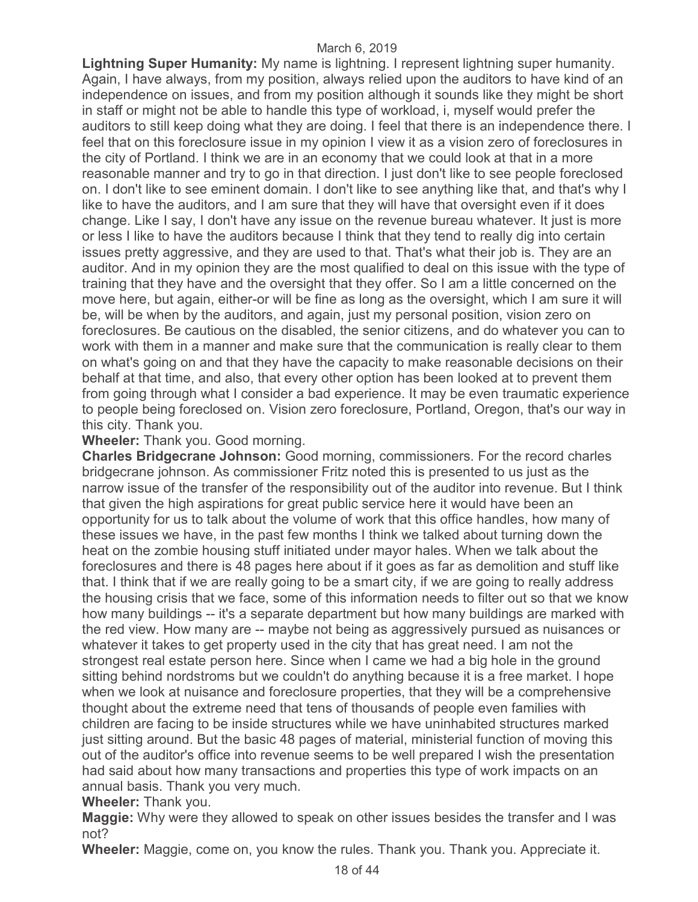**Lightning Super Humanity:** My name is lightning. I represent lightning super humanity. Again, I have always, from my position, always relied upon the auditors to have kind of an independence on issues, and from my position although it sounds like they might be short in staff or might not be able to handle this type of workload, i, myself would prefer the auditors to still keep doing what they are doing. I feel that there is an independence there. I feel that on this foreclosure issue in my opinion I view it as a vision zero of foreclosures in the city of Portland. I think we are in an economy that we could look at that in a more reasonable manner and try to go in that direction. I just don't like to see people foreclosed on. I don't like to see eminent domain. I don't like to see anything like that, and that's why I like to have the auditors, and I am sure that they will have that oversight even if it does change. Like I say, I don't have any issue on the revenue bureau whatever. It just is more or less I like to have the auditors because I think that they tend to really dig into certain issues pretty aggressive, and they are used to that. That's what their job is. They are an auditor. And in my opinion they are the most qualified to deal on this issue with the type of training that they have and the oversight that they offer. So I am a little concerned on the move here, but again, either-or will be fine as long as the oversight, which I am sure it will be, will be when by the auditors, and again, just my personal position, vision zero on foreclosures. Be cautious on the disabled, the senior citizens, and do whatever you can to work with them in a manner and make sure that the communication is really clear to them on what's going on and that they have the capacity to make reasonable decisions on their behalf at that time, and also, that every other option has been looked at to prevent them from going through what I consider a bad experience. It may be even traumatic experience to people being foreclosed on. Vision zero foreclosure, Portland, Oregon, that's our way in this city. Thank you.

**Wheeler:** Thank you. Good morning.

**Charles Bridgecrane Johnson:** Good morning, commissioners. For the record charles bridgecrane johnson. As commissioner Fritz noted this is presented to us just as the narrow issue of the transfer of the responsibility out of the auditor into revenue. But I think that given the high aspirations for great public service here it would have been an opportunity for us to talk about the volume of work that this office handles, how many of these issues we have, in the past few months I think we talked about turning down the heat on the zombie housing stuff initiated under mayor hales. When we talk about the foreclosures and there is 48 pages here about if it goes as far as demolition and stuff like that. I think that if we are really going to be a smart city, if we are going to really address the housing crisis that we face, some of this information needs to filter out so that we know how many buildings -- it's a separate department but how many buildings are marked with the red view. How many are -- maybe not being as aggressively pursued as nuisances or whatever it takes to get property used in the city that has great need. I am not the strongest real estate person here. Since when I came we had a big hole in the ground sitting behind nordstroms but we couldn't do anything because it is a free market. I hope when we look at nuisance and foreclosure properties, that they will be a comprehensive thought about the extreme need that tens of thousands of people even families with children are facing to be inside structures while we have uninhabited structures marked just sitting around. But the basic 48 pages of material, ministerial function of moving this out of the auditor's office into revenue seems to be well prepared I wish the presentation had said about how many transactions and properties this type of work impacts on an annual basis. Thank you very much.

**Wheeler:** Thank you.

**Maggie:** Why were they allowed to speak on other issues besides the transfer and I was not?

**Wheeler:** Maggie, come on, you know the rules. Thank you. Thank you. Appreciate it.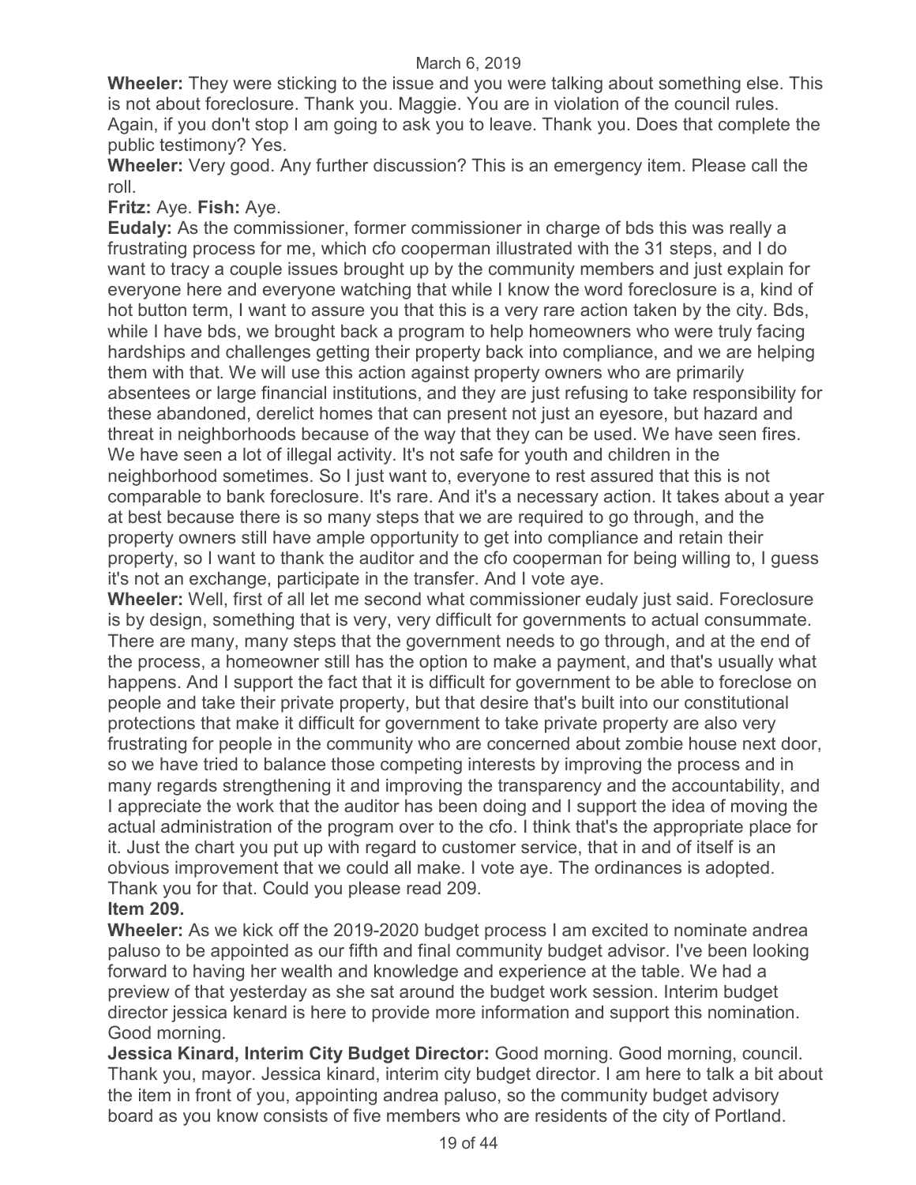**Wheeler:** They were sticking to the issue and you were talking about something else. This is not about foreclosure. Thank you. Maggie. You are in violation of the council rules. Again, if you don't stop I am going to ask you to leave. Thank you. Does that complete the public testimony? Yes.

**Wheeler:** Very good. Any further discussion? This is an emergency item. Please call the roll.

**Fritz:** Aye. **Fish:** Aye.

**Eudaly:** As the commissioner, former commissioner in charge of bds this was really a frustrating process for me, which cfo cooperman illustrated with the 31 steps, and I do want to tracy a couple issues brought up by the community members and just explain for everyone here and everyone watching that while I know the word foreclosure is a, kind of hot button term, I want to assure you that this is a very rare action taken by the city. Bds, while I have bds, we brought back a program to help homeowners who were truly facing hardships and challenges getting their property back into compliance, and we are helping them with that. We will use this action against property owners who are primarily absentees or large financial institutions, and they are just refusing to take responsibility for these abandoned, derelict homes that can present not just an eyesore, but hazard and threat in neighborhoods because of the way that they can be used. We have seen fires. We have seen a lot of illegal activity. It's not safe for youth and children in the neighborhood sometimes. So I just want to, everyone to rest assured that this is not comparable to bank foreclosure. It's rare. And it's a necessary action. It takes about a year at best because there is so many steps that we are required to go through, and the property owners still have ample opportunity to get into compliance and retain their property, so I want to thank the auditor and the cfo cooperman for being willing to, I guess it's not an exchange, participate in the transfer. And I vote aye.

**Wheeler:** Well, first of all let me second what commissioner eudaly just said. Foreclosure is by design, something that is very, very difficult for governments to actual consummate. There are many, many steps that the government needs to go through, and at the end of the process, a homeowner still has the option to make a payment, and that's usually what happens. And I support the fact that it is difficult for government to be able to foreclose on people and take their private property, but that desire that's built into our constitutional protections that make it difficult for government to take private property are also very frustrating for people in the community who are concerned about zombie house next door, so we have tried to balance those competing interests by improving the process and in many regards strengthening it and improving the transparency and the accountability, and I appreciate the work that the auditor has been doing and I support the idea of moving the actual administration of the program over to the cfo. I think that's the appropriate place for it. Just the chart you put up with regard to customer service, that in and of itself is an obvious improvement that we could all make. I vote aye. The ordinances is adopted. Thank you for that. Could you please read 209.

**Item 209.**

**Wheeler:** As we kick off the 2019-2020 budget process I am excited to nominate andrea paluso to be appointed as our fifth and final community budget advisor. I've been looking forward to having her wealth and knowledge and experience at the table. We had a preview of that yesterday as she sat around the budget work session. Interim budget director jessica kenard is here to provide more information and support this nomination. Good morning.

**Jessica Kinard, Interim City Budget Director:** Good morning. Good morning, council. Thank you, mayor. Jessica kinard, interim city budget director. I am here to talk a bit about the item in front of you, appointing andrea paluso, so the community budget advisory board as you know consists of five members who are residents of the city of Portland.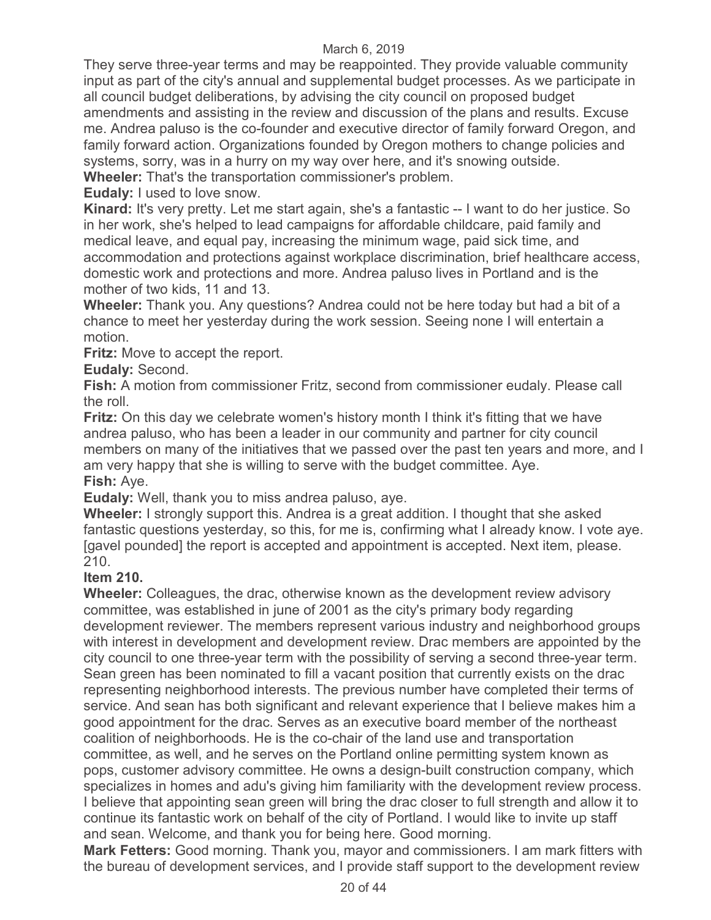They serve three-year terms and may be reappointed. They provide valuable community input as part of the city's annual and supplemental budget processes. As we participate in all council budget deliberations, by advising the city council on proposed budget amendments and assisting in the review and discussion of the plans and results. Excuse me. Andrea paluso is the co-founder and executive director of family forward Oregon, and family forward action. Organizations founded by Oregon mothers to change policies and systems, sorry, was in a hurry on my way over here, and it's snowing outside.

**Wheeler:** That's the transportation commissioner's problem.

**Eudaly:** I used to love snow.

**Kinard:** It's very pretty. Let me start again, she's a fantastic -- I want to do her justice. So in her work, she's helped to lead campaigns for affordable childcare, paid family and medical leave, and equal pay, increasing the minimum wage, paid sick time, and accommodation and protections against workplace discrimination, brief healthcare access, domestic work and protections and more. Andrea paluso lives in Portland and is the mother of two kids, 11 and 13.

**Wheeler:** Thank you. Any questions? Andrea could not be here today but had a bit of a chance to meet her yesterday during the work session. Seeing none I will entertain a motion.

**Fritz:** Move to accept the report.

**Eudaly:** Second.

**Fish:** A motion from commissioner Fritz, second from commissioner eudaly. Please call the roll.

**Fritz:** On this day we celebrate women's history month I think it's fitting that we have andrea paluso, who has been a leader in our community and partner for city council members on many of the initiatives that we passed over the past ten years and more, and I am very happy that she is willing to serve with the budget committee. Aye.

**Fish:** Aye.

**Eudaly:** Well, thank you to miss andrea paluso, aye.

**Wheeler:** I strongly support this. Andrea is a great addition. I thought that she asked fantastic questions yesterday, so this, for me is, confirming what I already know. I vote aye. [gavel pounded] the report is accepted and appointment is accepted. Next item, please. 210.

**Item 210.**

**Wheeler:** Colleagues, the drac, otherwise known as the development review advisory committee, was established in june of 2001 as the city's primary body regarding development reviewer. The members represent various industry and neighborhood groups with interest in development and development review. Drac members are appointed by the city council to one three-year term with the possibility of serving a second three-year term. Sean green has been nominated to fill a vacant position that currently exists on the drac representing neighborhood interests. The previous number have completed their terms of service. And sean has both significant and relevant experience that I believe makes him a good appointment for the drac. Serves as an executive board member of the northeast coalition of neighborhoods. He is the co-chair of the land use and transportation committee, as well, and he serves on the Portland online permitting system known as pops, customer advisory committee. He owns a design-built construction company, which specializes in homes and adu's giving him familiarity with the development review process. I believe that appointing sean green will bring the drac closer to full strength and allow it to continue its fantastic work on behalf of the city of Portland. I would like to invite up staff and sean. Welcome, and thank you for being here. Good morning.

**Mark Fetters:** Good morning. Thank you, mayor and commissioners. I am mark fitters with the bureau of development services, and I provide staff support to the development review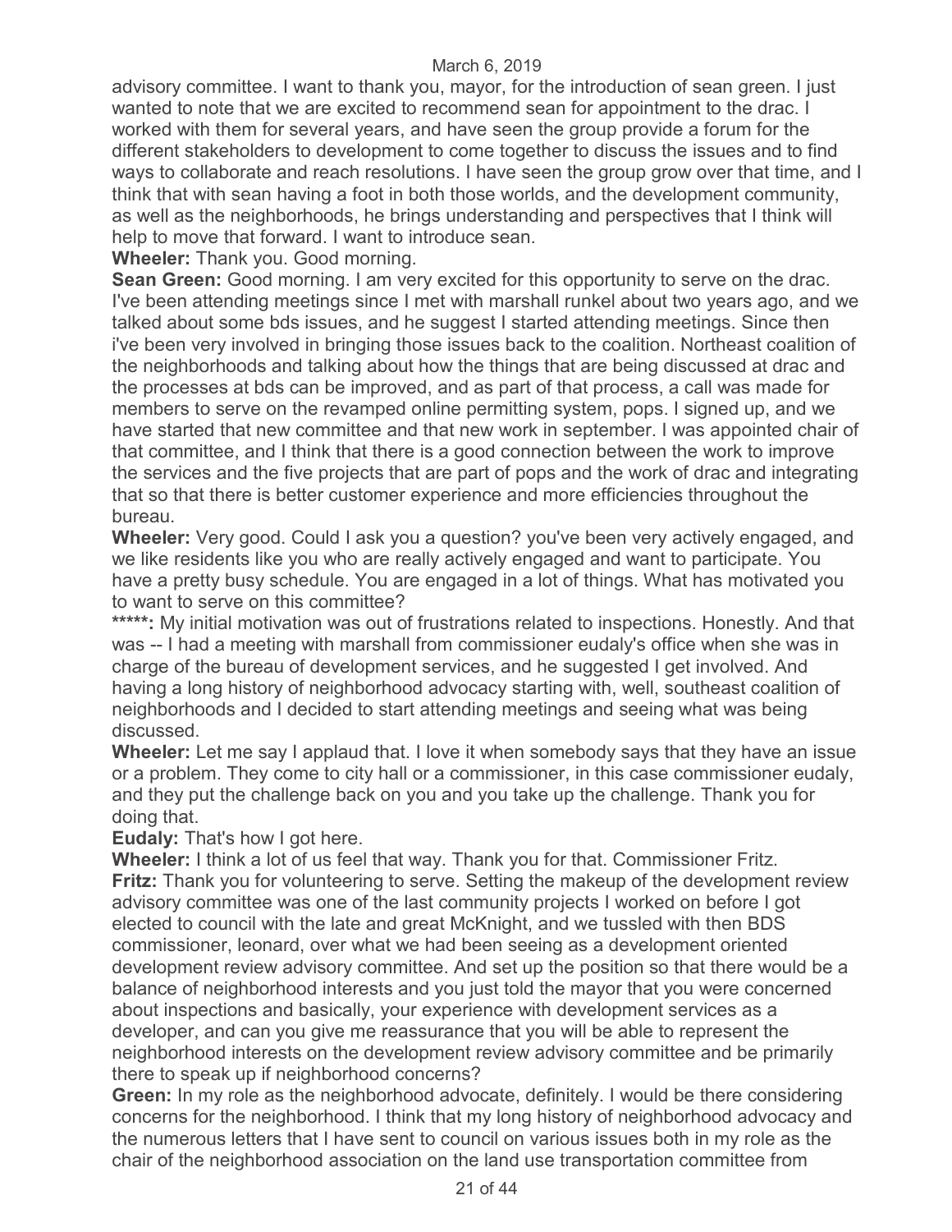advisory committee. I want to thank you, mayor, for the introduction of sean green. I just wanted to note that we are excited to recommend sean for appointment to the drac. I worked with them for several years, and have seen the group provide a forum for the different stakeholders to development to come together to discuss the issues and to find ways to collaborate and reach resolutions. I have seen the group grow over that time, and I think that with sean having a foot in both those worlds, and the development community, as well as the neighborhoods, he brings understanding and perspectives that I think will help to move that forward. I want to introduce sean.

**Wheeler:** Thank you. Good morning.

**Sean Green:** Good morning. I am very excited for this opportunity to serve on the drac. I've been attending meetings since I met with marshall runkel about two years ago, and we talked about some bds issues, and he suggest I started attending meetings. Since then i've been very involved in bringing those issues back to the coalition. Northeast coalition of the neighborhoods and talking about how the things that are being discussed at drac and the processes at bds can be improved, and as part of that process, a call was made for members to serve on the revamped online permitting system, pops. I signed up, and we have started that new committee and that new work in september. I was appointed chair of that committee, and I think that there is a good connection between the work to improve the services and the five projects that are part of pops and the work of drac and integrating that so that there is better customer experience and more efficiencies throughout the bureau.

**Wheeler:** Very good. Could I ask you a question? you've been very actively engaged, and we like residents like you who are really actively engaged and want to participate. You have a pretty busy schedule. You are engaged in a lot of things. What has motivated you to want to serve on this committee?

*****:** My initial motivation was out of frustrations related to inspections. Honestly. And that was -- I had a meeting with marshall from commissioner eudaly's office when she was in charge of the bureau of development services, and he suggested I get involved. And having a long history of neighborhood advocacy starting with, well, southeast coalition of neighborhoods and I decided to start attending meetings and seeing what was being discussed.

**Wheeler:** Let me say I applaud that. I love it when somebody says that they have an issue or a problem. They come to city hall or a commissioner, in this case commissioner eudaly, and they put the challenge back on you and you take up the challenge. Thank you for doing that.

**Eudaly:** That's how I got here.

**Wheeler:** I think a lot of us feel that way. Thank you for that. Commissioner Fritz.

**Fritz:** Thank you for volunteering to serve. Setting the makeup of the development review advisory committee was one of the last community projects I worked on before I got elected to council with the late and great McKnight, and we tussled with then BDS commissioner, leonard, over what we had been seeing as a development oriented development review advisory committee. And set up the position so that there would be a balance of neighborhood interests and you just told the mayor that you were concerned about inspections and basically, your experience with development services as a developer, and can you give me reassurance that you will be able to represent the neighborhood interests on the development review advisory committee and be primarily there to speak up if neighborhood concerns?

**Green:** In my role as the neighborhood advocate, definitely. I would be there considering concerns for the neighborhood. I think that my long history of neighborhood advocacy and the numerous letters that I have sent to council on various issues both in my role as the chair of the neighborhood association on the land use transportation committee from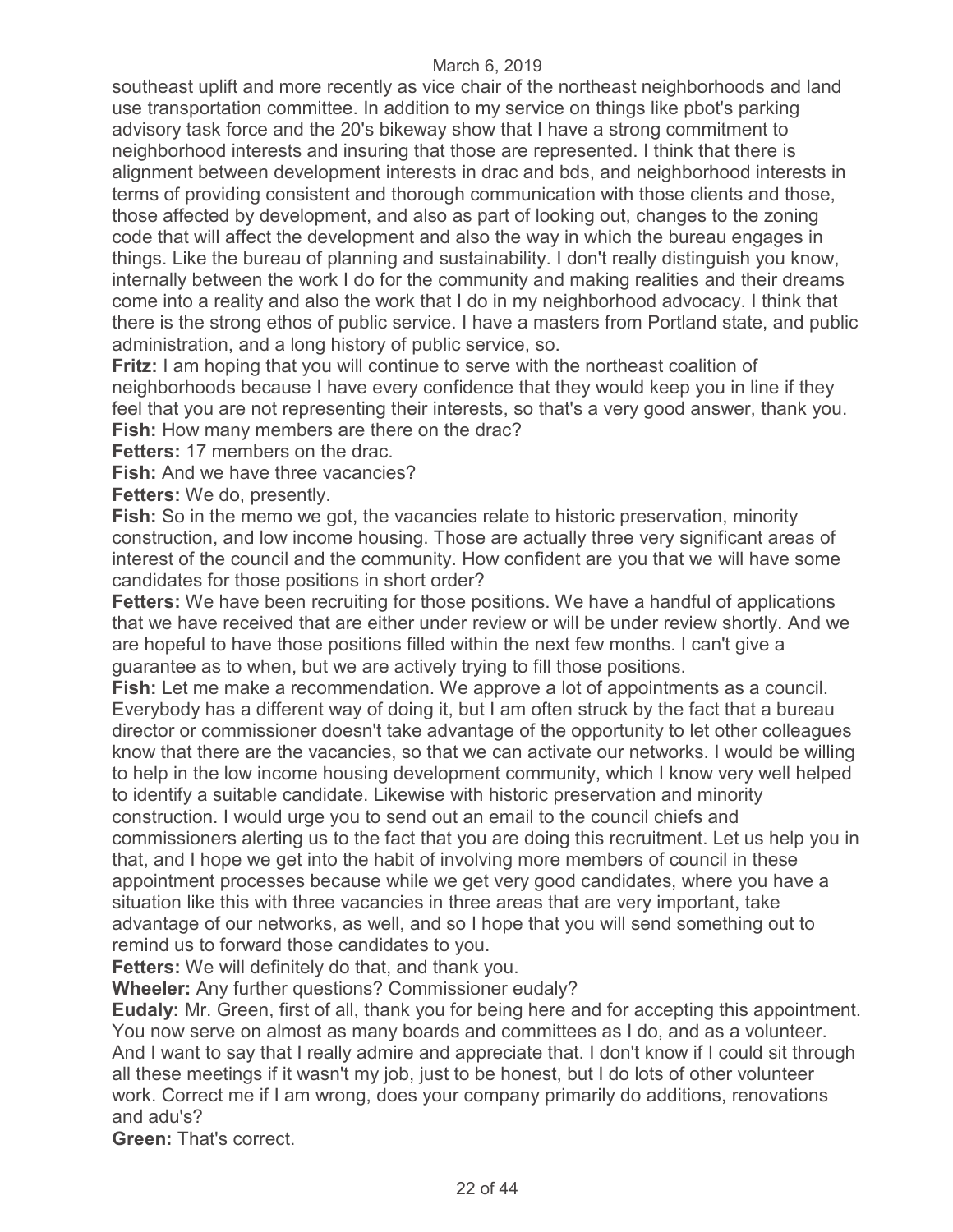southeast uplift and more recently as vice chair of the northeast neighborhoods and land use transportation committee. In addition to my service on things like pbot's parking advisory task force and the 20's bikeway show that I have a strong commitment to neighborhood interests and insuring that those are represented. I think that there is alignment between development interests in drac and bds, and neighborhood interests in terms of providing consistent and thorough communication with those clients and those, those affected by development, and also as part of looking out, changes to the zoning code that will affect the development and also the way in which the bureau engages in things. Like the bureau of planning and sustainability. I don't really distinguish you know, internally between the work I do for the community and making realities and their dreams come into a reality and also the work that I do in my neighborhood advocacy. I think that there is the strong ethos of public service. I have a masters from Portland state, and public administration, and a long history of public service, so.

**Fritz:** I am hoping that you will continue to serve with the northeast coalition of neighborhoods because I have every confidence that they would keep you in line if they feel that you are not representing their interests, so that's a very good answer, thank you.

**Fish:** How many members are there on the drac?

**Fetters:** 17 members on the drac.

**Fish:** And we have three vacancies?

**Fetters:** We do, presently.

**Fish:** So in the memo we got, the vacancies relate to historic preservation, minority construction, and low income housing. Those are actually three very significant areas of interest of the council and the community. How confident are you that we will have some candidates for those positions in short order?

**Fetters:** We have been recruiting for those positions. We have a handful of applications that we have received that are either under review or will be under review shortly. And we are hopeful to have those positions filled within the next few months. I can't give a guarantee as to when, but we are actively trying to fill those positions.

**Fish:** Let me make a recommendation. We approve a lot of appointments as a council. Everybody has a different way of doing it, but I am often struck by the fact that a bureau director or commissioner doesn't take advantage of the opportunity to let other colleagues know that there are the vacancies, so that we can activate our networks. I would be willing to help in the low income housing development community, which I know very well helped to identify a suitable candidate. Likewise with historic preservation and minority construction. I would urge you to send out an email to the council chiefs and commissioners alerting us to the fact that you are doing this recruitment. Let us help you in that, and I hope we get into the habit of involving more members of council in these appointment processes because while we get very good candidates, where you have a situation like this with three vacancies in three areas that are very important, take advantage of our networks, as well, and so I hope that you will send something out to remind us to forward those candidates to you.

**Fetters:** We will definitely do that, and thank you.

**Wheeler:** Any further questions? Commissioner eudaly?

**Eudaly:** Mr. Green, first of all, thank you for being here and for accepting this appointment. You now serve on almost as many boards and committees as I do, and as a volunteer. And I want to say that I really admire and appreciate that. I don't know if I could sit through all these meetings if it wasn't my job, just to be honest, but I do lots of other volunteer work. Correct me if I am wrong, does your company primarily do additions, renovations and adu's?

**Green:** That's correct.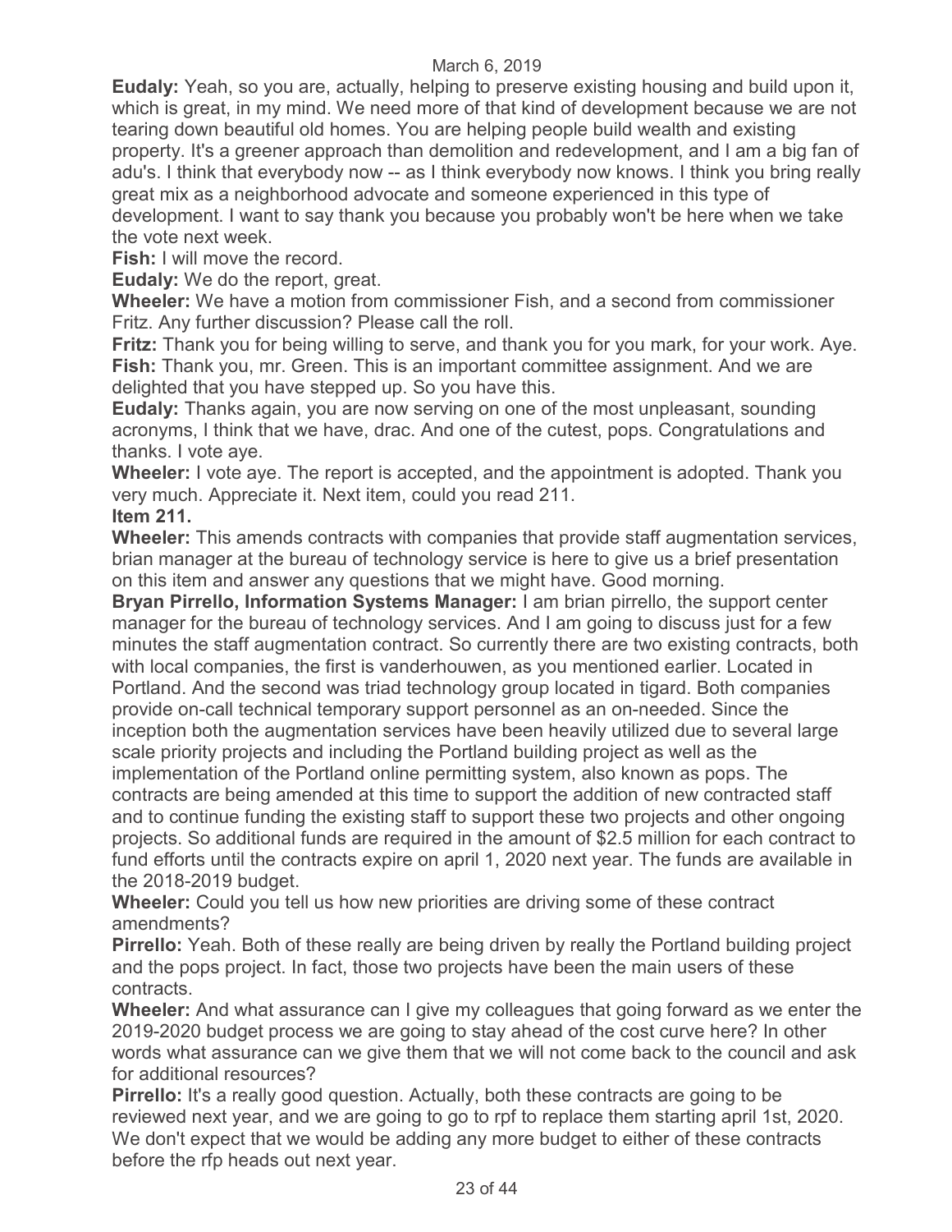**Eudaly:** Yeah, so you are, actually, helping to preserve existing housing and build upon it, which is great, in my mind. We need more of that kind of development because we are not tearing down beautiful old homes. You are helping people build wealth and existing property. It's a greener approach than demolition and redevelopment, and I am a big fan of adu's. I think that everybody now -- as I think everybody now knows. I think you bring really great mix as a neighborhood advocate and someone experienced in this type of development. I want to say thank you because you probably won't be here when we take the vote next week.

**Fish:** I will move the record.

**Eudaly:** We do the report, great.

**Wheeler:** We have a motion from commissioner Fish, and a second from commissioner Fritz. Any further discussion? Please call the roll.

**Fritz:** Thank you for being willing to serve, and thank you for you mark, for your work. Aye.

**Fish:** Thank you, mr. Green. This is an important committee assignment. And we are delighted that you have stepped up. So you have this.

**Eudaly:** Thanks again, you are now serving on one of the most unpleasant, sounding acronyms, I think that we have, drac. And one of the cutest, pops. Congratulations and thanks. I vote aye.

**Wheeler:** I vote aye. The report is accepted, and the appointment is adopted. Thank you very much. Appreciate it. Next item, could you read 211.

**Item 211.**

**Wheeler:** This amends contracts with companies that provide staff augmentation services, brian manager at the bureau of technology service is here to give us a brief presentation on this item and answer any questions that we might have. Good morning.

**Bryan Pirrello, Information Systems Manager:** I am brian pirrello, the support center manager for the bureau of technology services. And I am going to discuss just for a few minutes the staff augmentation contract. So currently there are two existing contracts, both with local companies, the first is vanderhouwen, as you mentioned earlier. Located in Portland. And the second was triad technology group located in tigard. Both companies provide on-call technical temporary support personnel as an on-needed. Since the inception both the augmentation services have been heavily utilized due to several large scale priority projects and including the Portland building project as well as the implementation of the Portland online permitting system, also known as pops. The contracts are being amended at this time to support the addition of new contracted staff and to continue funding the existing staff to support these two projects and other ongoing projects. So additional funds are required in the amount of $2.5 million for each contract to fund efforts until the contracts expire on april 1, 2020 next year. The funds are available in the 2018-2019 budget.

**Wheeler:** Could you tell us how new priorities are driving some of these contract amendments?

**Pirrello:** Yeah. Both of these really are being driven by really the Portland building project and the pops project. In fact, those two projects have been the main users of these contracts.

**Wheeler:** And what assurance can I give my colleagues that going forward as we enter the 2019-2020 budget process we are going to stay ahead of the cost curve here? In other words what assurance can we give them that we will not come back to the council and ask for additional resources?

**Pirrello:** It's a really good question. Actually, both these contracts are going to be reviewed next year, and we are going to go to rpf to replace them starting april 1st, 2020. We don't expect that we would be adding any more budget to either of these contracts before the rfp heads out next year.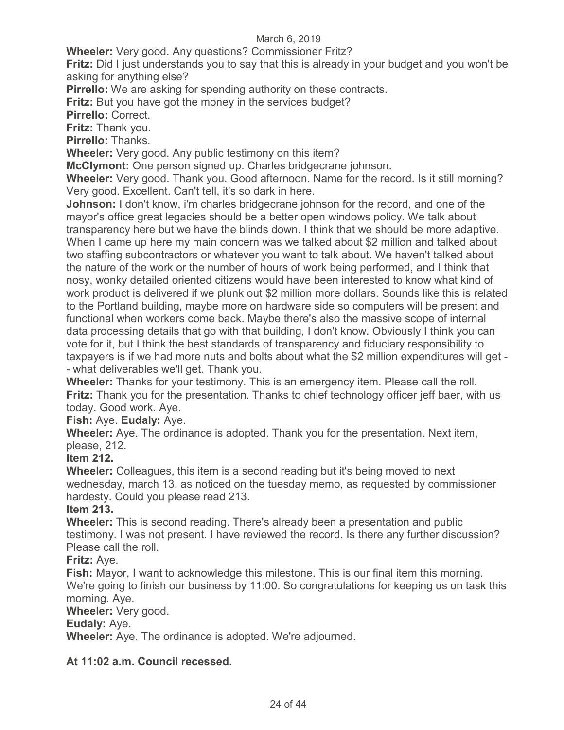**Wheeler:** Very good. Any questions? Commissioner Fritz?

**Fritz:** Did I just understands you to say that this is already in your budget and you won't be asking for anything else?

**Pirrello:** We are asking for spending authority on these contracts.

**Fritz:** But you have got the money in the services budget?

**Pirrello:** Correct.

**Fritz:** Thank you.

**Pirrello:** Thanks.

**Wheeler:** Very good. Any public testimony on this item?

**McClymont:** One person signed up. Charles bridgecrane johnson.

**Wheeler:** Very good. Thank you. Good afternoon. Name for the record. Is it still morning? Very good. Excellent. Can't tell, it's so dark in here.

**Johnson:** I don't know, i'm charles bridgecrane johnson for the record, and one of the mayor's office great legacies should be a better open windows policy. We talk about transparency here but we have the blinds down. I think that we should be more adaptive. When I came up here my main concern was we talked about $2 million and talked about two staffing subcontractors or whatever you want to talk about. We haven't talked about the nature of the work or the number of hours of work being performed, and I think that nosy, wonky detailed oriented citizens would have been interested to know what kind of work product is delivered if we plunk out $2 million more dollars. Sounds like this is related to the Portland building, maybe more on hardware side so computers will be present and functional when workers come back. Maybe there's also the massive scope of internal data processing details that go with that building, I don't know. Obviously I think you can vote for it, but I think the best standards of transparency and fiduciary responsibility to taxpayers is if we had more nuts and bolts about what the $2 million expenditures will get -- what deliverables we'll get. Thank you.

**Wheeler:** Thanks for your testimony. This is an emergency item. Please call the roll.

**Fritz:** Thank you for the presentation. Thanks to chief technology officer jeff baer, with us today. Good work. Aye.

**Fish:** Aye. **Eudaly:** Aye.

**Wheeler:** Aye. The ordinance is adopted. Thank you for the presentation. Next item, please, 212.

**Item 212.**

**Wheeler:** Colleagues, this item is a second reading but it's being moved to next wednesday, march 13, as noticed on the tuesday memo, as requested by commissioner hardesty. Could you please read 213.

**Item 213.**

**Wheeler:** This is second reading. There's already been a presentation and public testimony. I was not present. I have reviewed the record. Is there any further discussion? Please call the roll.

**Fritz:** Aye.

**Fish:** Mayor, I want to acknowledge this milestone. This is our final item this morning. We're going to finish our business by 11:00. So congratulations for keeping us on task this morning. Aye.

**Wheeler:** Very good.

**Eudaly:** Aye.

**Wheeler:** Aye. The ordinance is adopted. We're adjourned.

**At 11:02 a.m. Council recessed.**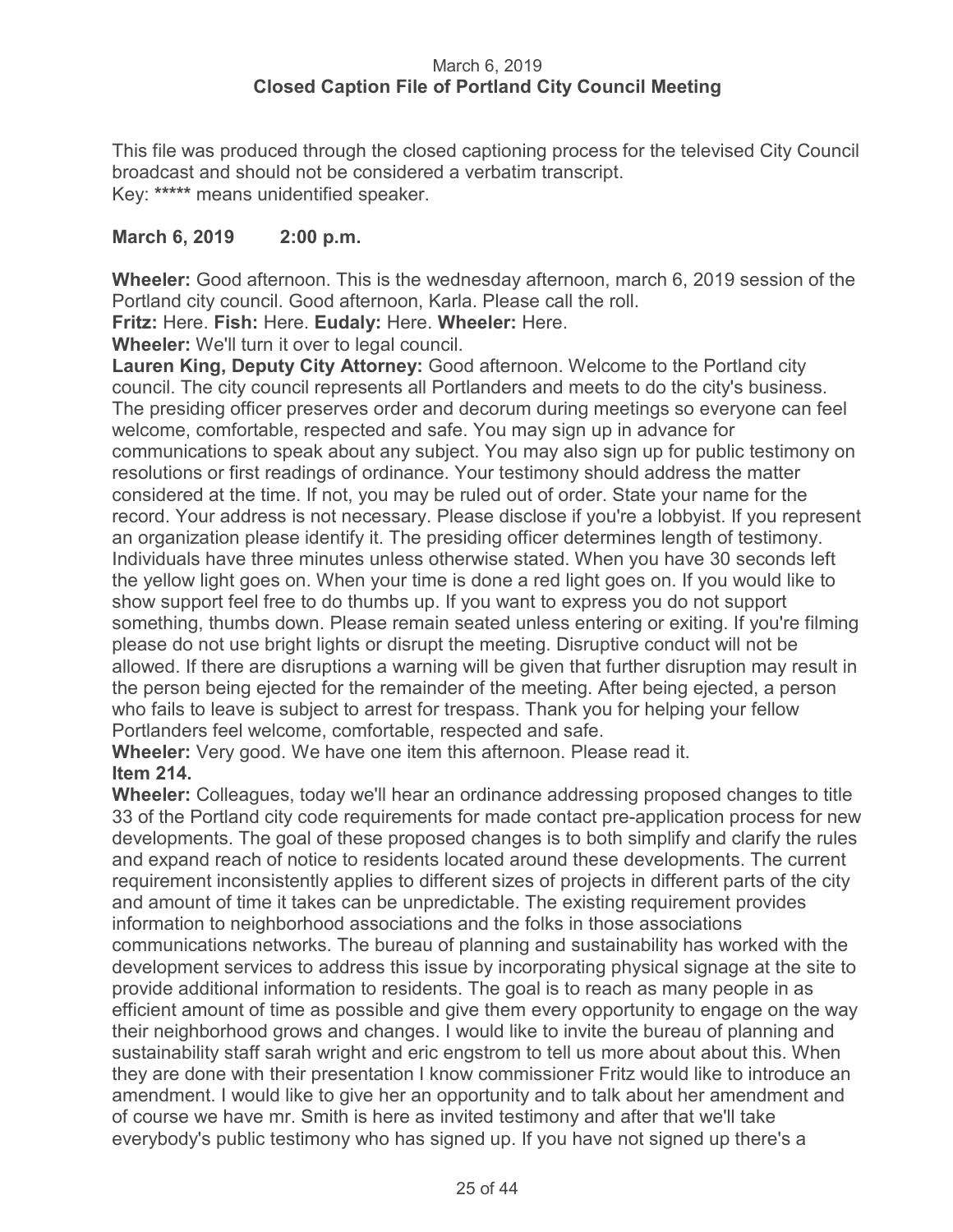March 6, 2019
**Closed Caption File of Portland City Council Meeting**

This file was produced through the closed captioning process for the televised City Council broadcast and should not be considered a verbatim transcript.
Key: **\*\*\*\*\*** means unidentified speaker.

**March 6, 2019 2:00 p.m.**

**Wheeler:** Good afternoon. This is the wednesday afternoon, march 6, 2019 session of the Portland city council. Good afternoon, Karla. Please call the roll.
**Fritz:** Here. **Fish:** Here. **Eudaly:** Here. **Wheeler:** Here.
**Wheeler:** We'll turn it over to legal council.
**Lauren King, Deputy City Attorney:** Good afternoon. Welcome to the Portland city council. The city council represents all Portlanders and meets to do the city's business. The presiding officer preserves order and decorum during meetings so everyone can feel welcome, comfortable, respected and safe. You may sign up in advance for communications to speak about any subject. You may also sign up for public testimony on resolutions or first readings of ordinance. Your testimony should address the matter considered at the time. If not, you may be ruled out of order. State your name for the record. Your address is not necessary. Please disclose if you're a lobbyist. If you represent an organization please identify it. The presiding officer determines length of testimony. Individuals have three minutes unless otherwise stated. When you have 30 seconds left the yellow light goes on. When your time is done a red light goes on. If you would like to show support feel free to do thumbs up. If you want to express you do not support something, thumbs down. Please remain seated unless entering or exiting. If you're filming please do not use bright lights or disrupt the meeting. Disruptive conduct will not be allowed. If there are disruptions a warning will be given that further disruption may result in the person being ejected for the remainder of the meeting. After being ejected, a person who fails to leave is subject to arrest for trespass. Thank you for helping your fellow Portlanders feel welcome, comfortable, respected and safe.
**Wheeler:** Very good. We have one item this afternoon. Please read it.
**Item 214.**
**Wheeler:** Colleagues, today we'll hear an ordinance addressing proposed changes to title 33 of the Portland city code requirements for made contact pre-application process for new developments. The goal of these proposed changes is to both simplify and clarify the rules and expand reach of notice to residents located around these developments. The current requirement inconsistently applies to different sizes of projects in different parts of the city and amount of time it takes can be unpredictable. The existing requirement provides information to neighborhood associations and the folks in those associations communications networks. The bureau of planning and sustainability has worked with the development services to address this issue by incorporating physical signage at the site to provide additional information to residents. The goal is to reach as many people in as efficient amount of time as possible and give them every opportunity to engage on the way their neighborhood grows and changes. I would like to invite the bureau of planning and sustainability staff sarah wright and eric engstrom to tell us more about about this. When they are done with their presentation I know commissioner Fritz would like to introduce an amendment. I would like to give her an opportunity and to talk about her amendment and of course we have mr. Smith is here as invited testimony and after that we'll take everybody's public testimony who has signed up. If you have not signed up there's a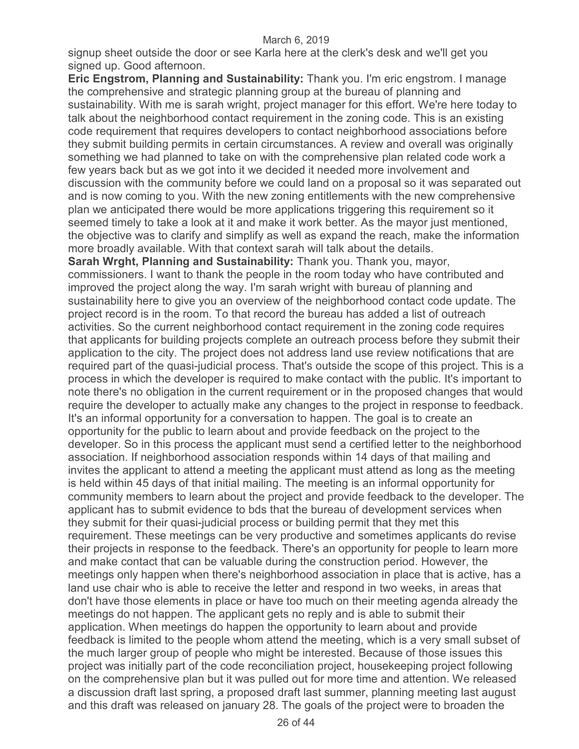signup sheet outside the door or see Karla here at the clerk's desk and we'll get you signed up. Good afternoon.

**Eric Engstrom, Planning and Sustainability:** Thank you. I'm eric engstrom. I manage the comprehensive and strategic planning group at the bureau of planning and sustainability. With me is sarah wright, project manager for this effort. We're here today to talk about the neighborhood contact requirement in the zoning code. This is an existing code requirement that requires developers to contact neighborhood associations before they submit building permits in certain circumstances. A review and overall was originally something we had planned to take on with the comprehensive plan related code work a few years back but as we got into it we decided it needed more involvement and discussion with the community before we could land on a proposal so it was separated out and is now coming to you. With the new zoning entitlements with the new comprehensive plan we anticipated there would be more applications triggering this requirement so it seemed timely to take a look at it and make it work better. As the mayor just mentioned, the objective was to clarify and simplify as well as expand the reach, make the information more broadly available. With that context sarah will talk about the details.

**Sarah Wrght, Planning and Sustainability:** Thank you. Thank you, mayor, commissioners. I want to thank the people in the room today who have contributed and improved the project along the way. I'm sarah wright with bureau of planning and sustainability here to give you an overview of the neighborhood contact code update. The project record is in the room. To that record the bureau has added a list of outreach activities. So the current neighborhood contact requirement in the zoning code requires that applicants for building projects complete an outreach process before they submit their application to the city. The project does not address land use review notifications that are required part of the quasi-judicial process. That's outside the scope of this project. This is a process in which the developer is required to make contact with the public. It's important to note there's no obligation in the current requirement or in the proposed changes that would require the developer to actually make any changes to the project in response to feedback. It's an informal opportunity for a conversation to happen. The goal is to create an opportunity for the public to learn about and provide feedback on the project to the developer. So in this process the applicant must send a certified letter to the neighborhood association. If neighborhood association responds within 14 days of that mailing and invites the applicant to attend a meeting the applicant must attend as long as the meeting is held within 45 days of that initial mailing. The meeting is an informal opportunity for community members to learn about the project and provide feedback to the developer. The applicant has to submit evidence to bds that the bureau of development services when they submit for their quasi-judicial process or building permit that they met this requirement. These meetings can be very productive and sometimes applicants do revise their projects in response to the feedback. There's an opportunity for people to learn more and make contact that can be valuable during the construction period. However, the meetings only happen when there's neighborhood association in place that is active, has a land use chair who is able to receive the letter and respond in two weeks, in areas that don't have those elements in place or have too much on their meeting agenda already the meetings do not happen. The applicant gets no reply and is able to submit their application. When meetings do happen the opportunity to learn about and provide feedback is limited to the people whom attend the meeting, which is a very small subset of the much larger group of people who might be interested. Because of those issues this project was initially part of the code reconciliation project, housekeeping project following on the comprehensive plan but it was pulled out for more time and attention. We released a discussion draft last spring, a proposed draft last summer, planning meeting last august and this draft was released on january 28. The goals of the project were to broaden the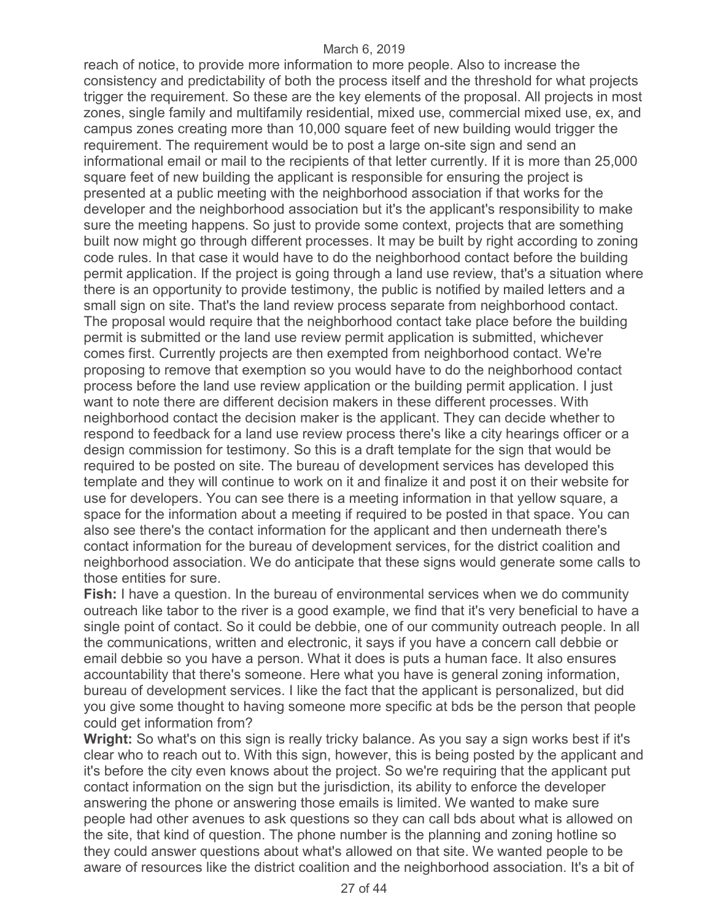reach of notice, to provide more information to more people. Also to increase the consistency and predictability of both the process itself and the threshold for what projects trigger the requirement. So these are the key elements of the proposal. All projects in most zones, single family and multifamily residential, mixed use, commercial mixed use, ex, and campus zones creating more than 10,000 square feet of new building would trigger the requirement. The requirement would be to post a large on-site sign and send an informational email or mail to the recipients of that letter currently. If it is more than 25,000 square feet of new building the applicant is responsible for ensuring the project is presented at a public meeting with the neighborhood association if that works for the developer and the neighborhood association but it's the applicant's responsibility to make sure the meeting happens. So just to provide some context, projects that are something built now might go through different processes. It may be built by right according to zoning code rules. In that case it would have to do the neighborhood contact before the building permit application. If the project is going through a land use review, that's a situation where there is an opportunity to provide testimony, the public is notified by mailed letters and a small sign on site. That's the land review process separate from neighborhood contact. The proposal would require that the neighborhood contact take place before the building permit is submitted or the land use review permit application is submitted, whichever comes first. Currently projects are then exempted from neighborhood contact. We're proposing to remove that exemption so you would have to do the neighborhood contact process before the land use review application or the building permit application. I just want to note there are different decision makers in these different processes. With neighborhood contact the decision maker is the applicant. They can decide whether to respond to feedback for a land use review process there's like a city hearings officer or a design commission for testimony. So this is a draft template for the sign that would be required to be posted on site. The bureau of development services has developed this template and they will continue to work on it and finalize it and post it on their website for use for developers. You can see there is a meeting information in that yellow square, a space for the information about a meeting if required to be posted in that space. You can also see there's the contact information for the applicant and then underneath there's contact information for the bureau of development services, for the district coalition and neighborhood association. We do anticipate that these signs would generate some calls to those entities for sure.

**Fish:** I have a question. In the bureau of environmental services when we do community outreach like tabor to the river is a good example, we find that it's very beneficial to have a single point of contact. So it could be debbie, one of our community outreach people. In all the communications, written and electronic, it says if you have a concern call debbie or email debbie so you have a person. What it does is puts a human face. It also ensures accountability that there's someone. Here what you have is general zoning information, bureau of development services. I like the fact that the applicant is personalized, but did you give some thought to having someone more specific at bds be the person that people could get information from?

**Wright:** So what's on this sign is really tricky balance. As you say a sign works best if it's clear who to reach out to. With this sign, however, this is being posted by the applicant and it's before the city even knows about the project. So we're requiring that the applicant put contact information on the sign but the jurisdiction, its ability to enforce the developer answering the phone or answering those emails is limited. We wanted to make sure people had other avenues to ask questions so they can call bds about what is allowed on the site, that kind of question. The phone number is the planning and zoning hotline so they could answer questions about what's allowed on that site. We wanted people to be aware of resources like the district coalition and the neighborhood association. It's a bit of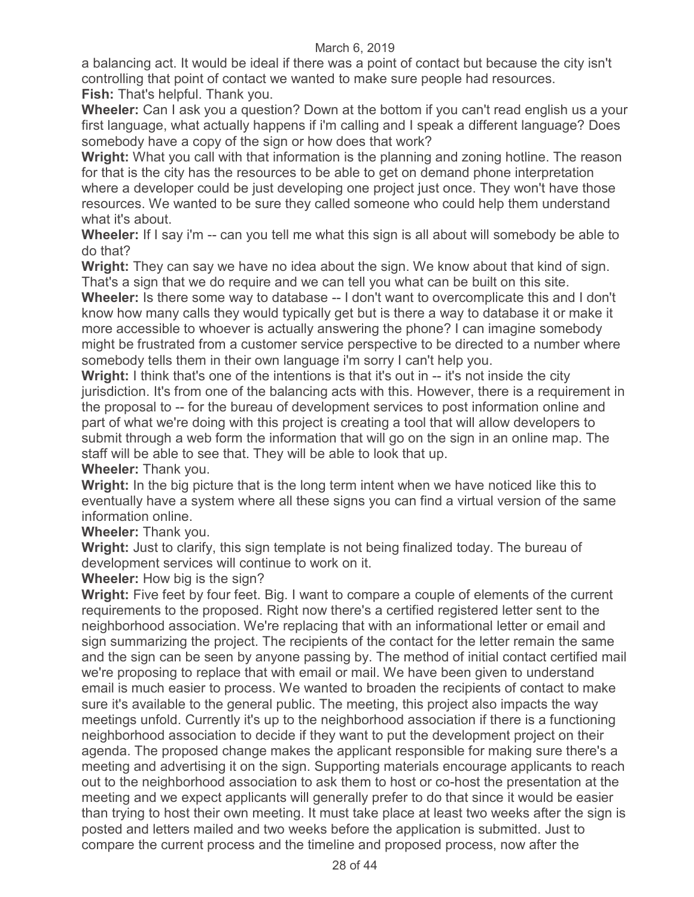a balancing act. It would be ideal if there was a point of contact but because the city isn't controlling that point of contact we wanted to make sure people had resources.

**Fish:** That's helpful. Thank you.

**Wheeler:** Can I ask you a question? Down at the bottom if you can't read english us a your first language, what actually happens if i'm calling and I speak a different language? Does somebody have a copy of the sign or how does that work?

**Wright:** What you call with that information is the planning and zoning hotline. The reason for that is the city has the resources to be able to get on demand phone interpretation where a developer could be just developing one project just once. They won't have those resources. We wanted to be sure they called someone who could help them understand what it's about.

**Wheeler:** If I say i'm -- can you tell me what this sign is all about will somebody be able to do that?

**Wright:** They can say we have no idea about the sign. We know about that kind of sign. That's a sign that we do require and we can tell you what can be built on this site.

**Wheeler:** Is there some way to database -- I don't want to overcomplicate this and I don't know how many calls they would typically get but is there a way to database it or make it more accessible to whoever is actually answering the phone? I can imagine somebody might be frustrated from a customer service perspective to be directed to a number where somebody tells them in their own language i'm sorry I can't help you.

**Wright:** I think that's one of the intentions is that it's out in -- it's not inside the city jurisdiction. It's from one of the balancing acts with this. However, there is a requirement in the proposal to -- for the bureau of development services to post information online and part of what we're doing with this project is creating a tool that will allow developers to submit through a web form the information that will go on the sign in an online map. The staff will be able to see that. They will be able to look that up.

**Wheeler:** Thank you.

**Wright:** In the big picture that is the long term intent when we have noticed like this to eventually have a system where all these signs you can find a virtual version of the same information online.

**Wheeler:** Thank you.

**Wright:** Just to clarify, this sign template is not being finalized today. The bureau of development services will continue to work on it.

**Wheeler:** How big is the sign?

**Wright:** Five feet by four feet. Big. I want to compare a couple of elements of the current requirements to the proposed. Right now there's a certified registered letter sent to the neighborhood association. We're replacing that with an informational letter or email and sign summarizing the project. The recipients of the contact for the letter remain the same and the sign can be seen by anyone passing by. The method of initial contact certified mail we're proposing to replace that with email or mail. We have been given to understand email is much easier to process. We wanted to broaden the recipients of contact to make sure it's available to the general public. The meeting, this project also impacts the way meetings unfold. Currently it's up to the neighborhood association if there is a functioning neighborhood association to decide if they want to put the development project on their agenda. The proposed change makes the applicant responsible for making sure there's a meeting and advertising it on the sign. Supporting materials encourage applicants to reach out to the neighborhood association to ask them to host or co-host the presentation at the meeting and we expect applicants will generally prefer to do that since it would be easier than trying to host their own meeting. It must take place at least two weeks after the sign is posted and letters mailed and two weeks before the application is submitted. Just to compare the current process and the timeline and proposed process, now after the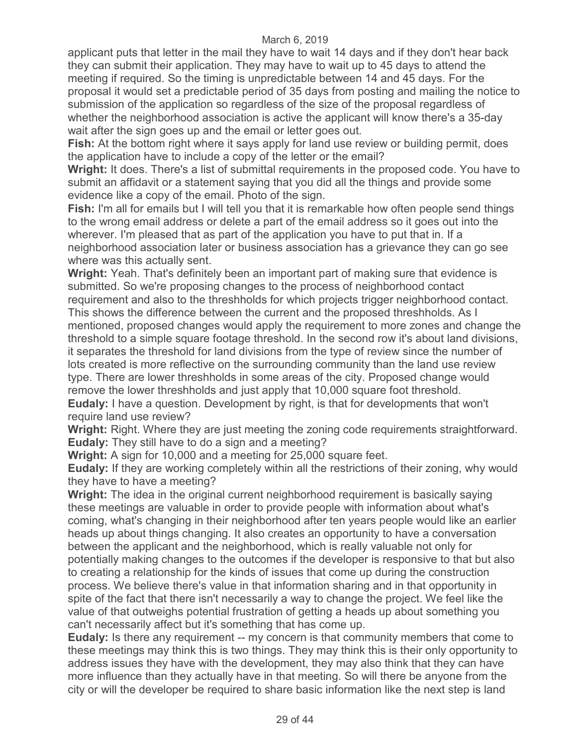applicant puts that letter in the mail they have to wait 14 days and if they don't hear back they can submit their application. They may have to wait up to 45 days to attend the meeting if required. So the timing is unpredictable between 14 and 45 days. For the proposal it would set a predictable period of 35 days from posting and mailing the notice to submission of the application so regardless of the size of the proposal regardless of whether the neighborhood association is active the applicant will know there's a 35-day wait after the sign goes up and the email or letter goes out.

**Fish:** At the bottom right where it says apply for land use review or building permit, does the application have to include a copy of the letter or the email?

**Wright:** It does. There's a list of submittal requirements in the proposed code. You have to submit an affidavit or a statement saying that you did all the things and provide some evidence like a copy of the email. Photo of the sign.

**Fish:** I'm all for emails but I will tell you that it is remarkable how often people send things to the wrong email address or delete a part of the email address so it goes out into the wherever. I'm pleased that as part of the application you have to put that in. If a neighborhood association later or business association has a grievance they can go see where was this actually sent.

**Wright:** Yeah. That's definitely been an important part of making sure that evidence is submitted. So we're proposing changes to the process of neighborhood contact requirement and also to the threshholds for which projects trigger neighborhood contact. This shows the difference between the current and the proposed threshholds. As I mentioned, proposed changes would apply the requirement to more zones and change the threshold to a simple square footage threshold. In the second row it's about land divisions, it separates the threshold for land divisions from the type of review since the number of lots created is more reflective on the surrounding community than the land use review type. There are lower threshholds in some areas of the city. Proposed change would remove the lower threshholds and just apply that 10,000 square foot threshold.

**Eudaly:** I have a question. Development by right, is that for developments that won't require land use review?

**Wright:** Right. Where they are just meeting the zoning code requirements straightforward.

**Eudaly:** They still have to do a sign and a meeting?

**Wright:** A sign for 10,000 and a meeting for 25,000 square feet.

**Eudaly:** If they are working completely within all the restrictions of their zoning, why would they have to have a meeting?

**Wright:** The idea in the original current neighborhood requirement is basically saying these meetings are valuable in order to provide people with information about what's coming, what's changing in their neighborhood after ten years people would like an earlier heads up about things changing. It also creates an opportunity to have a conversation between the applicant and the neighborhood, which is really valuable not only for potentially making changes to the outcomes if the developer is responsive to that but also to creating a relationship for the kinds of issues that come up during the construction process. We believe there's value in that information sharing and in that opportunity in spite of the fact that there isn't necessarily a way to change the project. We feel like the value of that outweighs potential frustration of getting a heads up about something you can't necessarily affect but it's something that has come up.

**Eudaly:** Is there any requirement -- my concern is that community members that come to these meetings may think this is two things. They may think this is their only opportunity to address issues they have with the development, they may also think that they can have more influence than they actually have in that meeting. So will there be anyone from the city or will the developer be required to share basic information like the next step is land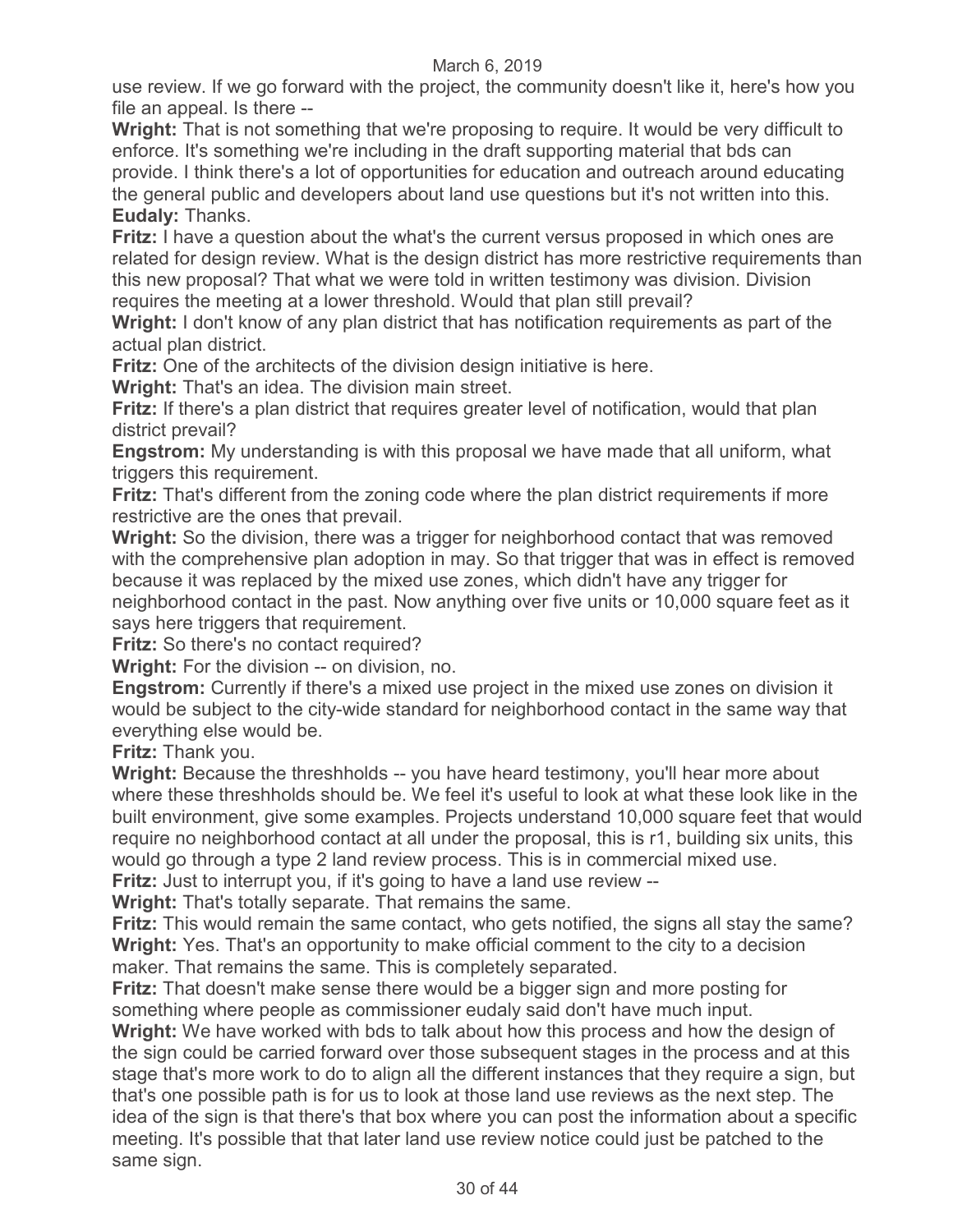use review. If we go forward with the project, the community doesn't like it, here's how you file an appeal. Is there --

**Wright:** That is not something that we're proposing to require. It would be very difficult to enforce. It's something we're including in the draft supporting material that bds can provide. I think there's a lot of opportunities for education and outreach around educating the general public and developers about land use questions but it's not written into this.

**Eudaly:** Thanks.

**Fritz:** I have a question about the what's the current versus proposed in which ones are related for design review. What is the design district has more restrictive requirements than this new proposal? That what we were told in written testimony was division. Division requires the meeting at a lower threshold. Would that plan still prevail?

**Wright:** I don't know of any plan district that has notification requirements as part of the actual plan district.

**Fritz:** One of the architects of the division design initiative is here.

**Wright:** That's an idea. The division main street.

**Fritz:** If there's a plan district that requires greater level of notification, would that plan district prevail?

**Engstrom:** My understanding is with this proposal we have made that all uniform, what triggers this requirement.

**Fritz:** That's different from the zoning code where the plan district requirements if more restrictive are the ones that prevail.

**Wright:** So the division, there was a trigger for neighborhood contact that was removed with the comprehensive plan adoption in may. So that trigger that was in effect is removed because it was replaced by the mixed use zones, which didn't have any trigger for neighborhood contact in the past. Now anything over five units or 10,000 square feet as it says here triggers that requirement.

**Fritz:** So there's no contact required?

**Wright:** For the division -- on division, no.

**Engstrom:** Currently if there's a mixed use project in the mixed use zones on division it would be subject to the city-wide standard for neighborhood contact in the same way that everything else would be.

**Fritz:** Thank you.

**Wright:** Because the threshholds -- you have heard testimony, you'll hear more about where these threshholds should be. We feel it's useful to look at what these look like in the built environment, give some examples. Projects understand 10,000 square feet that would require no neighborhood contact at all under the proposal, this is r1, building six units, this would go through a type 2 land review process. This is in commercial mixed use.

**Fritz:** Just to interrupt you, if it's going to have a land use review --

**Wright:** That's totally separate. That remains the same.

**Fritz:** This would remain the same contact, who gets notified, the signs all stay the same?

**Wright:** Yes. That's an opportunity to make official comment to the city to a decision maker. That remains the same. This is completely separated.

**Fritz:** That doesn't make sense there would be a bigger sign and more posting for something where people as commissioner eudaly said don't have much input.

**Wright:** We have worked with bds to talk about how this process and how the design of the sign could be carried forward over those subsequent stages in the process and at this stage that's more work to do to align all the different instances that they require a sign, but that's one possible path is for us to look at those land use reviews as the next step. The idea of the sign is that there's that box where you can post the information about a specific meeting. It's possible that that later land use review notice could just be patched to the same sign.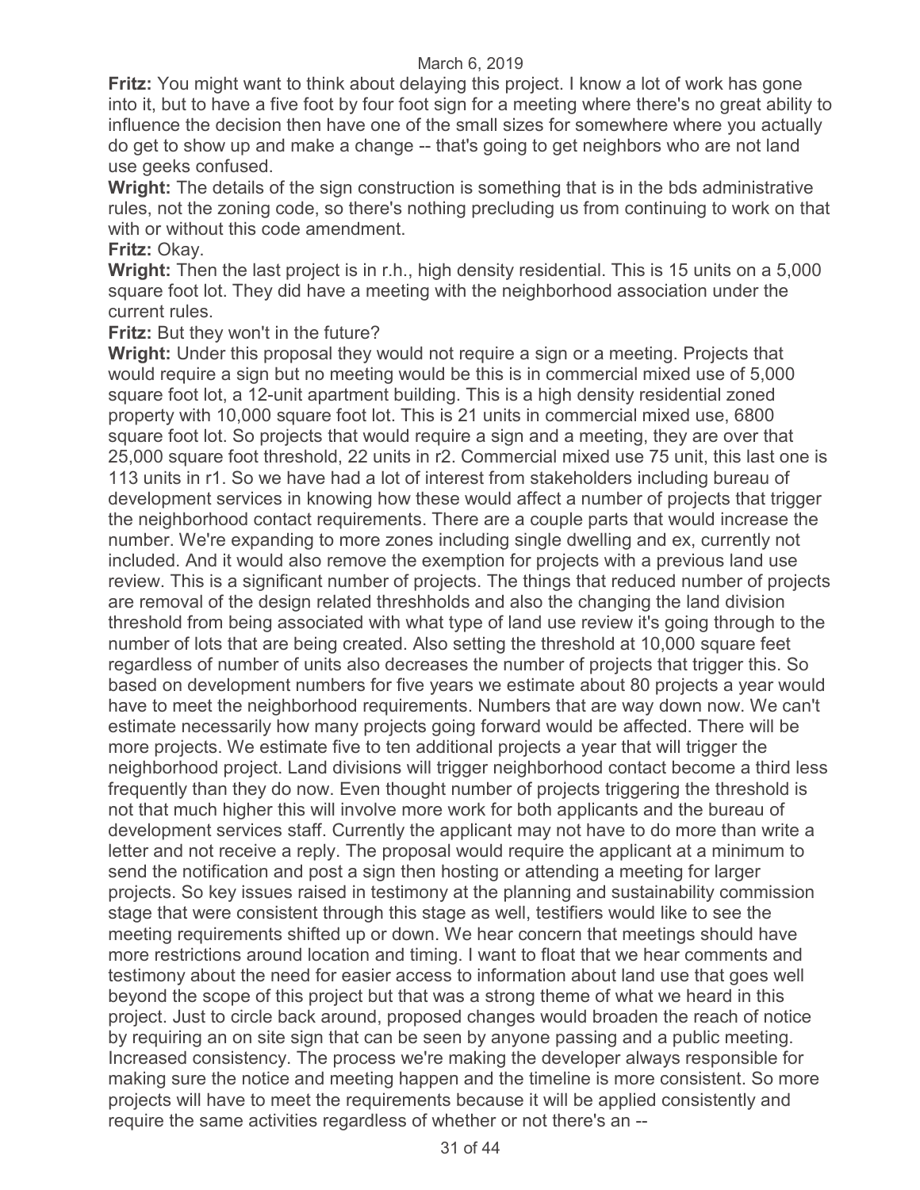**Fritz:** You might want to think about delaying this project. I know a lot of work has gone into it, but to have a five foot by four foot sign for a meeting where there's no great ability to influence the decision then have one of the small sizes for somewhere where you actually do get to show up and make a change -- that's going to get neighbors who are not land use geeks confused.

**Wright:** The details of the sign construction is something that is in the bds administrative rules, not the zoning code, so there's nothing precluding us from continuing to work on that with or without this code amendment.

**Fritz:** Okay.

**Wright:** Then the last project is in r.h., high density residential. This is 15 units on a 5,000 square foot lot. They did have a meeting with the neighborhood association under the current rules.

**Fritz:** But they won't in the future?

**Wright:** Under this proposal they would not require a sign or a meeting. Projects that would require a sign but no meeting would be this is in commercial mixed use of 5,000 square foot lot, a 12-unit apartment building. This is a high density residential zoned property with 10,000 square foot lot. This is 21 units in commercial mixed use, 6800 square foot lot. So projects that would require a sign and a meeting, they are over that 25,000 square foot threshold, 22 units in r2. Commercial mixed use 75 unit, this last one is 113 units in r1. So we have had a lot of interest from stakeholders including bureau of development services in knowing how these would affect a number of projects that trigger the neighborhood contact requirements. There are a couple parts that would increase the number. We're expanding to more zones including single dwelling and ex, currently not included. And it would also remove the exemption for projects with a previous land use review. This is a significant number of projects. The things that reduced number of projects are removal of the design related threshholds and also the changing the land division threshold from being associated with what type of land use review it's going through to the number of lots that are being created. Also setting the threshold at 10,000 square feet regardless of number of units also decreases the number of projects that trigger this. So based on development numbers for five years we estimate about 80 projects a year would have to meet the neighborhood requirements. Numbers that are way down now. We can't estimate necessarily how many projects going forward would be affected. There will be more projects. We estimate five to ten additional projects a year that will trigger the neighborhood project. Land divisions will trigger neighborhood contact become a third less frequently than they do now. Even thought number of projects triggering the threshold is not that much higher this will involve more work for both applicants and the bureau of development services staff. Currently the applicant may not have to do more than write a letter and not receive a reply. The proposal would require the applicant at a minimum to send the notification and post a sign then hosting or attending a meeting for larger projects. So key issues raised in testimony at the planning and sustainability commission stage that were consistent through this stage as well, testifiers would like to see the meeting requirements shifted up or down. We hear concern that meetings should have more restrictions around location and timing. I want to float that we hear comments and testimony about the need for easier access to information about land use that goes well beyond the scope of this project but that was a strong theme of what we heard in this project. Just to circle back around, proposed changes would broaden the reach of notice by requiring an on site sign that can be seen by anyone passing and a public meeting. Increased consistency. The process we're making the developer always responsible for making sure the notice and meeting happen and the timeline is more consistent. So more projects will have to meet the requirements because it will be applied consistently and require the same activities regardless of whether or not there's an --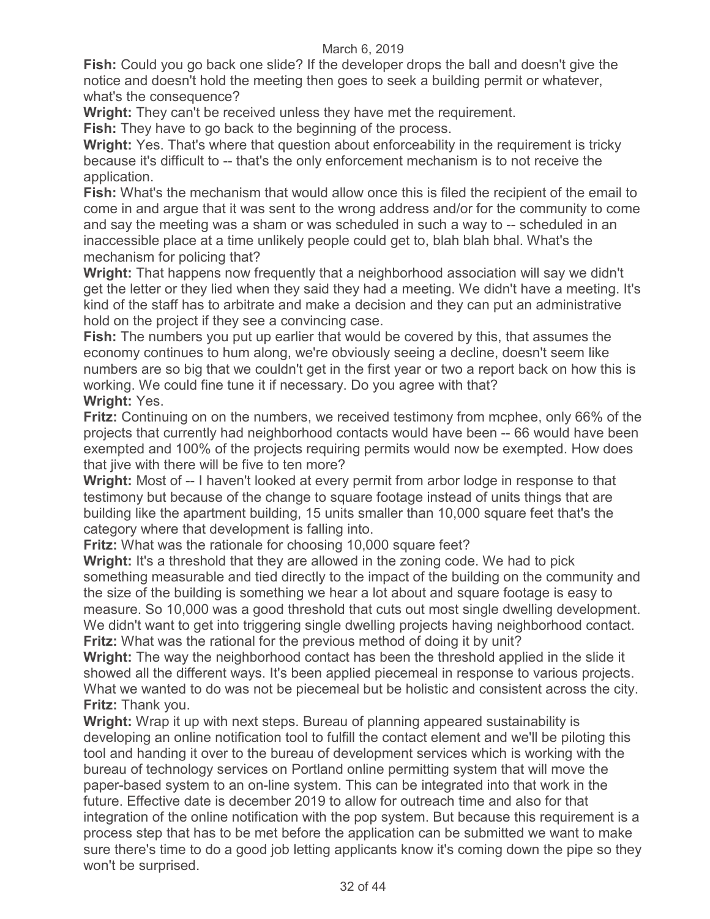**Fish:** Could you go back one slide? If the developer drops the ball and doesn't give the notice and doesn't hold the meeting then goes to seek a building permit or whatever, what's the consequence?

**Wright:** They can't be received unless they have met the requirement.

**Fish:** They have to go back to the beginning of the process.

**Wright:** Yes. That's where that question about enforceability in the requirement is tricky because it's difficult to -- that's the only enforcement mechanism is to not receive the application.

**Fish:** What's the mechanism that would allow once this is filed the recipient of the email to come in and argue that it was sent to the wrong address and/or for the community to come and say the meeting was a sham or was scheduled in such a way to -- scheduled in an inaccessible place at a time unlikely people could get to, blah blah bhal. What's the mechanism for policing that?

**Wright:** That happens now frequently that a neighborhood association will say we didn't get the letter or they lied when they said they had a meeting. We didn't have a meeting. It's kind of the staff has to arbitrate and make a decision and they can put an administrative hold on the project if they see a convincing case.

**Fish:** The numbers you put up earlier that would be covered by this, that assumes the economy continues to hum along, we're obviously seeing a decline, doesn't seem like numbers are so big that we couldn't get in the first year or two a report back on how this is working. We could fine tune it if necessary. Do you agree with that?

**Wright:** Yes.

**Fritz:** Continuing on on the numbers, we received testimony from mcphee, only 66% of the projects that currently had neighborhood contacts would have been -- 66 would have been exempted and 100% of the projects requiring permits would now be exempted. How does that jive with there will be five to ten more?

**Wright:** Most of -- I haven't looked at every permit from arbor lodge in response to that testimony but because of the change to square footage instead of units things that are building like the apartment building, 15 units smaller than 10,000 square feet that's the category where that development is falling into.

**Fritz:** What was the rationale for choosing 10,000 square feet?

**Wright:** It's a threshold that they are allowed in the zoning code. We had to pick something measurable and tied directly to the impact of the building on the community and the size of the building is something we hear a lot about and square footage is easy to measure. So 10,000 was a good threshold that cuts out most single dwelling development. We didn't want to get into triggering single dwelling projects having neighborhood contact.

**Fritz:** What was the rational for the previous method of doing it by unit?

**Wright:** The way the neighborhood contact has been the threshold applied in the slide it showed all the different ways. It's been applied piecemeal in response to various projects. What we wanted to do was not be piecemeal but be holistic and consistent across the city.

**Fritz:** Thank you.

**Wright:** Wrap it up with next steps. Bureau of planning appeared sustainability is developing an online notification tool to fulfill the contact element and we'll be piloting this tool and handing it over to the bureau of development services which is working with the bureau of technology services on Portland online permitting system that will move the paper-based system to an on-line system. This can be integrated into that work in the future. Effective date is december 2019 to allow for outreach time and also for that integration of the online notification with the pop system. But because this requirement is a process step that has to be met before the application can be submitted we want to make sure there's time to do a good job letting applicants know it's coming down the pipe so they won't be surprised.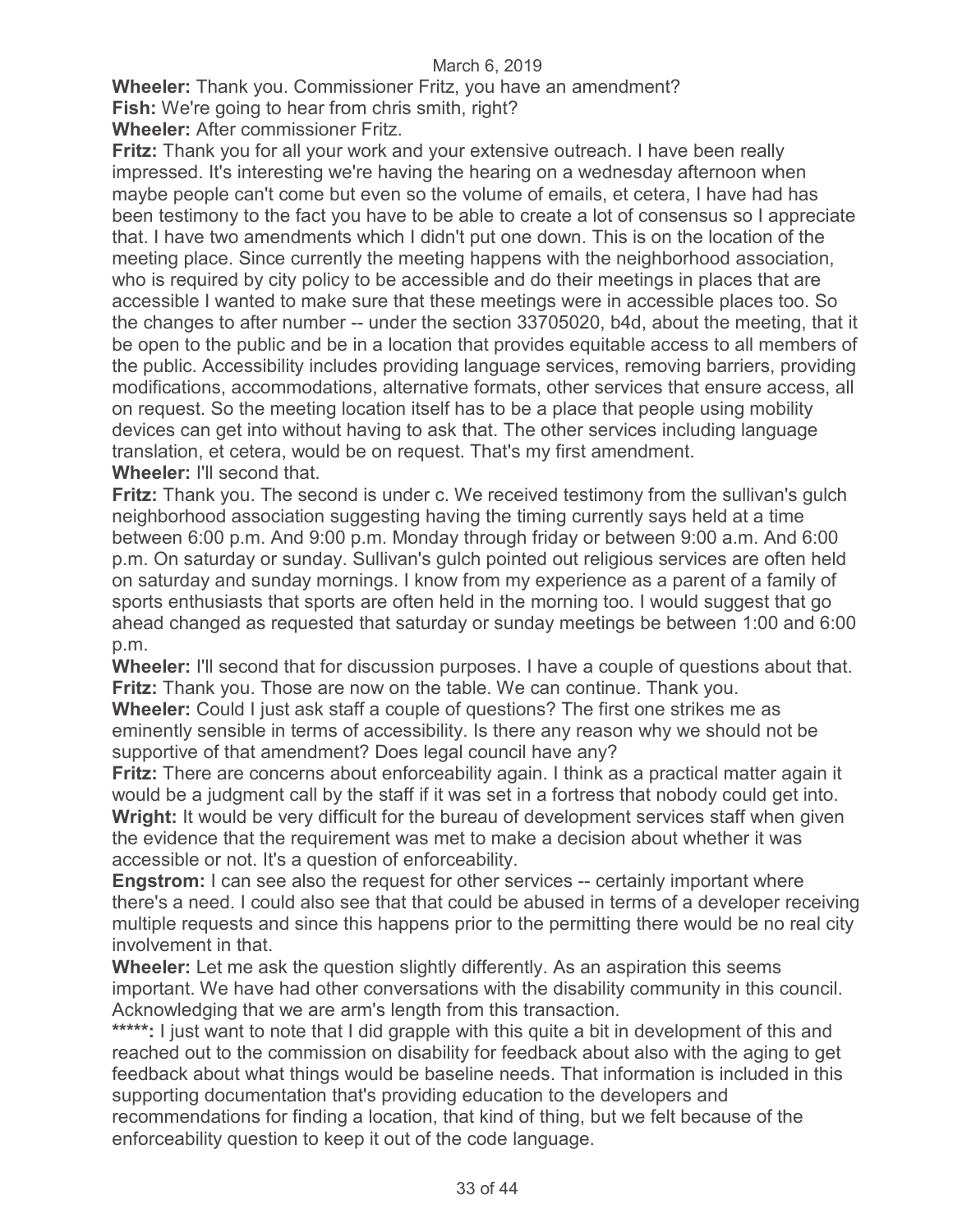**Wheeler:** Thank you. Commissioner Fritz, you have an amendment?

**Fish:** We're going to hear from chris smith, right?

**Wheeler:** After commissioner Fritz.

**Fritz:** Thank you for all your work and your extensive outreach. I have been really impressed. It's interesting we're having the hearing on a wednesday afternoon when maybe people can't come but even so the volume of emails, et cetera, I have had has been testimony to the fact you have to be able to create a lot of consensus so I appreciate that. I have two amendments which I didn't put one down. This is on the location of the meeting place. Since currently the meeting happens with the neighborhood association, who is required by city policy to be accessible and do their meetings in places that are accessible I wanted to make sure that these meetings were in accessible places too. So the changes to after number -- under the section 33705020, b4d, about the meeting, that it be open to the public and be in a location that provides equitable access to all members of the public. Accessibility includes providing language services, removing barriers, providing modifications, accommodations, alternative formats, other services that ensure access, all on request. So the meeting location itself has to be a place that people using mobility devices can get into without having to ask that. The other services including language translation, et cetera, would be on request. That's my first amendment.

**Wheeler:** I'll second that.

**Fritz:** Thank you. The second is under c. We received testimony from the sullivan's gulch neighborhood association suggesting having the timing currently says held at a time between 6:00 p.m. And 9:00 p.m. Monday through friday or between 9:00 a.m. And 6:00 p.m. On saturday or sunday. Sullivan's gulch pointed out religious services are often held on saturday and sunday mornings. I know from my experience as a parent of a family of sports enthusiasts that sports are often held in the morning too. I would suggest that go ahead changed as requested that saturday or sunday meetings be between 1:00 and 6:00 p.m.

**Wheeler:** I'll second that for discussion purposes. I have a couple of questions about that.

**Fritz:** Thank you. Those are now on the table. We can continue. Thank you.

**Wheeler:** Could I just ask staff a couple of questions? The first one strikes me as eminently sensible in terms of accessibility. Is there any reason why we should not be supportive of that amendment? Does legal council have any?

**Fritz:** There are concerns about enforceability again. I think as a practical matter again it would be a judgment call by the staff if it was set in a fortress that nobody could get into.

**Wright:** It would be very difficult for the bureau of development services staff when given the evidence that the requirement was met to make a decision about whether it was accessible or not. It's a question of enforceability.

**Engstrom:** I can see also the request for other services -- certainly important where there's a need. I could also see that that could be abused in terms of a developer receiving multiple requests and since this happens prior to the permitting there would be no real city involvement in that.

**Wheeler:** Let me ask the question slightly differently. As an aspiration this seems important. We have had other conversations with the disability community in this council. Acknowledging that we are arm's length from this transaction.

**\*\*\*\*\*:** I just want to note that I did grapple with this quite a bit in development of this and reached out to the commission on disability for feedback about also with the aging to get feedback about what things would be baseline needs. That information is included in this supporting documentation that's providing education to the developers and recommendations for finding a location, that kind of thing, but we felt because of the enforceability question to keep it out of the code language.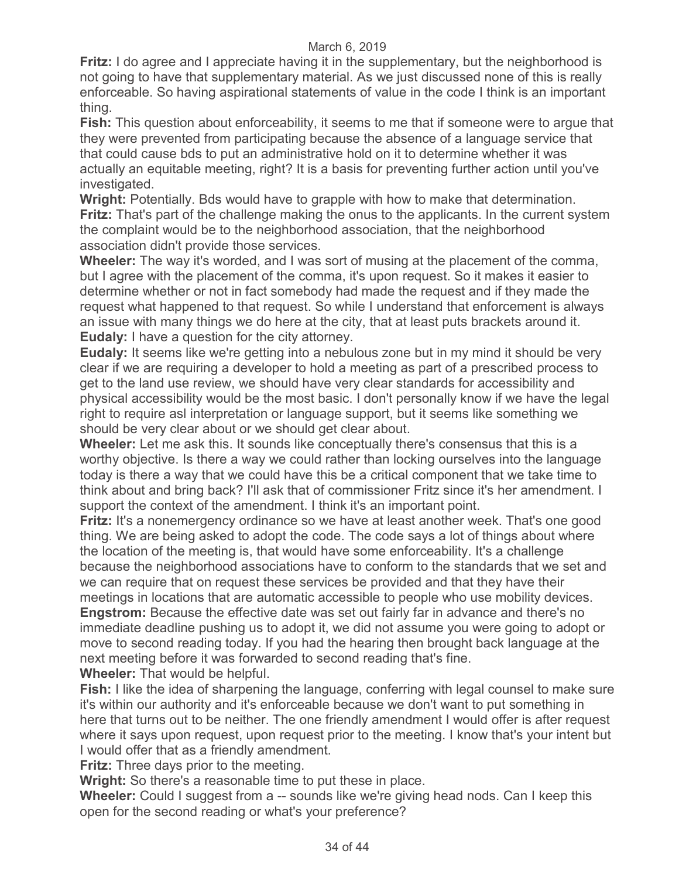**Fritz:** I do agree and I appreciate having it in the supplementary, but the neighborhood is not going to have that supplementary material. As we just discussed none of this is really enforceable. So having aspirational statements of value in the code I think is an important thing.

**Fish:** This question about enforceability, it seems to me that if someone were to argue that they were prevented from participating because the absence of a language service that that could cause bds to put an administrative hold on it to determine whether it was actually an equitable meeting, right? It is a basis for preventing further action until you've investigated.

**Wright:** Potentially. Bds would have to grapple with how to make that determination.

**Fritz:** That's part of the challenge making the onus to the applicants. In the current system the complaint would be to the neighborhood association, that the neighborhood association didn't provide those services.

**Wheeler:** The way it's worded, and I was sort of musing at the placement of the comma, but I agree with the placement of the comma, it's upon request. So it makes it easier to determine whether or not in fact somebody had made the request and if they made the request what happened to that request. So while I understand that enforcement is always an issue with many things we do here at the city, that at least puts brackets around it.

**Eudaly:** I have a question for the city attorney.

**Eudaly:** It seems like we're getting into a nebulous zone but in my mind it should be very clear if we are requiring a developer to hold a meeting as part of a prescribed process to get to the land use review, we should have very clear standards for accessibility and physical accessibility would be the most basic. I don't personally know if we have the legal right to require asl interpretation or language support, but it seems like something we should be very clear about or we should get clear about.

**Wheeler:** Let me ask this. It sounds like conceptually there's consensus that this is a worthy objective. Is there a way we could rather than locking ourselves into the language today is there a way that we could have this be a critical component that we take time to think about and bring back? I'll ask that of commissioner Fritz since it's her amendment. I support the context of the amendment. I think it's an important point.

**Fritz:** It's a nonemergency ordinance so we have at least another week. That's one good thing. We are being asked to adopt the code. The code says a lot of things about where the location of the meeting is, that would have some enforceability. It's a challenge because the neighborhood associations have to conform to the standards that we set and we can require that on request these services be provided and that they have their meetings in locations that are automatic accessible to people who use mobility devices.

**Engstrom:** Because the effective date was set out fairly far in advance and there's no immediate deadline pushing us to adopt it, we did not assume you were going to adopt or move to second reading today. If you had the hearing then brought back language at the next meeting before it was forwarded to second reading that's fine.

**Wheeler:** That would be helpful.

**Fish:** I like the idea of sharpening the language, conferring with legal counsel to make sure it's within our authority and it's enforceable because we don't want to put something in here that turns out to be neither. The one friendly amendment I would offer is after request where it says upon request, upon request prior to the meeting. I know that's your intent but I would offer that as a friendly amendment.

**Fritz:** Three days prior to the meeting.

**Wright:** So there's a reasonable time to put these in place.

**Wheeler:** Could I suggest from a -- sounds like we're giving head nods. Can I keep this open for the second reading or what's your preference?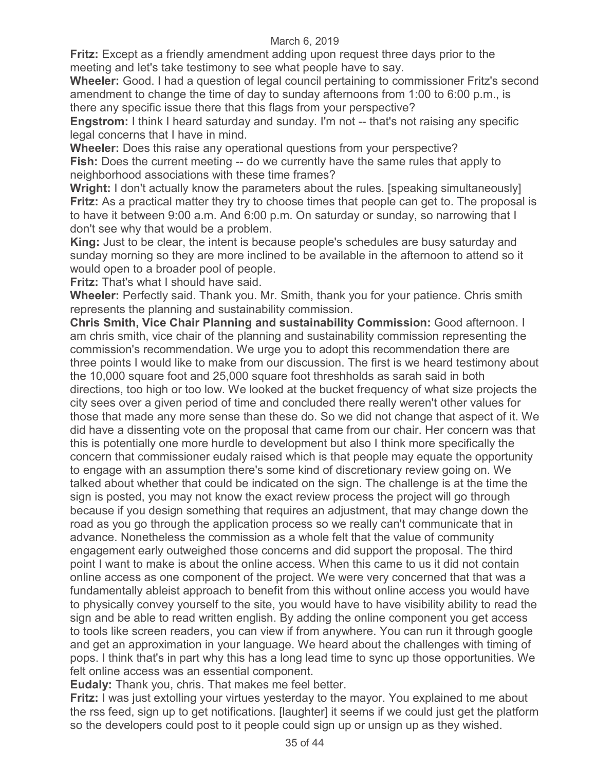**Fritz:** Except as a friendly amendment adding upon request three days prior to the meeting and let's take testimony to see what people have to say.

**Wheeler:** Good. I had a question of legal council pertaining to commissioner Fritz's second amendment to change the time of day to sunday afternoons from 1:00 to 6:00 p.m., is there any specific issue there that this flags from your perspective?

**Engstrom:** I think I heard saturday and sunday. I'm not -- that's not raising any specific legal concerns that I have in mind.

**Wheeler:** Does this raise any operational questions from your perspective?

**Fish:** Does the current meeting -- do we currently have the same rules that apply to neighborhood associations with these time frames?

**Wright:** I don't actually know the parameters about the rules. [speaking simultaneously]

**Fritz:** As a practical matter they try to choose times that people can get to. The proposal is to have it between 9:00 a.m. And 6:00 p.m. On saturday or sunday, so narrowing that I don't see why that would be a problem.

**King:** Just to be clear, the intent is because people's schedules are busy saturday and sunday morning so they are more inclined to be available in the afternoon to attend so it would open to a broader pool of people.

**Fritz:** That's what I should have said.

**Wheeler:** Perfectly said. Thank you. Mr. Smith, thank you for your patience. Chris smith represents the planning and sustainability commission.

**Chris Smith, Vice Chair Planning and sustainability Commission:** Good afternoon. I am chris smith, vice chair of the planning and sustainability commission representing the commission's recommendation. We urge you to adopt this recommendation there are three points I would like to make from our discussion. The first is we heard testimony about the 10,000 square foot and 25,000 square foot threshholds as sarah said in both directions, too high or too low. We looked at the bucket frequency of what size projects the city sees over a given period of time and concluded there really weren't other values for those that made any more sense than these do. So we did not change that aspect of it. We did have a dissenting vote on the proposal that came from our chair. Her concern was that this is potentially one more hurdle to development but also I think more specifically the concern that commissioner eudaly raised which is that people may equate the opportunity to engage with an assumption there's some kind of discretionary review going on. We talked about whether that could be indicated on the sign. The challenge is at the time the sign is posted, you may not know the exact review process the project will go through because if you design something that requires an adjustment, that may change down the road as you go through the application process so we really can't communicate that in advance. Nonetheless the commission as a whole felt that the value of community engagement early outweighed those concerns and did support the proposal. The third point I want to make is about the online access. When this came to us it did not contain online access as one component of the project. We were very concerned that that was a fundamentally ableist approach to benefit from this without online access you would have to physically convey yourself to the site, you would have to have visibility ability to read the sign and be able to read written english. By adding the online component you get access to tools like screen readers, you can view if from anywhere. You can run it through google and get an approximation in your language. We heard about the challenges with timing of pops. I think that's in part why this has a long lead time to sync up those opportunities. We felt online access was an essential component.

**Eudaly:** Thank you, chris. That makes me feel better.

**Fritz:** I was just extolling your virtues yesterday to the mayor. You explained to me about the rss feed, sign up to get notifications. [laughter] it seems if we could just get the platform so the developers could post to it people could sign up or unsign up as they wished.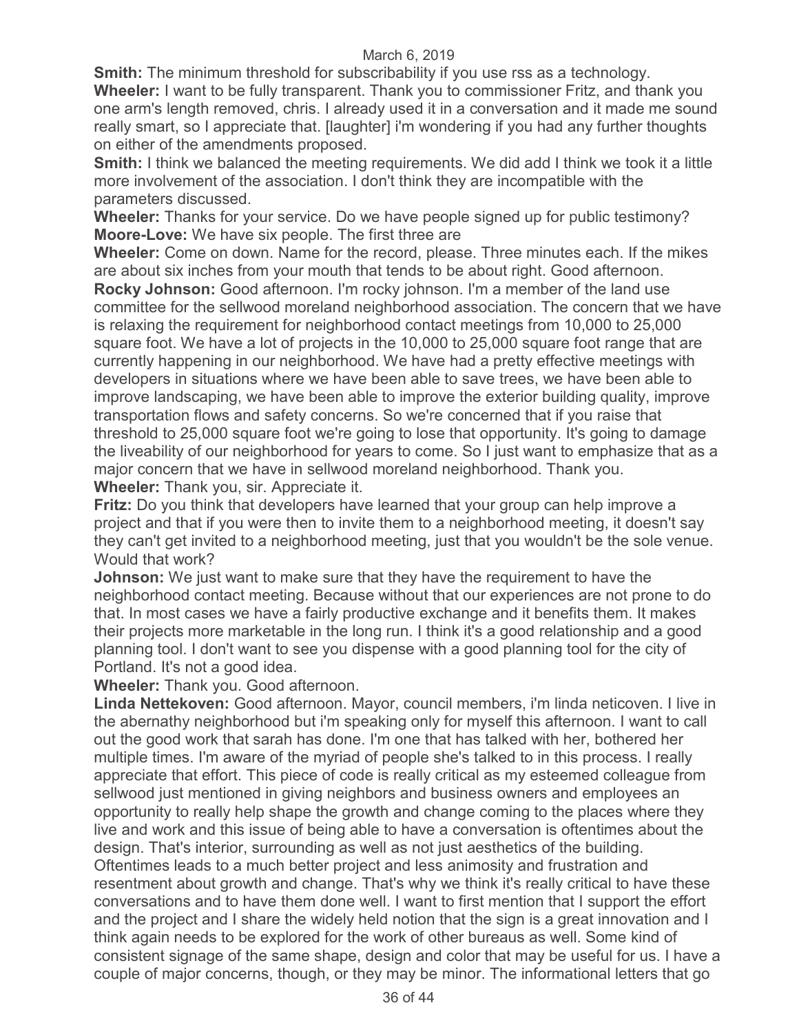**Smith:** The minimum threshold for subscribability if you use rss as a technology.

**Wheeler:** I want to be fully transparent. Thank you to commissioner Fritz, and thank you one arm's length removed, chris. I already used it in a conversation and it made me sound really smart, so I appreciate that. [laughter] i'm wondering if you had any further thoughts on either of the amendments proposed.

**Smith:** I think we balanced the meeting requirements. We did add I think we took it a little more involvement of the association. I don't think they are incompatible with the parameters discussed.

**Wheeler:** Thanks for your service. Do we have people signed up for public testimony?

**Moore-Love:** We have six people. The first three are

**Wheeler:** Come on down. Name for the record, please. Three minutes each. If the mikes are about six inches from your mouth that tends to be about right. Good afternoon.

**Rocky Johnson:** Good afternoon. I'm rocky johnson. I'm a member of the land use committee for the sellwood moreland neighborhood association. The concern that we have is relaxing the requirement for neighborhood contact meetings from 10,000 to 25,000 square foot. We have a lot of projects in the 10,000 to 25,000 square foot range that are currently happening in our neighborhood. We have had a pretty effective meetings with developers in situations where we have been able to save trees, we have been able to improve landscaping, we have been able to improve the exterior building quality, improve transportation flows and safety concerns. So we're concerned that if you raise that threshold to 25,000 square foot we're going to lose that opportunity. It's going to damage the liveability of our neighborhood for years to come. So I just want to emphasize that as a major concern that we have in sellwood moreland neighborhood. Thank you.

**Wheeler:** Thank you, sir. Appreciate it.

**Fritz:** Do you think that developers have learned that your group can help improve a project and that if you were then to invite them to a neighborhood meeting, it doesn't say they can't get invited to a neighborhood meeting, just that you wouldn't be the sole venue. Would that work?

**Johnson:** We just want to make sure that they have the requirement to have the neighborhood contact meeting. Because without that our experiences are not prone to do that. In most cases we have a fairly productive exchange and it benefits them. It makes their projects more marketable in the long run. I think it's a good relationship and a good planning tool. I don't want to see you dispense with a good planning tool for the city of Portland. It's not a good idea.

**Wheeler:** Thank you. Good afternoon.

**Linda Nettekoven:** Good afternoon. Mayor, council members, i'm linda neticoven. I live in the abernathy neighborhood but i'm speaking only for myself this afternoon. I want to call out the good work that sarah has done. I'm one that has talked with her, bothered her multiple times. I'm aware of the myriad of people she's talked to in this process. I really appreciate that effort. This piece of code is really critical as my esteemed colleague from sellwood just mentioned in giving neighbors and business owners and employees an opportunity to really help shape the growth and change coming to the places where they live and work and this issue of being able to have a conversation is oftentimes about the design. That's interior, surrounding as well as not just aesthetics of the building. Oftentimes leads to a much better project and less animosity and frustration and resentment about growth and change. That's why we think it's really critical to have these conversations and to have them done well. I want to first mention that I support the effort and the project and I share the widely held notion that the sign is a great innovation and I think again needs to be explored for the work of other bureaus as well. Some kind of consistent signage of the same shape, design and color that may be useful for us. I have a couple of major concerns, though, or they may be minor. The informational letters that go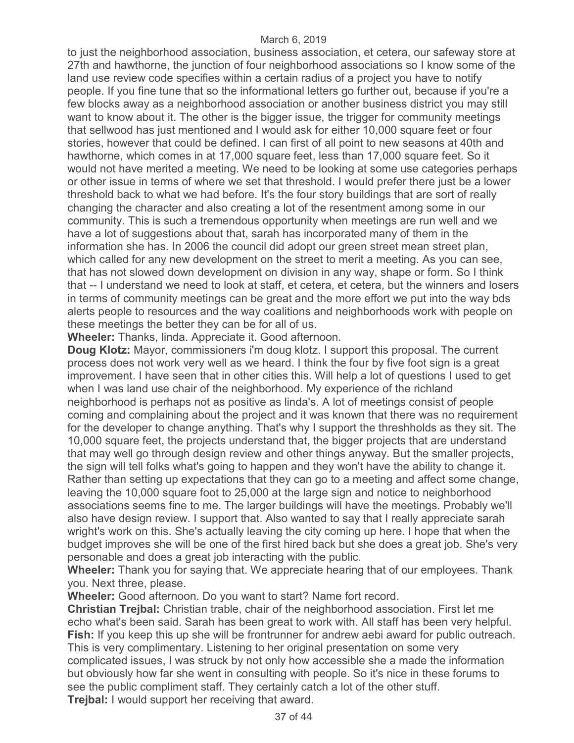to just the neighborhood association, business association, et cetera, our safeway store at 27th and hawthorne, the junction of four neighborhood associations so I know some of the land use review code specifies within a certain radius of a project you have to notify people. If you fine tune that so the informational letters go further out, because if you're a few blocks away as a neighborhood association or another business district you may still want to know about it. The other is the bigger issue, the trigger for community meetings that sellwood has just mentioned and I would ask for either 10,000 square feet or four stories, however that could be defined. I can first of all point to new seasons at 40th and hawthorne, which comes in at 17,000 square feet, less than 17,000 square feet. So it would not have merited a meeting. We need to be looking at some use categories perhaps or other issue in terms of where we set that threshold. I would prefer there just be a lower threshold back to what we had before. It's the four story buildings that are sort of really changing the character and also creating a lot of the resentment among some in our community. This is such a tremendous opportunity when meetings are run well and we have a lot of suggestions about that, sarah has incorporated many of them in the information she has. In 2006 the council did adopt our green street mean street plan, which called for any new development on the street to merit a meeting. As you can see, that has not slowed down development on division in any way, shape or form. So I think that -- I understand we need to look at staff, et cetera, et cetera, but the winners and losers in terms of community meetings can be great and the more effort we put into the way bds alerts people to resources and the way coalitions and neighborhoods work with people on these meetings the better they can be for all of us.

**Wheeler:** Thanks, linda. Appreciate it. Good afternoon.

**Doug Klotz:** Mayor, commissioners i'm doug klotz. I support this proposal. The current process does not work very well as we heard. I think the four by five foot sign is a great improvement. I have seen that in other cities this. Will help a lot of questions I used to get when I was land use chair of the neighborhood. My experience of the richland neighborhood is perhaps not as positive as linda's. A lot of meetings consist of people coming and complaining about the project and it was known that there was no requirement for the developer to change anything. That's why I support the threshholds as they sit. The 10,000 square feet, the projects understand that, the bigger projects that are understand that may well go through design review and other things anyway. But the smaller projects, the sign will tell folks what's going to happen and they won't have the ability to change it. Rather than setting up expectations that they can go to a meeting and affect some change, leaving the 10,000 square foot to 25,000 at the large sign and notice to neighborhood associations seems fine to me. The larger buildings will have the meetings. Probably we'll also have design review. I support that. Also wanted to say that I really appreciate sarah wright's work on this. She's actually leaving the city coming up here. I hope that when the budget improves she will be one of the first hired back but she does a great job. She's very personable and does a great job interacting with the public.

**Wheeler:** Thank you for saying that. We appreciate hearing that of our employees. Thank you. Next three, please.

**Wheeler:** Good afternoon. Do you want to start? Name fort record.

**Christian Trejbal:** Christian trable, chair of the neighborhood association. First let me echo what's been said. Sarah has been great to work with. All staff has been very helpful.

**Fish:** If you keep this up she will be frontrunner for andrew aebi award for public outreach. This is very complimentary. Listening to her original presentation on some very complicated issues, I was struck by not only how accessible she a made the information but obviously how far she went in consulting with people. So it's nice in these forums to see the public compliment staff. They certainly catch a lot of the other stuff.

**Trejbal:** I would support her receiving that award.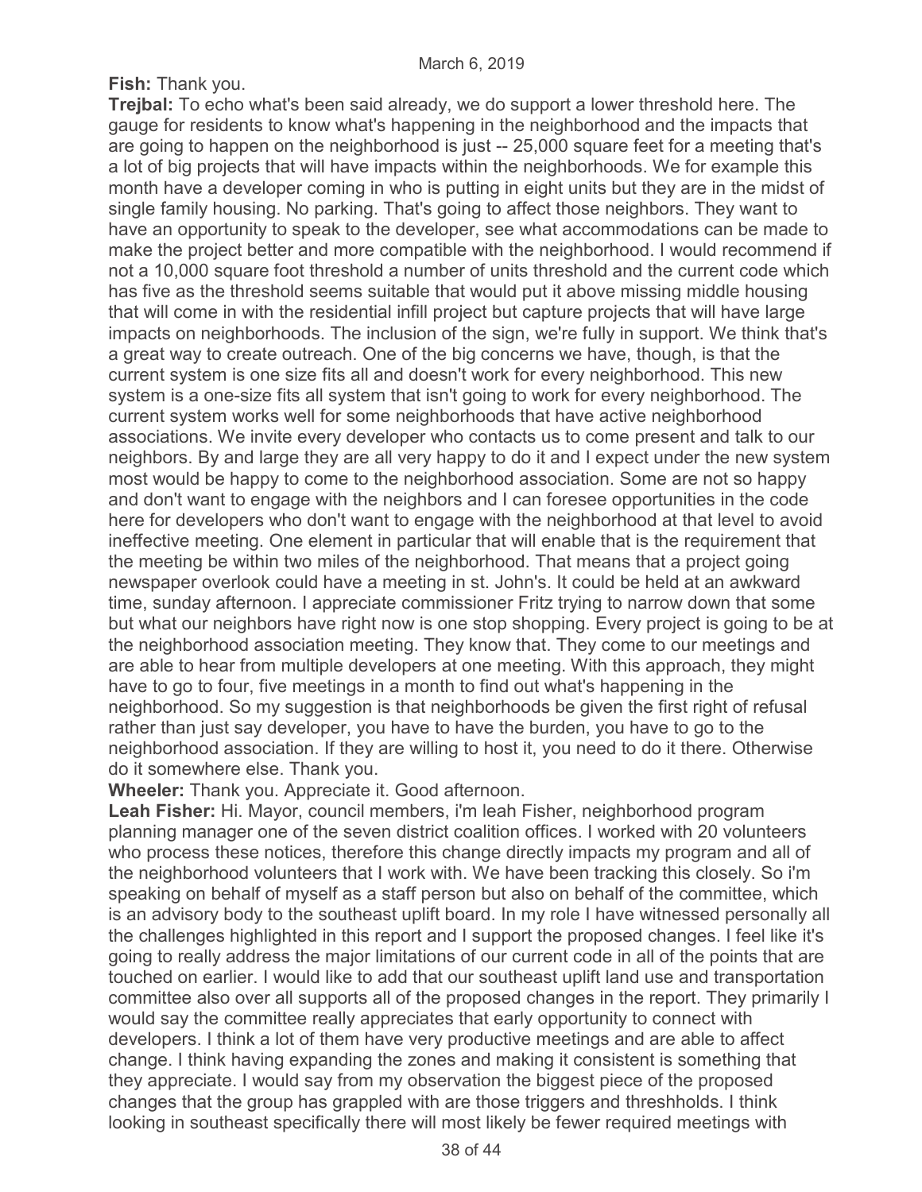**Fish:** Thank you.

**Trejbal:** To echo what's been said already, we do support a lower threshold here. The gauge for residents to know what's happening in the neighborhood and the impacts that are going to happen on the neighborhood is just -- 25,000 square feet for a meeting that's a lot of big projects that will have impacts within the neighborhoods. We for example this month have a developer coming in who is putting in eight units but they are in the midst of single family housing. No parking. That's going to affect those neighbors. They want to have an opportunity to speak to the developer, see what accommodations can be made to make the project better and more compatible with the neighborhood. I would recommend if not a 10,000 square foot threshold a number of units threshold and the current code which has five as the threshold seems suitable that would put it above missing middle housing that will come in with the residential infill project but capture projects that will have large impacts on neighborhoods. The inclusion of the sign, we're fully in support. We think that's a great way to create outreach. One of the big concerns we have, though, is that the current system is one size fits all and doesn't work for every neighborhood. This new system is a one-size fits all system that isn't going to work for every neighborhood. The current system works well for some neighborhoods that have active neighborhood associations. We invite every developer who contacts us to come present and talk to our neighbors. By and large they are all very happy to do it and I expect under the new system most would be happy to come to the neighborhood association. Some are not so happy and don't want to engage with the neighbors and I can foresee opportunities in the code here for developers who don't want to engage with the neighborhood at that level to avoid ineffective meeting. One element in particular that will enable that is the requirement that the meeting be within two miles of the neighborhood. That means that a project going newspaper overlook could have a meeting in st. John's. It could be held at an awkward time, sunday afternoon. I appreciate commissioner Fritz trying to narrow down that some but what our neighbors have right now is one stop shopping. Every project is going to be at the neighborhood association meeting. They know that. They come to our meetings and are able to hear from multiple developers at one meeting. With this approach, they might have to go to four, five meetings in a month to find out what's happening in the neighborhood. So my suggestion is that neighborhoods be given the first right of refusal rather than just say developer, you have to have the burden, you have to go to the neighborhood association. If they are willing to host it, you need to do it there. Otherwise do it somewhere else. Thank you.

**Wheeler:** Thank you. Appreciate it. Good afternoon.

**Leah Fisher:** Hi. Mayor, council members, i'm leah Fisher, neighborhood program planning manager one of the seven district coalition offices. I worked with 20 volunteers who process these notices, therefore this change directly impacts my program and all of the neighborhood volunteers that I work with. We have been tracking this closely. So i'm speaking on behalf of myself as a staff person but also on behalf of the committee, which is an advisory body to the southeast uplift board. In my role I have witnessed personally all the challenges highlighted in this report and I support the proposed changes. I feel like it's going to really address the major limitations of our current code in all of the points that are touched on earlier. I would like to add that our southeast uplift land use and transportation committee also over all supports all of the proposed changes in the report. They primarily I would say the committee really appreciates that early opportunity to connect with developers. I think a lot of them have very productive meetings and are able to affect change. I think having expanding the zones and making it consistent is something that they appreciate. I would say from my observation the biggest piece of the proposed changes that the group has grappled with are those triggers and threshholds. I think looking in southeast specifically there will most likely be fewer required meetings with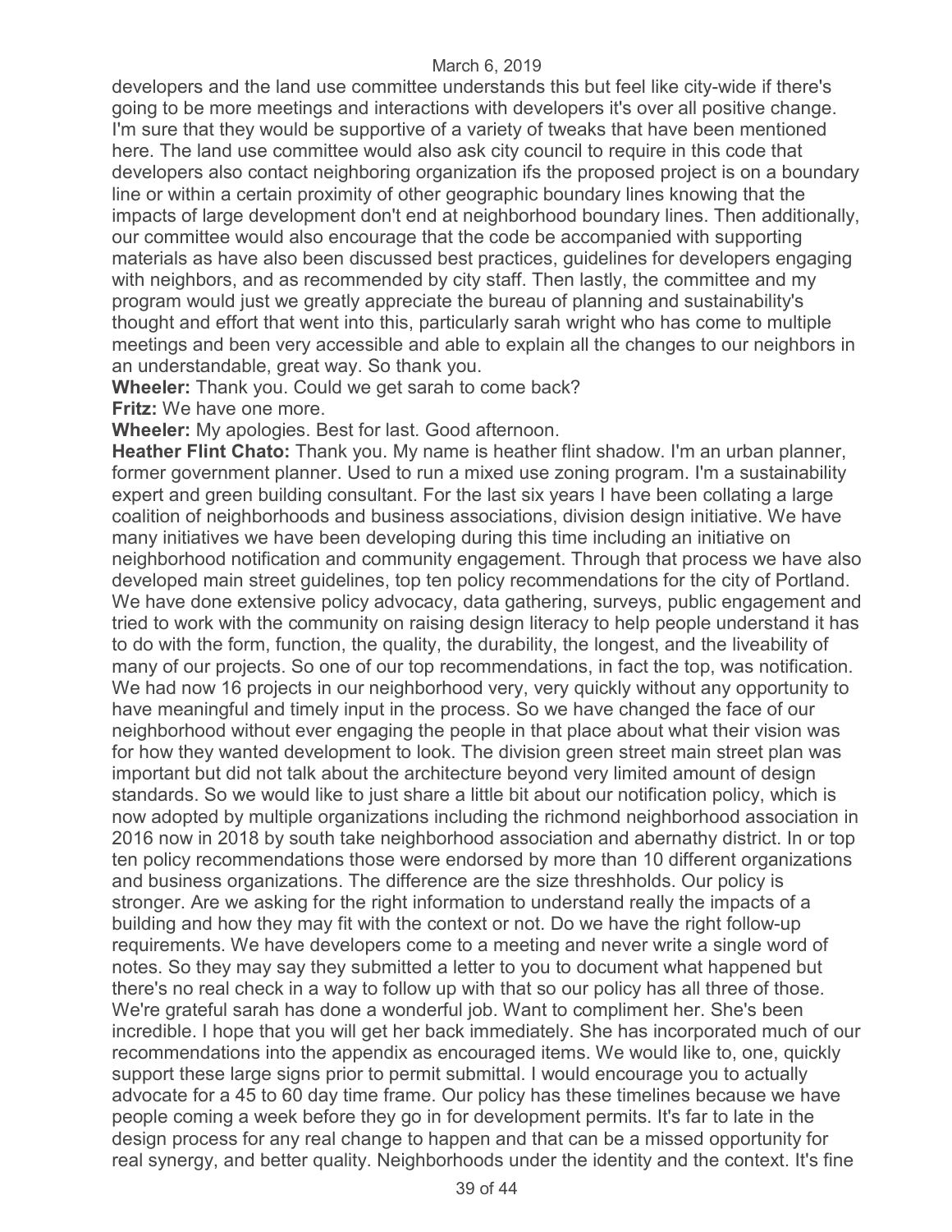developers and the land use committee understands this but feel like city-wide if there's going to be more meetings and interactions with developers it's over all positive change. I'm sure that they would be supportive of a variety of tweaks that have been mentioned here. The land use committee would also ask city council to require in this code that developers also contact neighboring organization ifs the proposed project is on a boundary line or within a certain proximity of other geographic boundary lines knowing that the impacts of large development don't end at neighborhood boundary lines. Then additionally, our committee would also encourage that the code be accompanied with supporting materials as have also been discussed best practices, guidelines for developers engaging with neighbors, and as recommended by city staff. Then lastly, the committee and my program would just we greatly appreciate the bureau of planning and sustainability's thought and effort that went into this, particularly sarah wright who has come to multiple meetings and been very accessible and able to explain all the changes to our neighbors in an understandable, great way. So thank you.

**Wheeler:** Thank you. Could we get sarah to come back?

**Fritz:** We have one more.

**Wheeler:** My apologies. Best for last. Good afternoon.

**Heather Flint Chato:** Thank you. My name is heather flint shadow. I'm an urban planner, former government planner. Used to run a mixed use zoning program. I'm a sustainability expert and green building consultant. For the last six years I have been collating a large coalition of neighborhoods and business associations, division design initiative. We have many initiatives we have been developing during this time including an initiative on neighborhood notification and community engagement. Through that process we have also developed main street guidelines, top ten policy recommendations for the city of Portland. We have done extensive policy advocacy, data gathering, surveys, public engagement and tried to work with the community on raising design literacy to help people understand it has to do with the form, function, the quality, the durability, the longest, and the liveability of many of our projects. So one of our top recommendations, in fact the top, was notification. We had now 16 projects in our neighborhood very, very quickly without any opportunity to have meaningful and timely input in the process. So we have changed the face of our neighborhood without ever engaging the people in that place about what their vision was for how they wanted development to look. The division green street main street plan was important but did not talk about the architecture beyond very limited amount of design standards. So we would like to just share a little bit about our notification policy, which is now adopted by multiple organizations including the richmond neighborhood association in 2016 now in 2018 by south take neighborhood association and abernathy district. In or top ten policy recommendations those were endorsed by more than 10 different organizations and business organizations. The difference are the size threshholds. Our policy is stronger. Are we asking for the right information to understand really the impacts of a building and how they may fit with the context or not. Do we have the right follow-up requirements. We have developers come to a meeting and never write a single word of notes. So they may say they submitted a letter to you to document what happened but there's no real check in a way to follow up with that so our policy has all three of those. We're grateful sarah has done a wonderful job. Want to compliment her. She's been incredible. I hope that you will get her back immediately. She has incorporated much of our recommendations into the appendix as encouraged items. We would like to, one, quickly support these large signs prior to permit submittal. I would encourage you to actually advocate for a 45 to 60 day time frame. Our policy has these timelines because we have people coming a week before they go in for development permits. It's far to late in the design process for any real change to happen and that can be a missed opportunity for real synergy, and better quality. Neighborhoods under the identity and the context. It's fine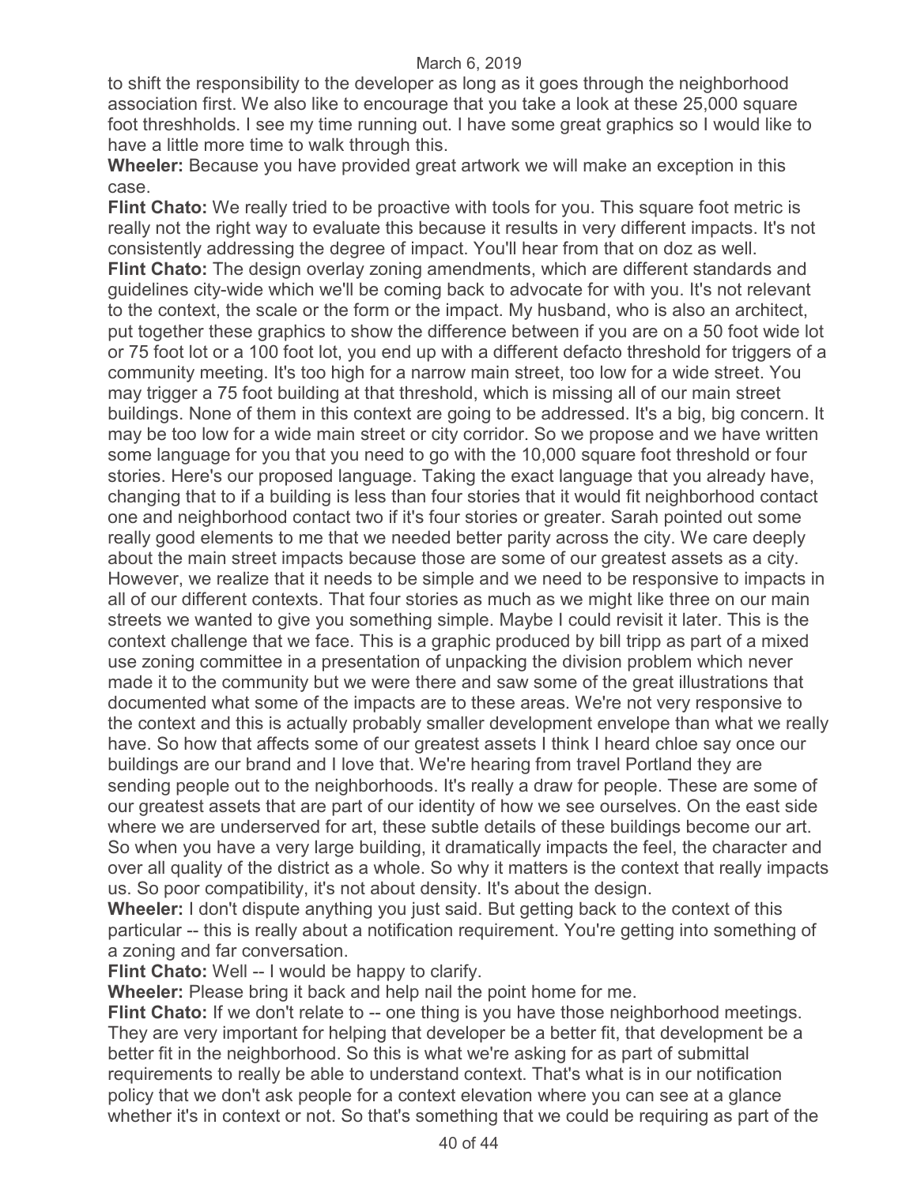to shift the responsibility to the developer as long as it goes through the neighborhood association first. We also like to encourage that you take a look at these 25,000 square foot threshholds. I see my time running out. I have some great graphics so I would like to have a little more time to walk through this.

**Wheeler:** Because you have provided great artwork we will make an exception in this case.

**Flint Chato:** We really tried to be proactive with tools for you. This square foot metric is really not the right way to evaluate this because it results in very different impacts. It's not consistently addressing the degree of impact. You'll hear from that on doz as well.

**Flint Chato:** The design overlay zoning amendments, which are different standards and guidelines city-wide which we'll be coming back to advocate for with you. It's not relevant to the context, the scale or the form or the impact. My husband, who is also an architect, put together these graphics to show the difference between if you are on a 50 foot wide lot or 75 foot lot or a 100 foot lot, you end up with a different defacto threshold for triggers of a community meeting. It's too high for a narrow main street, too low for a wide street. You may trigger a 75 foot building at that threshold, which is missing all of our main street buildings. None of them in this context are going to be addressed. It's a big, big concern. It may be too low for a wide main street or city corridor. So we propose and we have written some language for you that you need to go with the 10,000 square foot threshold or four stories. Here's our proposed language. Taking the exact language that you already have, changing that to if a building is less than four stories that it would fit neighborhood contact one and neighborhood contact two if it's four stories or greater. Sarah pointed out some really good elements to me that we needed better parity across the city. We care deeply about the main street impacts because those are some of our greatest assets as a city. However, we realize that it needs to be simple and we need to be responsive to impacts in all of our different contexts. That four stories as much as we might like three on our main streets we wanted to give you something simple. Maybe I could revisit it later. This is the context challenge that we face. This is a graphic produced by bill tripp as part of a mixed use zoning committee in a presentation of unpacking the division problem which never made it to the community but we were there and saw some of the great illustrations that documented what some of the impacts are to these areas. We're not very responsive to the context and this is actually probably smaller development envelope than what we really have. So how that affects some of our greatest assets I think I heard chloe say once our buildings are our brand and I love that. We're hearing from travel Portland they are sending people out to the neighborhoods. It's really a draw for people. These are some of our greatest assets that are part of our identity of how we see ourselves. On the east side where we are underserved for art, these subtle details of these buildings become our art. So when you have a very large building, it dramatically impacts the feel, the character and over all quality of the district as a whole. So why it matters is the context that really impacts us. So poor compatibility, it's not about density. It's about the design.

**Wheeler:** I don't dispute anything you just said. But getting back to the context of this particular -- this is really about a notification requirement. You're getting into something of a zoning and far conversation.

**Flint Chato:** Well -- I would be happy to clarify.

**Wheeler:** Please bring it back and help nail the point home for me.

**Flint Chato:** If we don't relate to -- one thing is you have those neighborhood meetings. They are very important for helping that developer be a better fit, that development be a better fit in the neighborhood. So this is what we're asking for as part of submittal requirements to really be able to understand context. That's what is in our notification policy that we don't ask people for a context elevation where you can see at a glance whether it's in context or not. So that's something that we could be requiring as part of the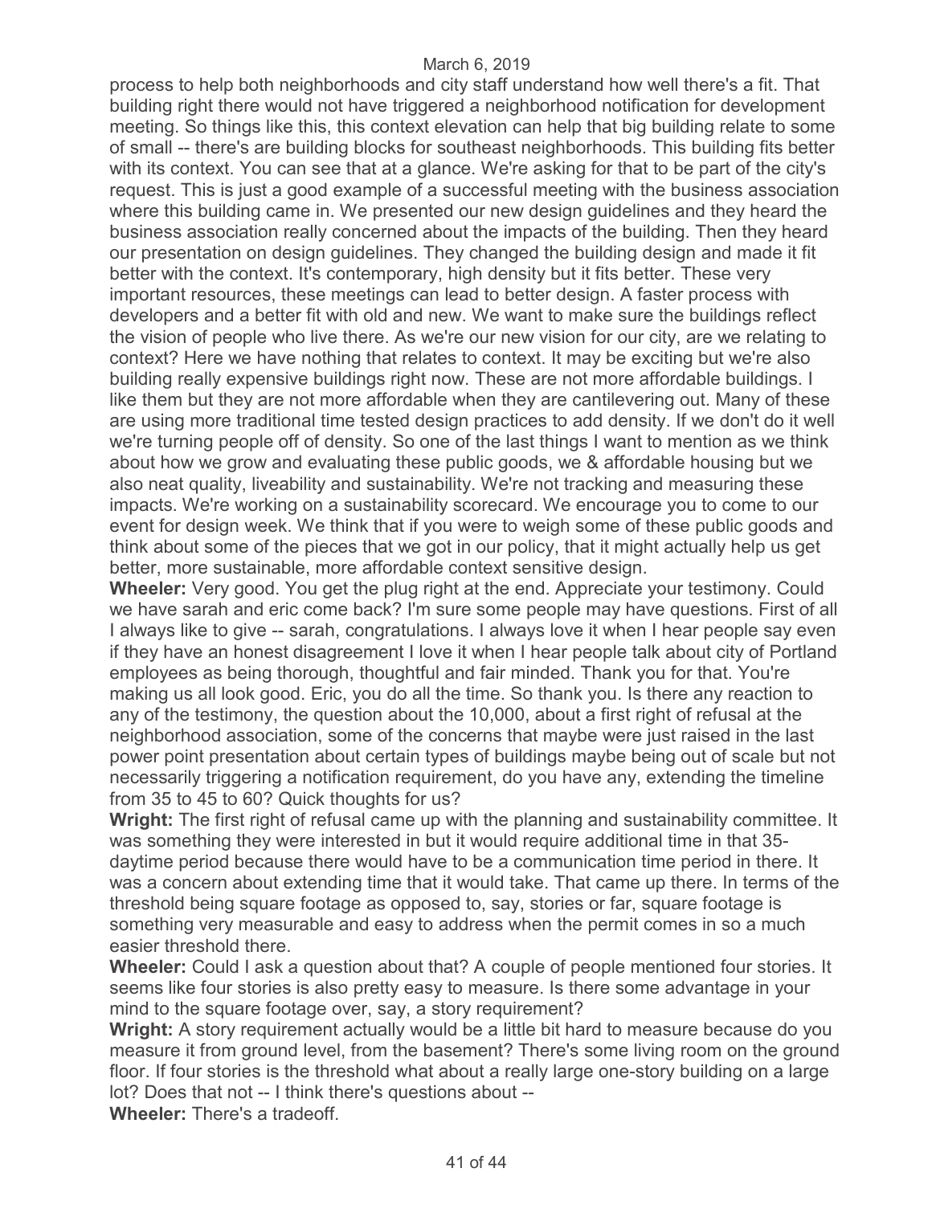process to help both neighborhoods and city staff understand how well there's a fit. That building right there would not have triggered a neighborhood notification for development meeting. So things like this, this context elevation can help that big building relate to some of small -- there's are building blocks for southeast neighborhoods. This building fits better with its context. You can see that at a glance. We're asking for that to be part of the city's request. This is just a good example of a successful meeting with the business association where this building came in. We presented our new design guidelines and they heard the business association really concerned about the impacts of the building. Then they heard our presentation on design guidelines. They changed the building design and made it fit better with the context. It's contemporary, high density but it fits better. These very important resources, these meetings can lead to better design. A faster process with developers and a better fit with old and new. We want to make sure the buildings reflect the vision of people who live there. As we're our new vision for our city, are we relating to context? Here we have nothing that relates to context. It may be exciting but we're also building really expensive buildings right now. These are not more affordable buildings. I like them but they are not more affordable when they are cantilevering out. Many of these are using more traditional time tested design practices to add density. If we don't do it well we're turning people off of density. So one of the last things I want to mention as we think about how we grow and evaluating these public goods, we & affordable housing but we also neat quality, liveability and sustainability. We're not tracking and measuring these impacts. We're working on a sustainability scorecard. We encourage you to come to our event for design week. We think that if you were to weigh some of these public goods and think about some of the pieces that we got in our policy, that it might actually help us get better, more sustainable, more affordable context sensitive design.

**Wheeler:** Very good. You get the plug right at the end. Appreciate your testimony. Could we have sarah and eric come back? I'm sure some people may have questions. First of all I always like to give -- sarah, congratulations. I always love it when I hear people say even if they have an honest disagreement I love it when I hear people talk about city of Portland employees as being thorough, thoughtful and fair minded. Thank you for that. You're making us all look good. Eric, you do all the time. So thank you. Is there any reaction to any of the testimony, the question about the 10,000, about a first right of refusal at the neighborhood association, some of the concerns that maybe were just raised in the last power point presentation about certain types of buildings maybe being out of scale but not necessarily triggering a notification requirement, do you have any, extending the timeline from 35 to 45 to 60? Quick thoughts for us?

**Wright:** The first right of refusal came up with the planning and sustainability committee. It was something they were interested in but it would require additional time in that 35-daytime period because there would have to be a communication time period in there. It was a concern about extending time that it would take. That came up there. In terms of the threshold being square footage as opposed to, say, stories or far, square footage is something very measurable and easy to address when the permit comes in so a much easier threshold there.

**Wheeler:** Could I ask a question about that? A couple of people mentioned four stories. It seems like four stories is also pretty easy to measure. Is there some advantage in your mind to the square footage over, say, a story requirement?

**Wright:** A story requirement actually would be a little bit hard to measure because do you measure it from ground level, from the basement? There's some living room on the ground floor. If four stories is the threshold what about a really large one-story building on a large lot? Does that not -- I think there's questions about --

**Wheeler:** There's a tradeoff.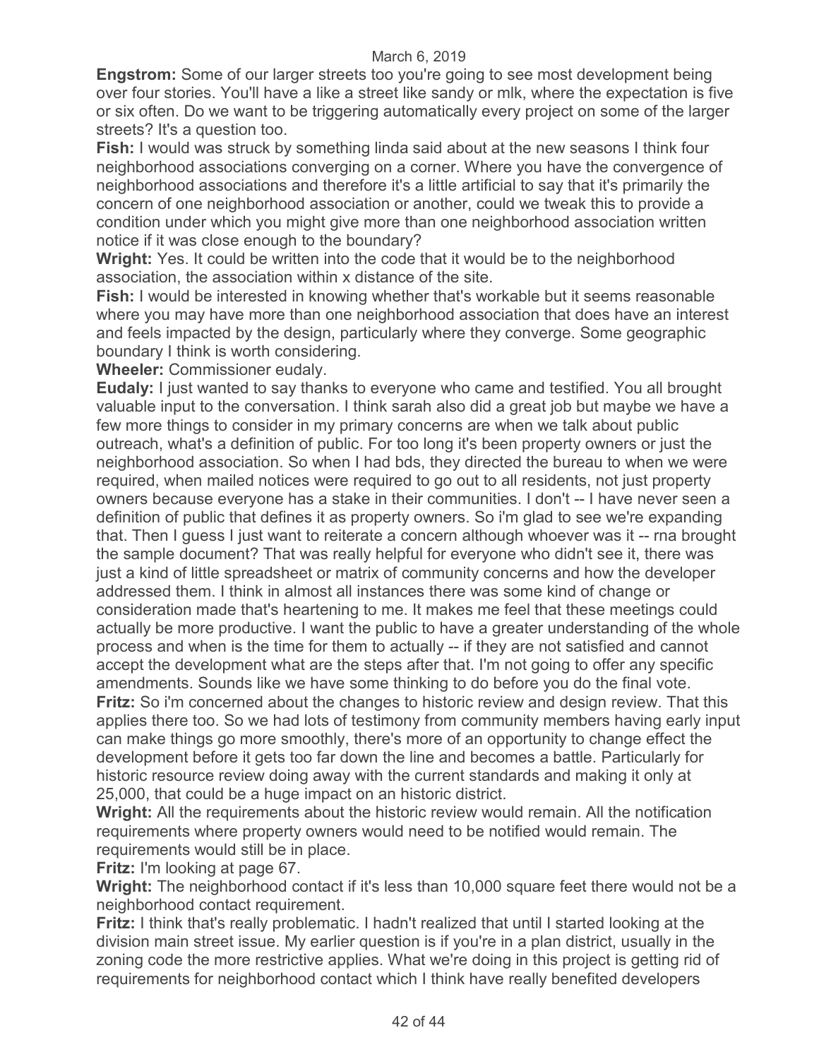**Engstrom:** Some of our larger streets too you're going to see most development being over four stories. You'll have a like a street like sandy or mlk, where the expectation is five or six often. Do we want to be triggering automatically every project on some of the larger streets? It's a question too.

**Fish:** I would was struck by something linda said about at the new seasons I think four neighborhood associations converging on a corner. Where you have the convergence of neighborhood associations and therefore it's a little artificial to say that it's primarily the concern of one neighborhood association or another, could we tweak this to provide a condition under which you might give more than one neighborhood association written notice if it was close enough to the boundary?

**Wright:** Yes. It could be written into the code that it would be to the neighborhood association, the association within x distance of the site.

**Fish:** I would be interested in knowing whether that's workable but it seems reasonable where you may have more than one neighborhood association that does have an interest and feels impacted by the design, particularly where they converge. Some geographic boundary I think is worth considering.

**Wheeler:** Commissioner eudaly.

**Eudaly:** I just wanted to say thanks to everyone who came and testified. You all brought valuable input to the conversation. I think sarah also did a great job but maybe we have a few more things to consider in my primary concerns are when we talk about public outreach, what's a definition of public. For too long it's been property owners or just the neighborhood association. So when I had bds, they directed the bureau to when we were required, when mailed notices were required to go out to all residents, not just property owners because everyone has a stake in their communities. I don't -- I have never seen a definition of public that defines it as property owners. So i'm glad to see we're expanding that. Then I guess I just want to reiterate a concern although whoever was it -- rna brought the sample document? That was really helpful for everyone who didn't see it, there was just a kind of little spreadsheet or matrix of community concerns and how the developer addressed them. I think in almost all instances there was some kind of change or consideration made that's heartening to me. It makes me feel that these meetings could actually be more productive. I want the public to have a greater understanding of the whole process and when is the time for them to actually -- if they are not satisfied and cannot accept the development what are the steps after that. I'm not going to offer any specific amendments. Sounds like we have some thinking to do before you do the final vote.

**Fritz:** So i'm concerned about the changes to historic review and design review. That this applies there too. So we had lots of testimony from community members having early input can make things go more smoothly, there's more of an opportunity to change effect the development before it gets too far down the line and becomes a battle. Particularly for historic resource review doing away with the current standards and making it only at 25,000, that could be a huge impact on an historic district.

**Wright:** All the requirements about the historic review would remain. All the notification requirements where property owners would need to be notified would remain. The requirements would still be in place.

**Fritz:** I'm looking at page 67.

**Wright:** The neighborhood contact if it's less than 10,000 square feet there would not be a neighborhood contact requirement.

**Fritz:** I think that's really problematic. I hadn't realized that until I started looking at the division main street issue. My earlier question is if you're in a plan district, usually in the zoning code the more restrictive applies. What we're doing in this project is getting rid of requirements for neighborhood contact which I think have really benefited developers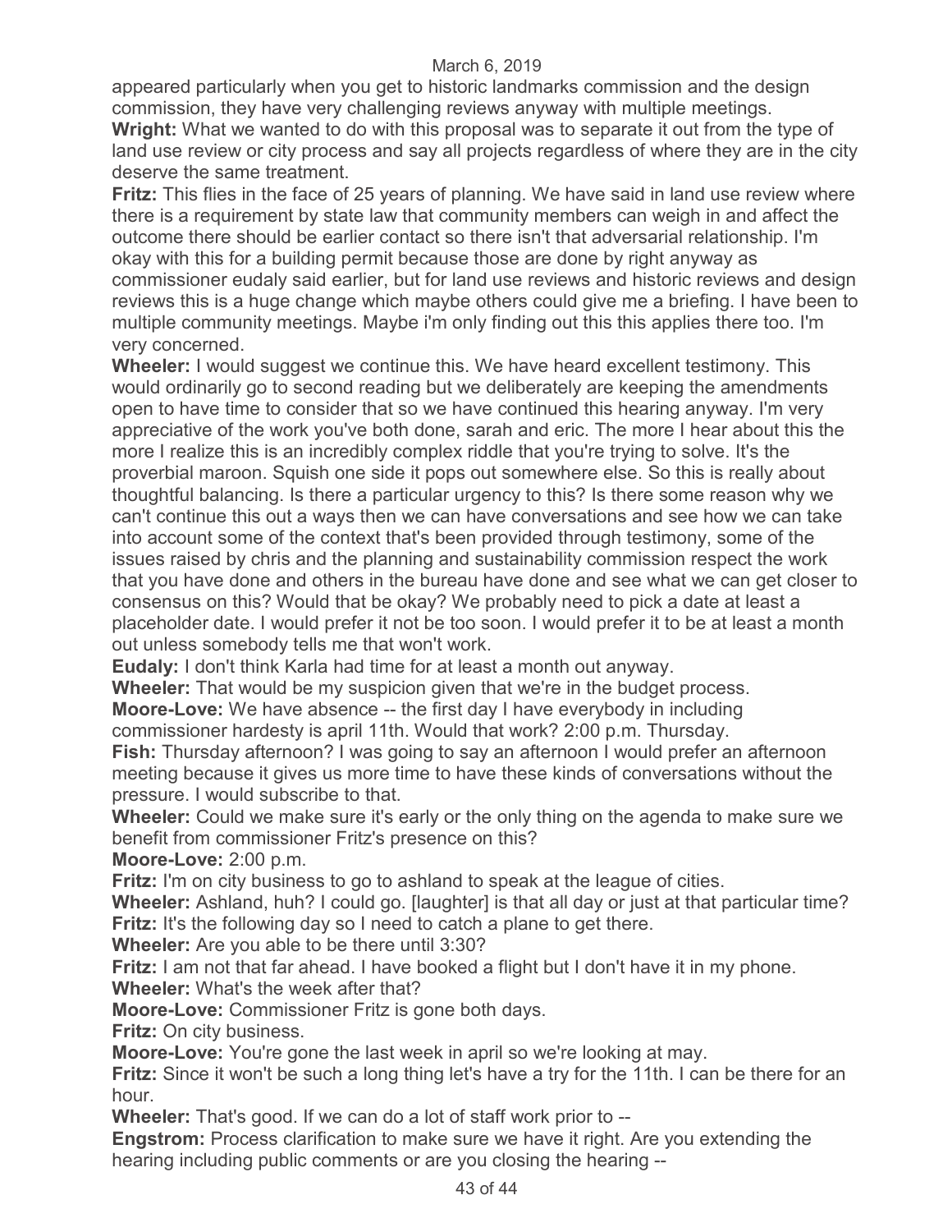appeared particularly when you get to historic landmarks commission and the design commission, they have very challenging reviews anyway with multiple meetings.

**Wright:** What we wanted to do with this proposal was to separate it out from the type of land use review or city process and say all projects regardless of where they are in the city deserve the same treatment.

**Fritz:** This flies in the face of 25 years of planning. We have said in land use review where there is a requirement by state law that community members can weigh in and affect the outcome there should be earlier contact so there isn't that adversarial relationship. I'm okay with this for a building permit because those are done by right anyway as commissioner eudaly said earlier, but for land use reviews and historic reviews and design reviews this is a huge change which maybe others could give me a briefing. I have been to multiple community meetings. Maybe i'm only finding out this this applies there too. I'm very concerned.

**Wheeler:** I would suggest we continue this. We have heard excellent testimony. This would ordinarily go to second reading but we deliberately are keeping the amendments open to have time to consider that so we have continued this hearing anyway. I'm very appreciative of the work you've both done, sarah and eric. The more I hear about this the more I realize this is an incredibly complex riddle that you're trying to solve. It's the proverbial maroon. Squish one side it pops out somewhere else. So this is really about thoughtful balancing. Is there a particular urgency to this? Is there some reason why we can't continue this out a ways then we can have conversations and see how we can take into account some of the context that's been provided through testimony, some of the issues raised by chris and the planning and sustainability commission respect the work that you have done and others in the bureau have done and see what we can get closer to consensus on this? Would that be okay? We probably need to pick a date at least a placeholder date. I would prefer it not be too soon. I would prefer it to be at least a month out unless somebody tells me that won't work.

**Eudaly:** I don't think Karla had time for at least a month out anyway.

**Wheeler:** That would be my suspicion given that we're in the budget process.

**Moore-Love:** We have absence -- the first day I have everybody in including commissioner hardesty is april 11th. Would that work? 2:00 p.m. Thursday.

**Fish:** Thursday afternoon? I was going to say an afternoon I would prefer an afternoon meeting because it gives us more time to have these kinds of conversations without the pressure. I would subscribe to that.

**Wheeler:** Could we make sure it's early or the only thing on the agenda to make sure we benefit from commissioner Fritz's presence on this?

**Moore-Love:** 2:00 p.m.

**Fritz:** I'm on city business to go to ashland to speak at the league of cities.

**Wheeler:** Ashland, huh? I could go. [laughter] is that all day or just at that particular time?

**Fritz:** It's the following day so I need to catch a plane to get there.

**Wheeler:** Are you able to be there until 3:30?

**Fritz:** I am not that far ahead. I have booked a flight but I don't have it in my phone.

**Wheeler:** What's the week after that?

**Moore-Love:** Commissioner Fritz is gone both days.

**Fritz:** On city business.

**Moore-Love:** You're gone the last week in april so we're looking at may.

**Fritz:** Since it won't be such a long thing let's have a try for the 11th. I can be there for an hour.

**Wheeler:** That's good. If we can do a lot of staff work prior to --

**Engstrom:** Process clarification to make sure we have it right. Are you extending the hearing including public comments or are you closing the hearing --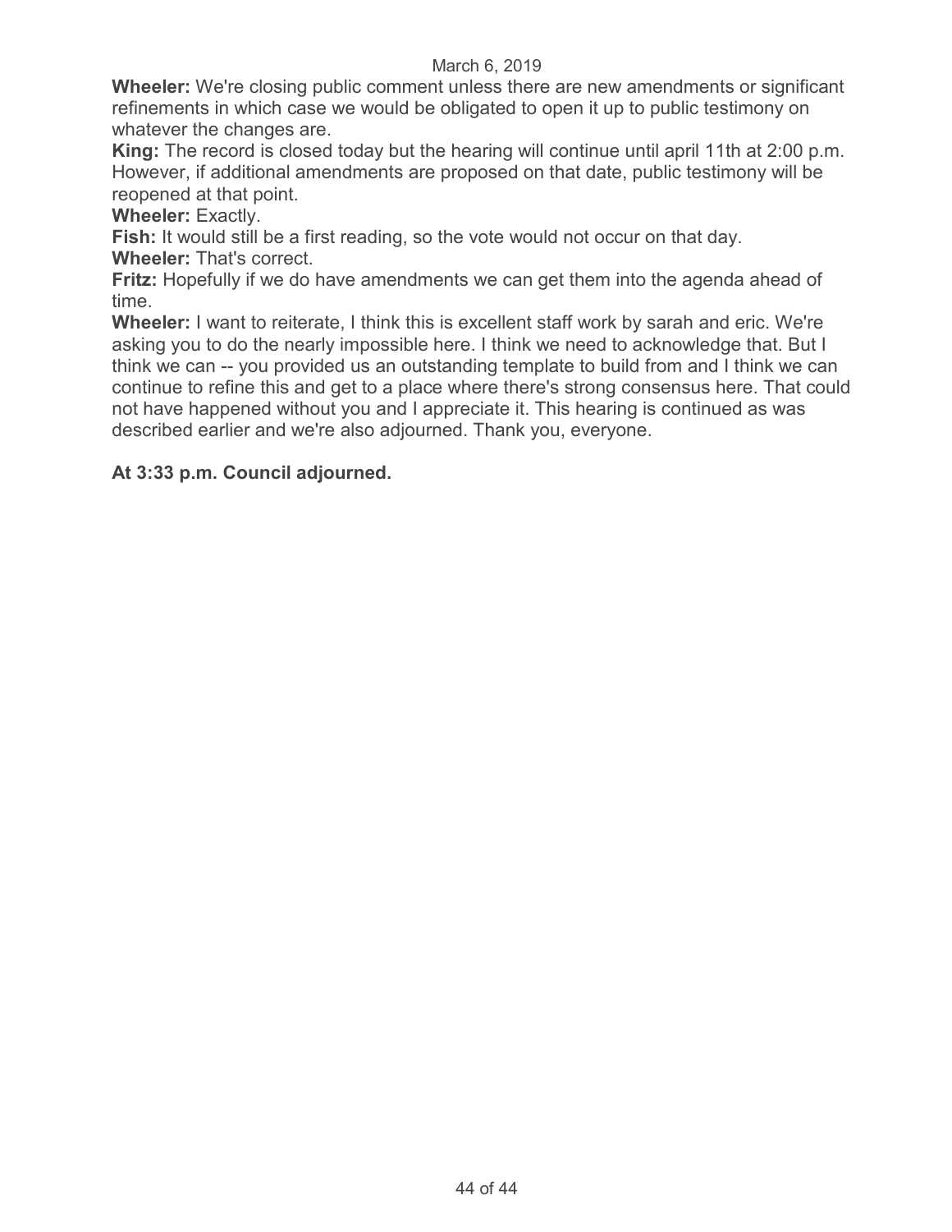**Wheeler:** We're closing public comment unless there are new amendments or significant refinements in which case we would be obligated to open it up to public testimony on whatever the changes are.

**King:** The record is closed today but the hearing will continue until april 11th at 2:00 p.m. However, if additional amendments are proposed on that date, public testimony will be reopened at that point.

**Wheeler:** Exactly.

**Fish:** It would still be a first reading, so the vote would not occur on that day.

**Wheeler:** That's correct.

**Fritz:** Hopefully if we do have amendments we can get them into the agenda ahead of time.

**Wheeler:** I want to reiterate, I think this is excellent staff work by sarah and eric. We're asking you to do the nearly impossible here. I think we need to acknowledge that. But I think we can -- you provided us an outstanding template to build from and I think we can continue to refine this and get to a place where there's strong consensus here. That could not have happened without you and I appreciate it. This hearing is continued as was described earlier and we're also adjourned. Thank you, everyone.

**At 3:33 p.m. Council adjourned.**